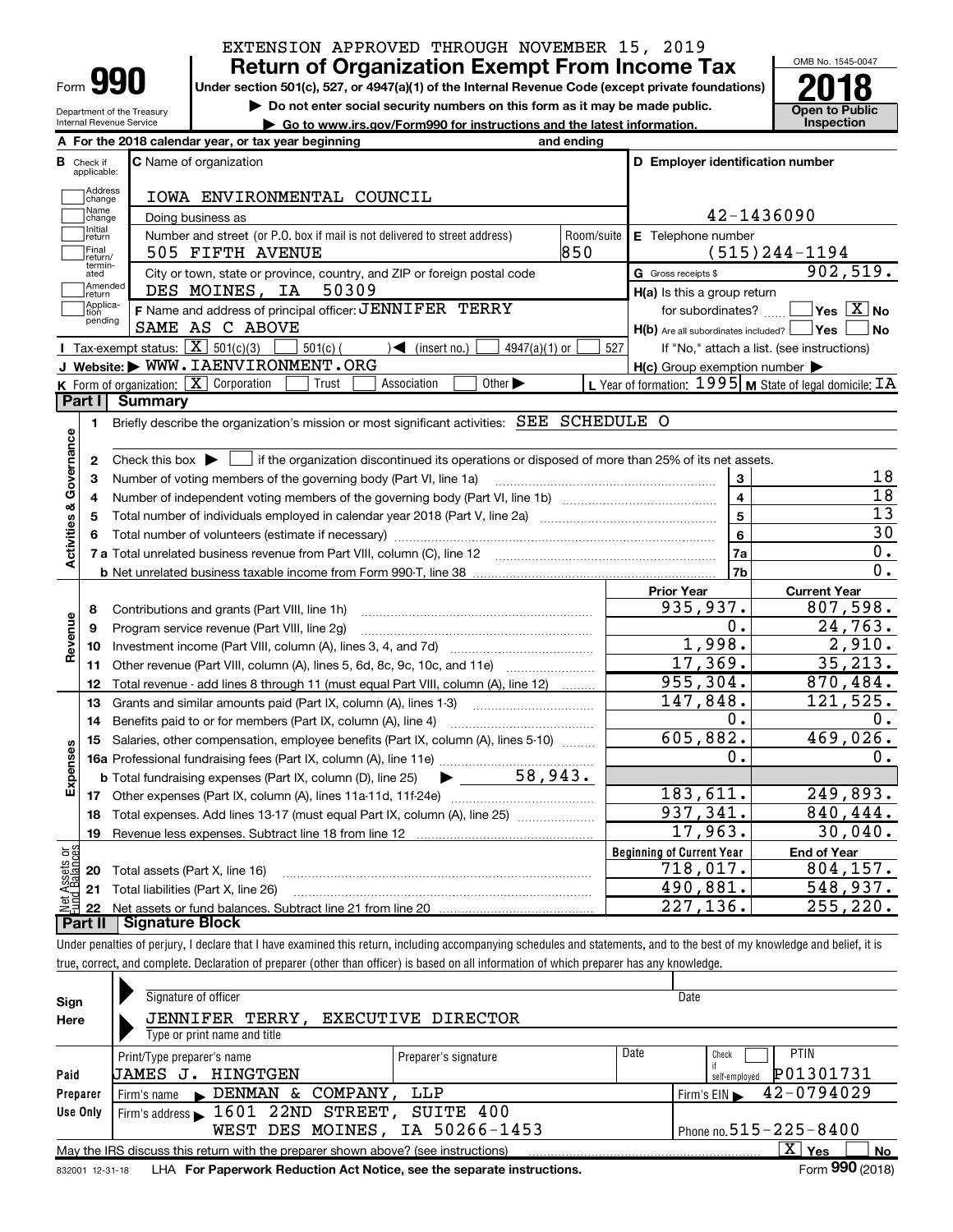EXTENSION APPROVED THROUGH NOVEMBER 15, 2019

# Form 990 — Return of Organization Exempt From Income Tax — 2018

Under section 501(c), 527, or 4947(a)(1) of the Internal Revenue Code (except private foundations)

▶ Do not enter social security numbers on this form as it may be made public.

▶ Go to www.irs.gov/Form990 for instructions and the latest information.

Department of the Treasury
Internal Revenue Service

OMB No. 1545-0047

Open to Public Inspection

**A** For the 2018 calendar year, or tax year beginning and ending

**B** Check if applicable: Address change, Name change, Initial return, Final return/terminated, Amended return, Application pending

**C** Name of organization: IOWA ENVIRONMENTAL COUNCIL

Doing business as

Number and street (or P.O. box if mail is not delivered to street address): 505 FIFTH AVENUE — Room/suite: 850

City or town, state or province, country, and ZIP or foreign postal code: DES MOINES, IA 50309

**D** Employer identification number: 42-1436090

**E** Telephone number: (515)244-1194

**G** Gross receipts $ 902,519.

**F** Name and address of principal officer: JENNIFER TERRY, SAME AS C ABOVE

**H(a)** Is this a group return for subordinates? ☐ Yes ☒ No

**H(b)** Are all subordinates included? ☐ Yes ☐ No — If "No," attach a list. (see instructions)

**H(c)** Group exemption number ▶

**I** Tax-exempt status: ☒ 501(c)(3) ☐ 501(c) ( ) ◀ (insert no.) ☐ 4947(a)(1) or ☐ 527

**J** Website: ▶ WWW.IAENVIRONMENT.ORG

**K** Form of organization: ☒ Corporation ☐ Trust ☐ Association ☐ Other ▶

**L** Year of formation: 1995 **M** State of legal domicile: IA

## Part I Summary

**Activities & Governance**

1. Briefly describe the organization's mission or most significant activities: SEE SCHEDULE O
2. Check this box ▶ ☐ if the organization discontinued its operations or disposed of more than 25% of its net assets.

| Line | Description | | Value |
|---|---|---|---|
| 3 | Number of voting members of the governing body (Part VI, line 1a) | 3 | 18 |
| 4 | Number of independent voting members of the governing body (Part VI, line 1b) | 4 | 18 |
| 5 | Total number of individuals employed in calendar year 2018 (Part V, line 2a) | 5 | 13 |
| 6 | Total number of volunteers (estimate if necessary) | 6 | 30 |
| 7a | Total unrelated business revenue from Part VIII, column (C), line 12 | 7a | 0. |
| 7b | Net unrelated business taxable income from Form 990-T, line 38 | 7b | 0. |

| | | Prior Year | Current Year |
|---|---|---|---|
| **Revenue** | | | |
| 8 | Contributions and grants (Part VIII, line 1h) | 935,937. | 807,598. |
| 9 | Program service revenue (Part VIII, line 2g) | 0. | 24,763. |
| 10 | Investment income (Part VIII, column (A), lines 3, 4, and 7d) | 1,998. | 2,910. |
| 11 | Other revenue (Part VIII, column (A), lines 5, 6d, 8c, 9c, 10c, and 11e) | 17,369. | 35,213. |
| 12 | Total revenue - add lines 8 through 11 (must equal Part VIII, column (A), line 12) | 955,304. | 870,484. |
| **Expenses** | | | |
| 13 | Grants and similar amounts paid (Part IX, column (A), lines 1-3) | 147,848. | 121,525. |
| 14 | Benefits paid to or for members (Part IX, column (A), line 4) | 0. | 0. |
| 15 | Salaries, other compensation, employee benefits (Part IX, column (A), lines 5-10) | 605,882. | 469,026. |
| 16a | Professional fundraising fees (Part IX, column (A), line 11e) | 0. | 0. |
| b | Total fundraising expenses (Part IX, column (D), line 25) ▶ 58,943. | | |
| 17 | Other expenses (Part IX, column (A), lines 11a-11d, 11f-24e) | 183,611. | 249,893. |
| 18 | Total expenses. Add lines 13-17 (must equal Part IX, column (A), line 25) | 937,341. | 840,444. |
| 19 | Revenue less expenses. Subtract line 18 from line 12 | 17,963. | 30,040. |
| **Net Assets or Fund Balances** | | **Beginning of Current Year** | **End of Year** |
| 20 | Total assets (Part X, line 16) | 718,017. | 804,157. |
| 21 | Total liabilities (Part X, line 26) | 490,881. | 548,937. |
| 22 | Net assets or fund balances. Subtract line 21 from line 20 | 227,136. | 255,220. |

## Part II Signature Block

Under penalties of perjury, I declare that I have examined this return, including accompanying schedules and statements, and to the best of my knowledge and belief, it is true, correct, and complete. Declaration of preparer (other than officer) is based on all information of which preparer has any knowledge.

**Sign Here**

Signature of officer — Date

JENNIFER TERRY, EXECUTIVE DIRECTOR
Type or print name and title

**Paid Preparer Use Only**

| Print/Type preparer's name | Preparer's signature | Date | Check if self-employed | PTIN |
|---|---|---|---|---|
| JAMES J. HINGTGEN | | | ☐ | P01301731 |

Firm's name ▶ DENMAN & COMPANY, LLP — Firm's EIN ▶ 42-0794029

Firm's address ▶ 1601 22ND STREET, SUITE 400, WEST DES MOINES, IA 50266-1453 — Phone no. 515-225-8400

May the IRS discuss this return with the preparer shown above? (see instructions) ☒ Yes ☐ No

832001 12-31-18 LHA For Paperwork Reduction Act Notice, see the separate instructions. Form 990 (2018)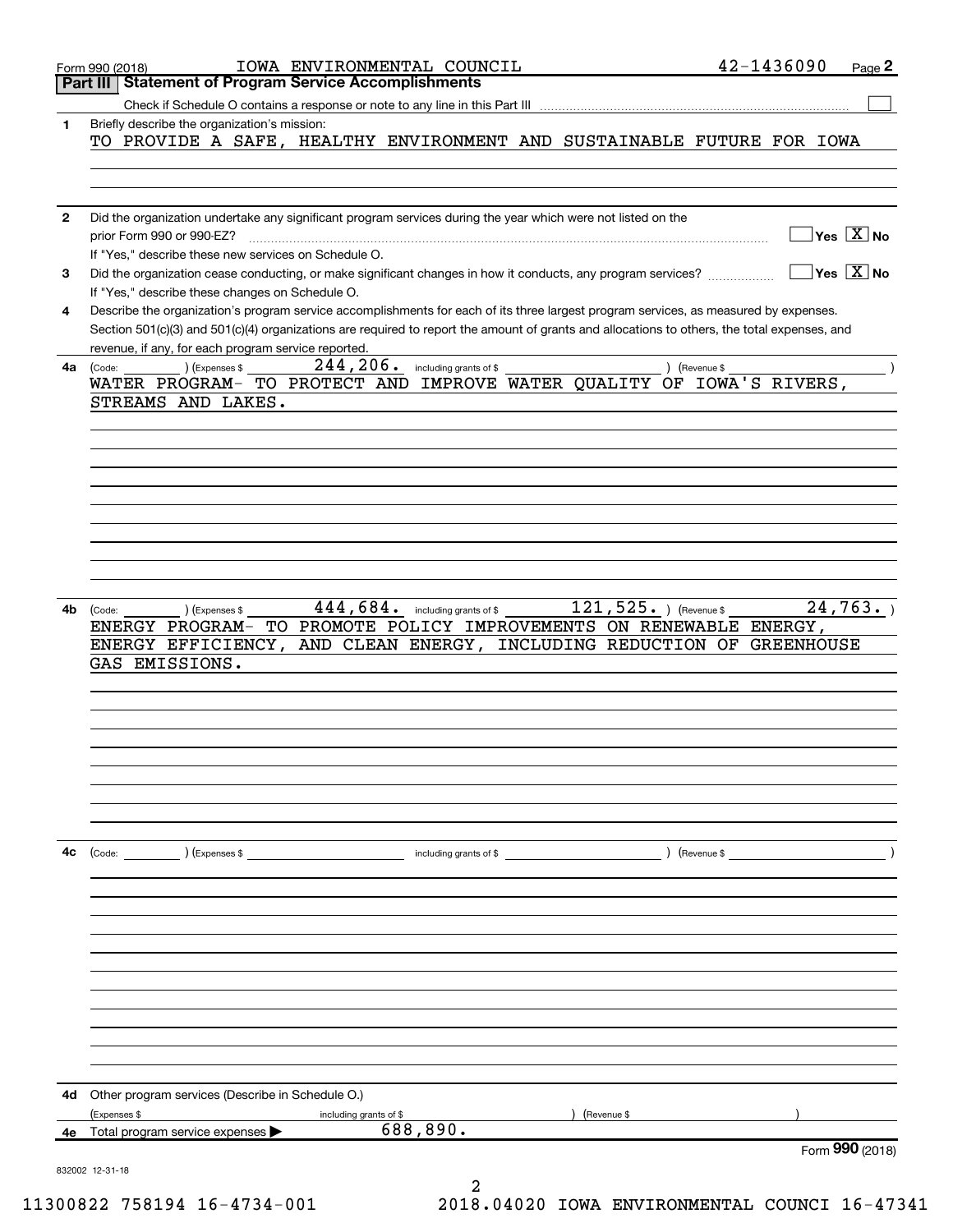Form 990 (2018) IOWA ENVIRONMENTAL COUNCIL 42-1436090 Page **2**

## Part III Statement of Program Service Accomplishments

Check if Schedule O contains a response or note to any line in this Part III ☐

**1** Briefly describe the organization's mission:

TO PROVIDE A SAFE, HEALTHY ENVIRONMENT AND SUSTAINABLE FUTURE FOR IOWA

**2** Did the organization undertake any significant program services during the year which were not listed on the prior Form 990 or 990-EZ? ☐ Yes ☒ No

If "Yes," describe these new services on Schedule O.

**3** Did the organization cease conducting, or make significant changes in how it conducts, any program services? ☐ Yes ☒ No

If "Yes," describe these changes on Schedule O.

**4** Describe the organization's program service accomplishments for each of its three largest program services, as measured by expenses. Section 501(c)(3) and 501(c)(4) organizations are required to report the amount of grants and allocations to others, the total expenses, and revenue, if any, for each program service reported.

**4a** (Code: ) (Expenses $ 244,206. including grants of $ ) (Revenue $ )

WATER PROGRAM- TO PROTECT AND IMPROVE WATER QUALITY OF IOWA'S RIVERS, STREAMS AND LAKES.

**4b** (Code: ) (Expenses $ 444,684. including grants of $ 121,525. ) (Revenue $ 24,763. )

ENERGY PROGRAM- TO PROMOTE POLICY IMPROVEMENTS ON RENEWABLE ENERGY, ENERGY EFFICIENCY, AND CLEAN ENERGY, INCLUDING REDUCTION OF GREENHOUSE GAS EMISSIONS.

**4c** (Code: ) (Expenses $ including grants of $ ) (Revenue $ )

**4d** Other program services (Describe in Schedule O.)

(Expenses $ including grants of $ ) (Revenue $ )

**4e** Total program service expenses ▶ 688,890.

Form **990** (2018)

832002 12-31-18

11300822 758194 16-4734-001 2018.04020 IOWA ENVIRONMENTAL COUNCI 16-47341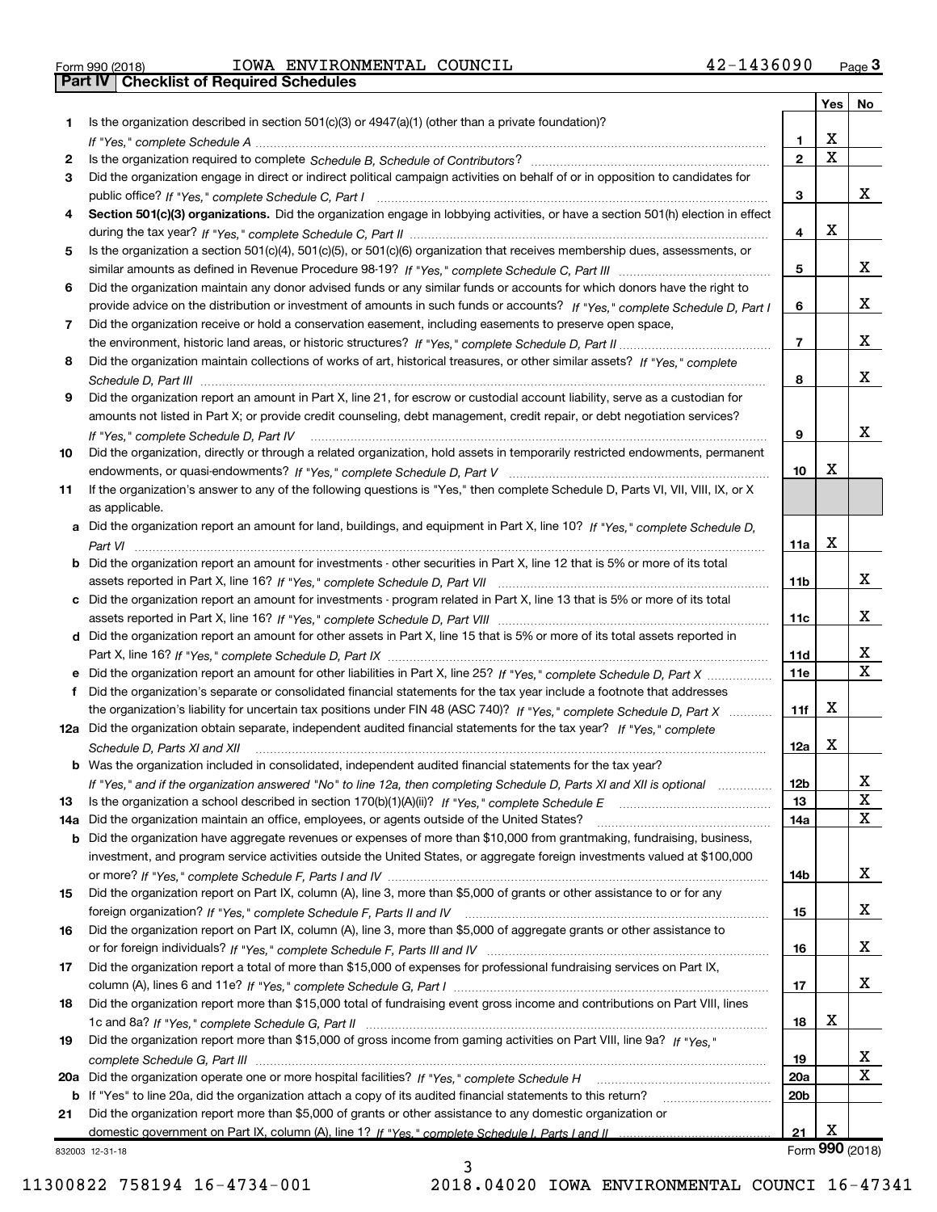Form 990 (2018) IOWA ENVIRONMENTAL COUNCIL 42-1436090 Page **3**

## Part IV | Checklist of Required Schedules

| | | | Yes | No |
|---|---|---|---|---|
| **1** | Is the organization described in section 501(c)(3) or 4947(a)(1) (other than a private foundation)? *If "Yes," complete Schedule A* | **1** | X | |
| **2** | Is the organization required to complete *Schedule B, Schedule of Contributors*? | **2** | X | |
| **3** | Did the organization engage in direct or indirect political campaign activities on behalf of or in opposition to candidates for public office? *If "Yes," complete Schedule C, Part I* | **3** | | X |
| **4** | **Section 501(c)(3) organizations.** Did the organization engage in lobbying activities, or have a section 501(h) election in effect during the tax year? *If "Yes," complete Schedule C, Part II* | **4** | X | |
| **5** | Is the organization a section 501(c)(4), 501(c)(5), or 501(c)(6) organization that receives membership dues, assessments, or similar amounts as defined in Revenue Procedure 98-19? *If "Yes," complete Schedule C, Part III* | **5** | | X |
| **6** | Did the organization maintain any donor advised funds or any similar funds or accounts for which donors have the right to provide advice on the distribution or investment of amounts in such funds or accounts? *If "Yes," complete Schedule D, Part I* | **6** | | X |
| **7** | Did the organization receive or hold a conservation easement, including easements to preserve open space, the environment, historic land areas, or historic structures? *If "Yes," complete Schedule D, Part II* | **7** | | X |
| **8** | Did the organization maintain collections of works of art, historical treasures, or other similar assets? *If "Yes," complete Schedule D, Part III* | **8** | | X |
| **9** | Did the organization report an amount in Part X, line 21, for escrow or custodial account liability, serve as a custodian for amounts not listed in Part X; or provide credit counseling, debt management, credit repair, or debt negotiation services? *If "Yes," complete Schedule D, Part IV* | **9** | | X |
| **10** | Did the organization, directly or through a related organization, hold assets in temporarily restricted endowments, permanent endowments, or quasi-endowments? *If "Yes," complete Schedule D, Part V* | **10** | X | |
| **11** | If the organization's answer to any of the following questions is "Yes," then complete Schedule D, Parts VI, VII, VIII, IX, or X as applicable. | | | |
| **a** | Did the organization report an amount for land, buildings, and equipment in Part X, line 10? *If "Yes," complete Schedule D, Part VI* | **11a** | X | |
| **b** | Did the organization report an amount for investments - other securities in Part X, line 12 that is 5% or more of its total assets reported in Part X, line 16? *If "Yes," complete Schedule D, Part VII* | **11b** | | X |
| **c** | Did the organization report an amount for investments - program related in Part X, line 13 that is 5% or more of its total assets reported in Part X, line 16? *If "Yes," complete Schedule D, Part VIII* | **11c** | | X |
| **d** | Did the organization report an amount for other assets in Part X, line 15 that is 5% or more of its total assets reported in Part X, line 16? *If "Yes," complete Schedule D, Part IX* | **11d** | | X |
| **e** | Did the organization report an amount for other liabilities in Part X, line 25? *If "Yes," complete Schedule D, Part X* | **11e** | | X |
| **f** | Did the organization's separate or consolidated financial statements for the tax year include a footnote that addresses the organization's liability for uncertain tax positions under FIN 48 (ASC 740)? *If "Yes," complete Schedule D, Part X* | **11f** | X | |
| **12a** | Did the organization obtain separate, independent audited financial statements for the tax year? *If "Yes," complete Schedule D, Parts XI and XII* | **12a** | X | |
| **b** | Was the organization included in consolidated, independent audited financial statements for the tax year? *If "Yes," and if the organization answered "No" to line 12a, then completing Schedule D, Parts XI and XII is optional* | **12b** | | X |
| **13** | Is the organization a school described in section 170(b)(1)(A)(ii)? *If "Yes," complete Schedule E* | **13** | | X |
| **14a** | Did the organization maintain an office, employees, or agents outside of the United States? | **14a** | | X |
| **b** | Did the organization have aggregate revenues or expenses of more than $10,000 from grantmaking, fundraising, business, investment, and program service activities outside the United States, or aggregate foreign investments valued at $100,000 or more? *If "Yes," complete Schedule F, Parts I and IV* | **14b** | | X |
| **15** | Did the organization report on Part IX, column (A), line 3, more than $5,000 of grants or other assistance to or for any foreign organization? *If "Yes," complete Schedule F, Parts II and IV* | **15** | | X |
| **16** | Did the organization report on Part IX, column (A), line 3, more than $5,000 of aggregate grants or other assistance to or for foreign individuals? *If "Yes," complete Schedule F, Parts III and IV* | **16** | | X |
| **17** | Did the organization report a total of more than $15,000 of expenses for professional fundraising services on Part IX, column (A), lines 6 and 11e? *If "Yes," complete Schedule G, Part I* | **17** | | X |
| **18** | Did the organization report more than $15,000 total of fundraising event gross income and contributions on Part VIII, lines 1c and 8a? *If "Yes," complete Schedule G, Part II* | **18** | X | |
| **19** | Did the organization report more than $15,000 of gross income from gaming activities on Part VIII, line 9a? *If "Yes," complete Schedule G, Part III* | **19** | | X |
| **20a** | Did the organization operate one or more hospital facilities? *If "Yes," complete Schedule H* | **20a** | | X |
| **b** | If "Yes" to line 20a, did the organization attach a copy of its audited financial statements to this return? | **20b** | | |
| **21** | Did the organization report more than $5,000 of grants or other assistance to any domestic organization or domestic government on Part IX, column (A), line 1? *If "Yes," complete Schedule I, Parts I and II* | **21** | X | |

832003 12-31-18 Form **990** (2018)

11300822 758194 16-4734-001 2018.04020 IOWA ENVIRONMENTAL COUNCI 16-47341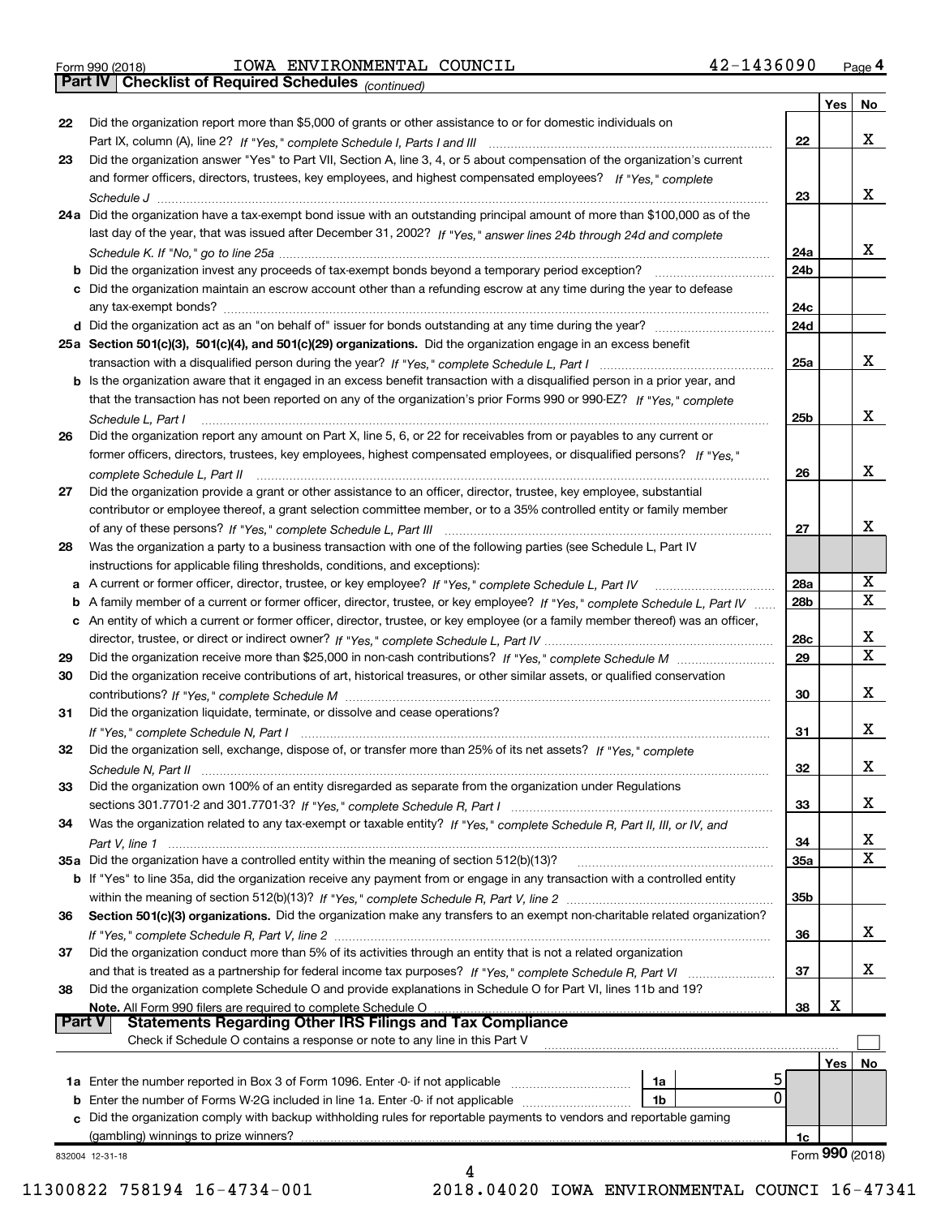Form 990 (2018) IOWA ENVIRONMENTAL COUNCIL 42-1436090 Page 4

## Part IV Checklist of Required Schedules *(continued)*

| | | | Yes | No |
|---|---|---|---|---|
| 22 | Did the organization report more than $5,000 of grants or other assistance to or for domestic individuals on Part IX, column (A), line 2? *If "Yes," complete Schedule I, Parts I and III* | 22 | | X |
| 23 | Did the organization answer "Yes" to Part VII, Section A, line 3, 4, or 5 about compensation of the organization's current and former officers, directors, trustees, key employees, and highest compensated employees? *If "Yes," complete Schedule J* | 23 | | X |
| 24a | Did the organization have a tax-exempt bond issue with an outstanding principal amount of more than $100,000 as of the last day of the year, that was issued after December 31, 2002? *If "Yes," answer lines 24b through 24d and complete Schedule K. If "No," go to line 25a* | 24a | | X |
| b | Did the organization invest any proceeds of tax-exempt bonds beyond a temporary period exception? | 24b | | |
| c | Did the organization maintain an escrow account other than a refunding escrow at any time during the year to defease any tax-exempt bonds? | 24c | | |
| d | Did the organization act as an "on behalf of" issuer for bonds outstanding at any time during the year? | 24d | | |
| 25a | **Section 501(c)(3), 501(c)(4), and 501(c)(29) organizations.** Did the organization engage in an excess benefit transaction with a disqualified person during the year? *If "Yes," complete Schedule L, Part I* | 25a | | X |
| b | Is the organization aware that it engaged in an excess benefit transaction with a disqualified person in a prior year, and that the transaction has not been reported on any of the organization's prior Forms 990 or 990-EZ? *If "Yes," complete Schedule L, Part I* | 25b | | X |
| 26 | Did the organization report any amount on Part X, line 5, 6, or 22 for receivables from or payables to any current or former officers, directors, trustees, key employees, highest compensated employees, or disqualified persons? *If "Yes," complete Schedule L, Part II* | 26 | | X |
| 27 | Did the organization provide a grant or other assistance to an officer, director, trustee, key employee, substantial contributor or employee thereof, a grant selection committee member, or to a 35% controlled entity or family member of any of these persons? *If "Yes," complete Schedule L, Part III* | 27 | | X |
| 28 | Was the organization a party to a business transaction with one of the following parties (see Schedule L, Part IV instructions for applicable filing thresholds, conditions, and exceptions): | | | |
| a | A current or former officer, director, trustee, or key employee? *If "Yes," complete Schedule L, Part IV* | 28a | | X |
| b | A family member of a current or former officer, director, trustee, or key employee? *If "Yes," complete Schedule L, Part IV* | 28b | | X |
| c | An entity of which a current or former officer, director, trustee, or key employee (or a family member thereof) was an officer, director, trustee, or direct or indirect owner? *If "Yes," complete Schedule L, Part IV* | 28c | | X |
| 29 | Did the organization receive more than $25,000 in non-cash contributions? *If "Yes," complete Schedule M* | 29 | | X |
| 30 | Did the organization receive contributions of art, historical treasures, or other similar assets, or qualified conservation contributions? *If "Yes," complete Schedule M* | 30 | | X |
| 31 | Did the organization liquidate, terminate, or dissolve and cease operations? *If "Yes," complete Schedule N, Part I* | 31 | | X |
| 32 | Did the organization sell, exchange, dispose of, or transfer more than 25% of its net assets? *If "Yes," complete Schedule N, Part II* | 32 | | X |
| 33 | Did the organization own 100% of an entity disregarded as separate from the organization under Regulations sections 301.7701-2 and 301.7701-3? *If "Yes," complete Schedule R, Part I* | 33 | | X |
| 34 | Was the organization related to any tax-exempt or taxable entity? *If "Yes," complete Schedule R, Part II, III, or IV, and Part V, line 1* | 34 | | X |
| 35a | Did the organization have a controlled entity within the meaning of section 512(b)(13)? | 35a | | X |
| b | If "Yes" to line 35a, did the organization receive any payment from or engage in any transaction with a controlled entity within the meaning of section 512(b)(13)? *If "Yes," complete Schedule R, Part V, line 2* | 35b | | |
| 36 | **Section 501(c)(3) organizations.** Did the organization make any transfers to an exempt non-charitable related organization? *If "Yes," complete Schedule R, Part V, line 2* | 36 | | X |
| 37 | Did the organization conduct more than 5% of its activities through an entity that is not a related organization and that is treated as a partnership for federal income tax purposes? *If "Yes," complete Schedule R, Part VI* | 37 | | X |
| 38 | Did the organization complete Schedule O and provide explanations in Schedule O for Part VI, lines 11b and 19? **Note.** All Form 990 filers are required to complete Schedule O | 38 | X | |

## Part V Statements Regarding Other IRS Filings and Tax Compliance

Check if Schedule O contains a response or note to any line in this Part V ☐

| | | | | | Yes | No |
|---|---|---|---|---|---|---|
| 1a | Enter the number reported in Box 3 of Form 1096. Enter -0- if not applicable | 1a | 5 | | | |
| b | Enter the number of Forms W-2G included in line 1a. Enter -0- if not applicable | 1b | 0 | | | |
| c | Did the organization comply with backup withholding rules for reportable payments to vendors and reportable gaming (gambling) winnings to prize winners? | | | 1c | | |

832004 12-31-18 Form **990** (2018)

11300822 758194 16-4734-001 2018.04020 IOWA ENVIRONMENTAL COUNCI 16-47341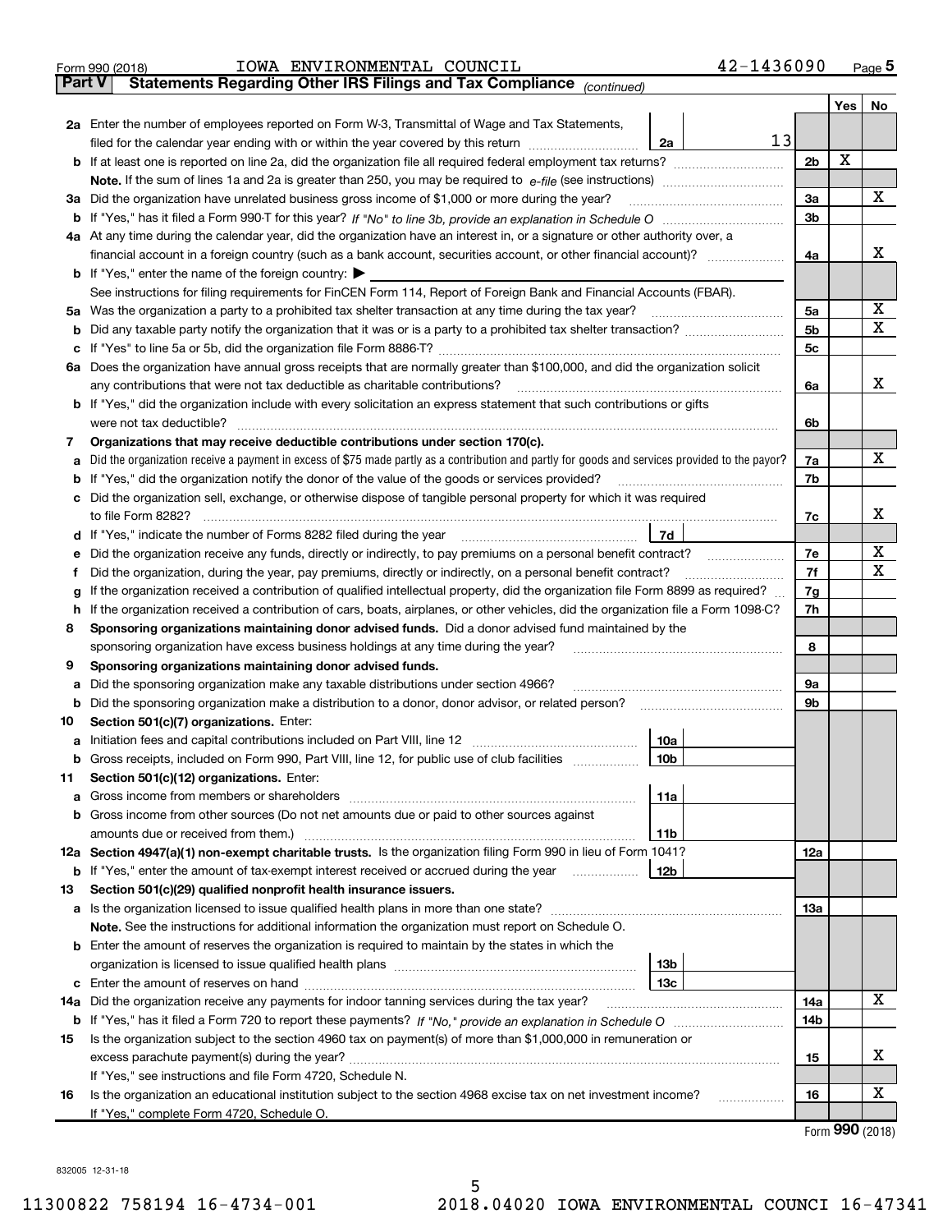Form 990 (2018) IOWA ENVIRONMENTAL COUNCIL 42-1436090 Page 5

**Part V — Statements Regarding Other IRS Filings and Tax Compliance** *(continued)*

| Line | Description | | | Ref | Yes | No |
|---|---|---|---|---|---|---|
| 2a | Enter the number of employees reported on Form W-3, Transmittal of Wage and Tax Statements, filed for the calendar year ending with or within the year covered by this return | 2a | 13 | | | |
| b | If at least one is reported on line 2a, did the organization file all required federal employment tax returns? | | | 2b | X | |
| | Note. If the sum of lines 1a and 2a is greater than 250, you may be required to *e-file* (see instructions) | | | | | |
| 3a | Did the organization have unrelated business gross income of $1,000 or more during the year? | | | 3a | | X |
| b | If "Yes," has it filed a Form 990-T for this year? *If "No" to line 3b, provide an explanation in Schedule O* | | | 3b | | |
| 4a | At any time during the calendar year, did the organization have an interest in, or a signature or other authority over, a financial account in a foreign country (such as a bank account, securities account, or other financial account)? | | | 4a | | X |
| b | If "Yes," enter the name of the foreign country: ▶ | | | | | |
| | See instructions for filing requirements for FinCEN Form 114, Report of Foreign Bank and Financial Accounts (FBAR). | | | | | |
| 5a | Was the organization a party to a prohibited tax shelter transaction at any time during the tax year? | | | 5a | | X |
| b | Did any taxable party notify the organization that it was or is a party to a prohibited tax shelter transaction? | | | 5b | | X |
| c | If "Yes" to line 5a or 5b, did the organization file Form 8886-T? | | | 5c | | |
| 6a | Does the organization have annual gross receipts that are normally greater than $100,000, and did the organization solicit any contributions that were not tax deductible as charitable contributions? | | | 6a | | X |
| b | If "Yes," did the organization include with every solicitation an express statement that such contributions or gifts were not tax deductible? | | | 6b | | |
| 7 | **Organizations that may receive deductible contributions under section 170(c).** | | | | | |
| a | Did the organization receive a payment in excess of $75 made partly as a contribution and partly for goods and services provided to the payor? | | | 7a | | X |
| b | If "Yes," did the organization notify the donor of the value of the goods or services provided? | | | 7b | | |
| c | Did the organization sell, exchange, or otherwise dispose of tangible personal property for which it was required to file Form 8282? | | | 7c | | X |
| d | If "Yes," indicate the number of Forms 8282 filed during the year | 7d | | | | |
| e | Did the organization receive any funds, directly or indirectly, to pay premiums on a personal benefit contract? | | | 7e | | X |
| f | Did the organization, during the year, pay premiums, directly or indirectly, on a personal benefit contract? | | | 7f | | X |
| g | If the organization received a contribution of qualified intellectual property, did the organization file Form 8899 as required? | | | 7g | | |
| h | If the organization received a contribution of cars, boats, airplanes, or other vehicles, did the organization file a Form 1098-C? | | | 7h | | |
| 8 | **Sponsoring organizations maintaining donor advised funds.** Did a donor advised fund maintained by the sponsoring organization have excess business holdings at any time during the year? | | | 8 | | |
| 9 | **Sponsoring organizations maintaining donor advised funds.** | | | | | |
| a | Did the sponsoring organization make any taxable distributions under section 4966? | | | 9a | | |
| b | Did the sponsoring organization make a distribution to a donor, donor advisor, or related person? | | | 9b | | |
| 10 | **Section 501(c)(7) organizations.** Enter: | | | | | |
| a | Initiation fees and capital contributions included on Part VIII, line 12 | 10a | | | | |
| b | Gross receipts, included on Form 990, Part VIII, line 12, for public use of club facilities | 10b | | | | |
| 11 | **Section 501(c)(12) organizations.** Enter: | | | | | |
| a | Gross income from members or shareholders | 11a | | | | |
| b | Gross income from other sources (Do not net amounts due or paid to other sources against amounts due or received from them.) | 11b | | | | |
| 12a | **Section 4947(a)(1) non-exempt charitable trusts.** Is the organization filing Form 990 in lieu of Form 1041? | | | 12a | | |
| b | If "Yes," enter the amount of tax-exempt interest received or accrued during the year | 12b | | | | |
| 13 | **Section 501(c)(29) qualified nonprofit health insurance issuers.** | | | | | |
| a | Is the organization licensed to issue qualified health plans in more than one state? | | | 13a | | |
| | **Note.** See the instructions for additional information the organization must report on Schedule O. | | | | | |
| b | Enter the amount of reserves the organization is required to maintain by the states in which the organization is licensed to issue qualified health plans | 13b | | | | |
| c | Enter the amount of reserves on hand | 13c | | | | |
| 14a | Did the organization receive any payments for indoor tanning services during the tax year? | | | 14a | | X |
| b | If "Yes," has it filed a Form 720 to report these payments? *If "No," provide an explanation in Schedule O* | | | 14b | | |
| 15 | Is the organization subject to the section 4960 tax on payment(s) of more than $1,000,000 in remuneration or excess parachute payment(s) during the year? | | | 15 | | X |
| | If "Yes," see instructions and file Form 4720, Schedule N. | | | | | |
| 16 | Is the organization an educational institution subject to the section 4968 excise tax on net investment income? | | | 16 | | X |
| | If "Yes," complete Form 4720, Schedule O. | | | | | |

Form **990** (2018)

832005 12-31-18

11300822 758194 16-4734-001 2018.04020 IOWA ENVIRONMENTAL COUNCI 16-47341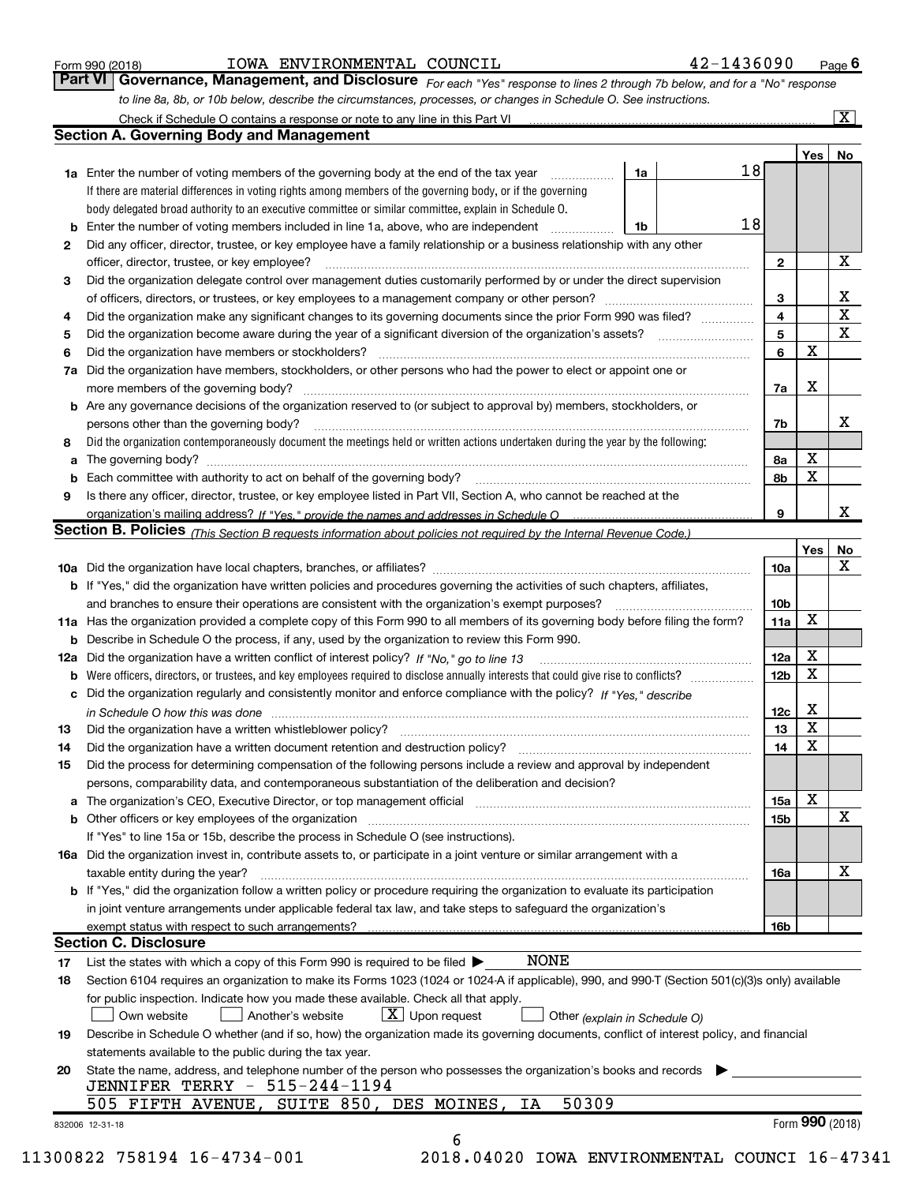Form 990 (2018) IOWA ENVIRONMENTAL COUNCIL 42-1436090

## Part VI Governance, Management, and Disclosure

*For each "Yes" response to lines 2 through 7b below, and for a "No" response to line 8a, 8b, or 10b below, describe the circumstances, processes, or changes in Schedule O. See instructions.*

Check if Schedule O contains a response or note to any line in this Part VI [X]

### Section A. Governing Body and Management

| | | | | Yes | No |
|---|---|---|---|---|---|
| 1a | Enter the number of voting members of the governing body at the end of the tax year. If there are material differences in voting rights among members of the governing body, or if the governing body delegated broad authority to an executive committee or similar committee, explain in Schedule O. | 1a | 18 | | |
| b | Enter the number of voting members included in line 1a, above, who are independent | 1b | 18 | | |
| 2 | Did any officer, director, trustee, or key employee have a family relationship or a business relationship with any other officer, director, trustee, or key employee? | 2 | | | X |
| 3 | Did the organization delegate control over management duties customarily performed by or under the direct supervision of officers, directors, or trustees, or key employees to a management company or other person? | 3 | | | X |
| 4 | Did the organization make any significant changes to its governing documents since the prior Form 990 was filed? | 4 | | | X |
| 5 | Did the organization become aware during the year of a significant diversion of the organization's assets? | 5 | | | X |
| 6 | Did the organization have members or stockholders? | 6 | | X | |
| 7a | Did the organization have members, stockholders, or other persons who had the power to elect or appoint one or more members of the governing body? | 7a | | X | |
| b | Are any governance decisions of the organization reserved to (or subject to approval by) members, stockholders, or persons other than the governing body? | 7b | | | X |
| 8 | Did the organization contemporaneously document the meetings held or written actions undertaken during the year by the following: | | | | |
| a | The governing body? | 8a | | X | |
| b | Each committee with authority to act on behalf of the governing body? | 8b | | X | |
| 9 | Is there any officer, director, trustee, or key employee listed in Part VII, Section A, who cannot be reached at the organization's mailing address? *If "Yes," provide the names and addresses in Schedule O* | 9 | | | X |

### Section B. Policies *(This Section B requests information about policies not required by the Internal Revenue Code.)*

| | | | Yes | No |
|---|---|---|---|---|
| 10a | Did the organization have local chapters, branches, or affiliates? | 10a | | X |
| b | If "Yes," did the organization have written policies and procedures governing the activities of such chapters, affiliates, and branches to ensure their operations are consistent with the organization's exempt purposes? | 10b | | |
| 11a | Has the organization provided a complete copy of this Form 990 to all members of its governing body before filing the form? | 11a | X | |
| b | Describe in Schedule O the process, if any, used by the organization to review this Form 990. | | | |
| 12a | Did the organization have a written conflict of interest policy? *If "No," go to line 13* | 12a | X | |
| b | Were officers, directors, or trustees, and key employees required to disclose annually interests that could give rise to conflicts? | 12b | X | |
| c | Did the organization regularly and consistently monitor and enforce compliance with the policy? *If "Yes," describe in Schedule O how this was done* | 12c | X | |
| 13 | Did the organization have a written whistleblower policy? | 13 | X | |
| 14 | Did the organization have a written document retention and destruction policy? | 14 | X | |
| 15 | Did the process for determining compensation of the following persons include a review and approval by independent persons, comparability data, and contemporaneous substantiation of the deliberation and decision? | | | |
| a | The organization's CEO, Executive Director, or top management official | 15a | X | |
| b | Other officers or key employees of the organization | 15b | | X |
| | If "Yes" to line 15a or 15b, describe the process in Schedule O (see instructions). | | | |
| 16a | Did the organization invest in, contribute assets to, or participate in a joint venture or similar arrangement with a taxable entity during the year? | 16a | | X |
| b | If "Yes," did the organization follow a written policy or procedure requiring the organization to evaluate its participation in joint venture arrangements under applicable federal tax law, and take steps to safeguard the organization's exempt status with respect to such arrangements? | 16b | | |

### Section C. Disclosure

17 List the states with which a copy of this Form 990 is required to be filed ▶ NONE

18 Section 6104 requires an organization to make its Forms 1023 (1024 or 1024-A if applicable), 990, and 990-T (Section 501(c)(3)s only) available for public inspection. Indicate how you made these available. Check all that apply.

[ ] Own website [ ] Another's website [X] Upon request [ ] Other *(explain in Schedule O)*

19 Describe in Schedule O whether (and if so, how) the organization made its governing documents, conflict of interest policy, and financial statements available to the public during the tax year.

20 State the name, address, and telephone number of the person who possesses the organization's books and records ▶

JENNIFER TERRY - 515-244-1194
505 FIFTH AVENUE, SUITE 850, DES MOINES, IA 50309

832006 12-31-18 Form 990 (2018)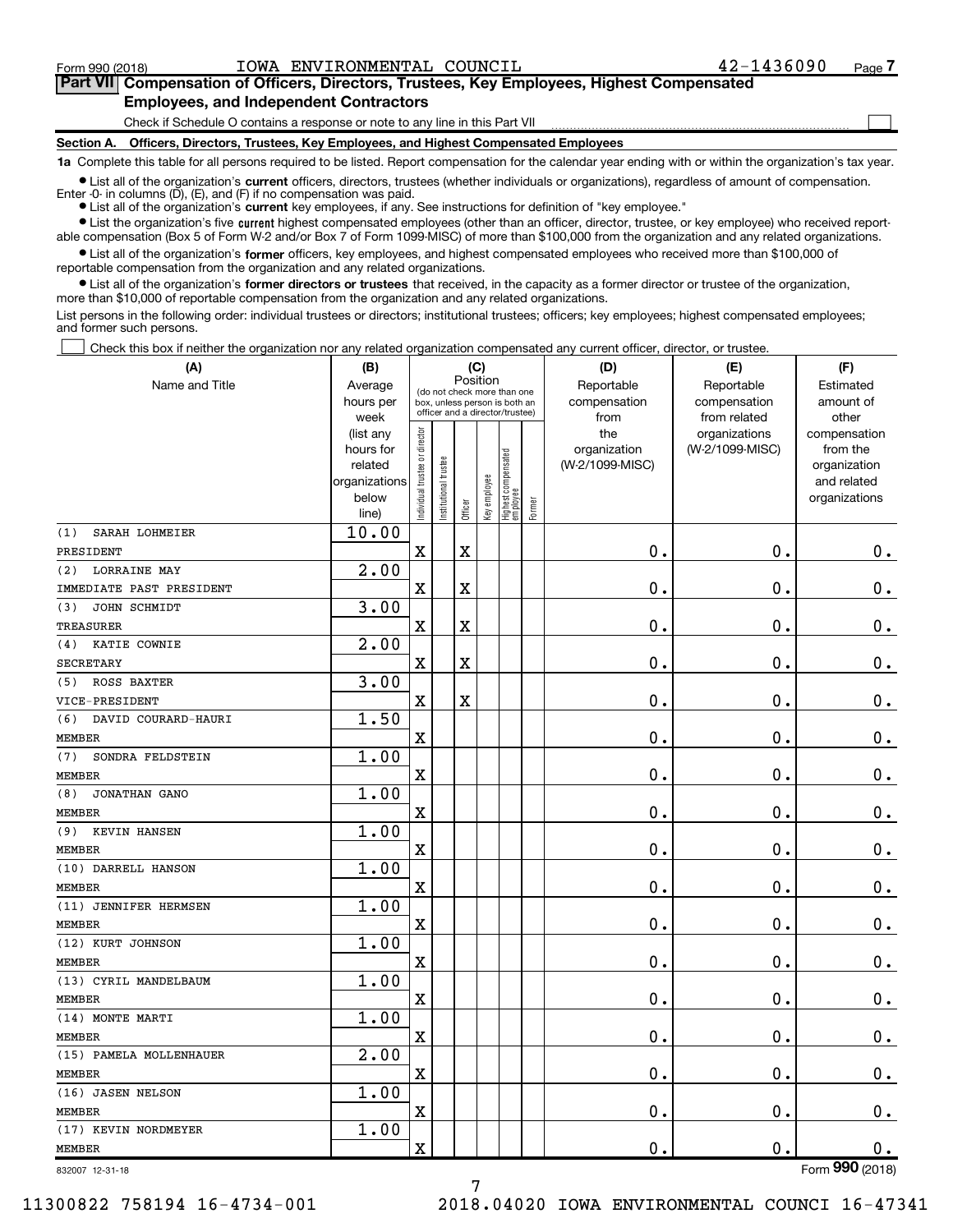Form 990 (2018) IOWA ENVIRONMENTAL COUNCIL 42-1436090 Page 7

## Part VII Compensation of Officers, Directors, Trustees, Key Employees, Highest Compensated Employees, and Independent Contractors

Check if Schedule O contains a response or note to any line in this Part VII

### Section A. Officers, Directors, Trustees, Key Employees, and Highest Compensated Employees

**1a** Complete this table for all persons required to be listed. Report compensation for the calendar year ending with or within the organization's tax year.

- List all of the organization's **current** officers, directors, trustees (whether individuals or organizations), regardless of amount of compensation. Enter -0- in columns (D), (E), and (F) if no compensation was paid.
- List all of the organization's **current** key employees, if any. See instructions for definition of "key employee."
- List the organization's five **current** highest compensated employees (other than an officer, director, trustee, or key employee) who received reportable compensation (Box 5 of Form W-2 and/or Box 7 of Form 1099-MISC) of more than $100,000 from the organization and any related organizations.
- List all of the organization's **former** officers, key employees, and highest compensated employees who received more than $100,000 of reportable compensation from the organization and any related organizations.
- List all of the organization's **former directors or trustees** that received, in the capacity as a former director or trustee of the organization, more than $10,000 of reportable compensation from the organization and any related organizations.

List persons in the following order: individual trustees or directors; institutional trustees; officers; key employees; highest compensated employees; and former such persons.

Check this box if neither the organization nor any related organization compensated any current officer, director, or trustee.

| (A) Name and Title | (B) Average hours per week (list any hours for related organizations below line) | (C) Position: Individual trustee or director | Institutional trustee | Officer | Key employee | Highest compensated employee | Former | (D) Reportable compensation from the organization (W-2/1099-MISC) | (E) Reportable compensation from related organizations (W-2/1099-MISC) | (F) Estimated amount of other compensation from the organization and related organizations |
|---|---|---|---|---|---|---|---|---|---|---|
| (1) SARAH LOHMEIER<br>PRESIDENT | 10.00 | X | | X | | | | 0. | 0. | 0. |
| (2) LORRAINE MAY<br>IMMEDIATE PAST PRESIDENT | 2.00 | X | | X | | | | 0. | 0. | 0. |
| (3) JOHN SCHMIDT<br>TREASURER | 3.00 | X | | X | | | | 0. | 0. | 0. |
| (4) KATIE COWNIE<br>SECRETARY | 2.00 | X | | X | | | | 0. | 0. | 0. |
| (5) ROSS BAXTER<br>VICE-PRESIDENT | 3.00 | X | | X | | | | 0. | 0. | 0. |
| (6) DAVID COURARD-HAURI<br>MEMBER | 1.50 | X | | | | | | 0. | 0. | 0. |
| (7) SONDRA FELDSTEIN<br>MEMBER | 1.00 | X | | | | | | 0. | 0. | 0. |
| (8) JONATHAN GANO<br>MEMBER | 1.00 | X | | | | | | 0. | 0. | 0. |
| (9) KEVIN HANSEN<br>MEMBER | 1.00 | X | | | | | | 0. | 0. | 0. |
| (10) DARRELL HANSON<br>MEMBER | 1.00 | X | | | | | | 0. | 0. | 0. |
| (11) JENNIFER HERMSEN<br>MEMBER | 1.00 | X | | | | | | 0. | 0. | 0. |
| (12) KURT JOHNSON<br>MEMBER | 1.00 | X | | | | | | 0. | 0. | 0. |
| (13) CYRIL MANDELBAUM<br>MEMBER | 1.00 | X | | | | | | 0. | 0. | 0. |
| (14) MONTE MARTI<br>MEMBER | 1.00 | X | | | | | | 0. | 0. | 0. |
| (15) PAMELA MOLLENHAUER<br>MEMBER | 2.00 | X | | | | | | 0. | 0. | 0. |
| (16) JASEN NELSON<br>MEMBER | 1.00 | X | | | | | | 0. | 0. | 0. |
| (17) KEVIN NORDMEYER<br>MEMBER | 1.00 | X | | | | | | 0. | 0. | 0. |

832007 12-31-18 Form 990 (2018)

11300822 758194 16-4734-001 2018.04020 IOWA ENVIRONMENTAL COUNCI 16-47341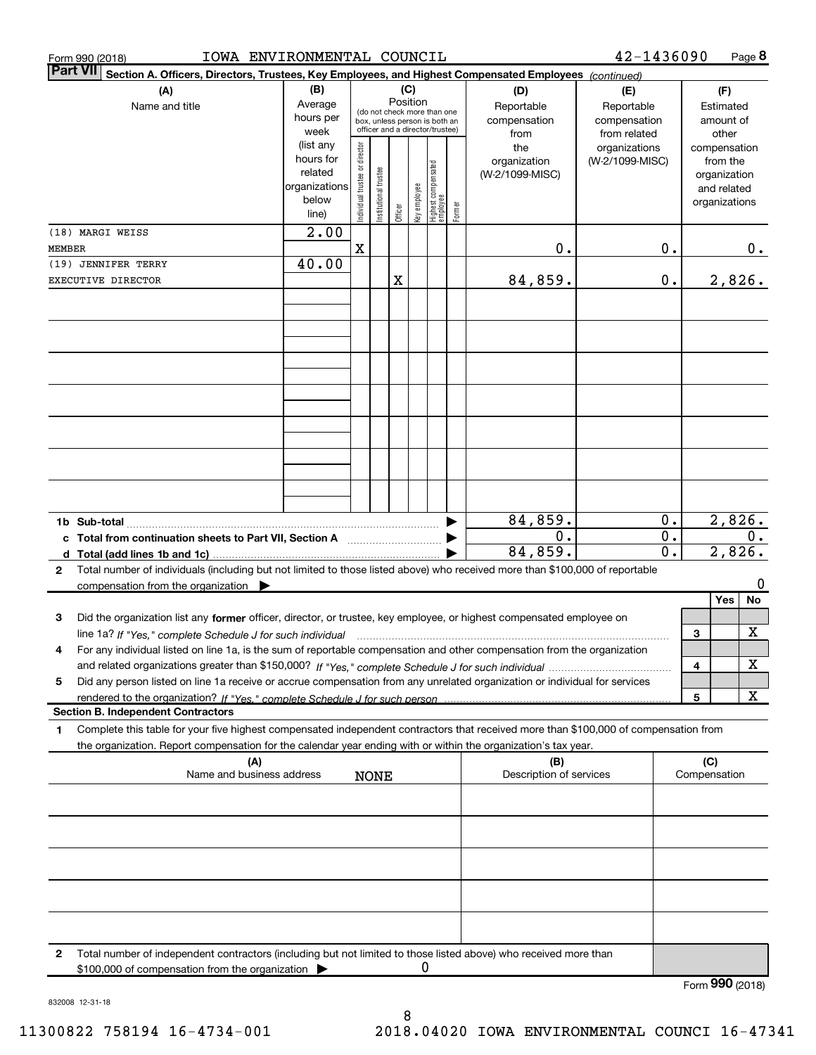Form 990 (2018) IOWA ENVIRONMENTAL COUNCIL 42-1436090 Page 8

**Part VII Section A. Officers, Directors, Trustees, Key Employees, and Highest Compensated Employees** *(continued)*

| (A) Name and title | (B) Average hours per week (list any hours for related organizations below line) | (C) Position: Individual trustee or director | Institutional trustee | Officer | Key employee | Highest compensated employee | Former | (D) Reportable compensation from the organization (W-2/1099-MISC) | (E) Reportable compensation from related organizations (W-2/1099-MISC) | (F) Estimated amount of other compensation from the organization and related organizations |
|---|---|---|---|---|---|---|---|---|---|---|
| (18) MARGI WEISS<br>MEMBER | 2.00 | X | | | | | | 0. | 0. | 0. |
| (19) JENNIFER TERRY<br>EXECUTIVE DIRECTOR | 40.00 | | | X | | | | 84,859. | 0. | 2,826. |
| 1b Sub-total | | | | | | | | 84,859. | 0. | 2,826. |
| c Total from continuation sheets to Part VII, Section A | | | | | | | | 0. | 0. | 0. |
| d Total (add lines 1b and 1c) | | | | | | | | 84,859. | 0. | 2,826. |

2 Total number of individuals (including but not limited to those listed above) who received more than $100,000 of reportable compensation from the organization ▶ 0

| | | Yes | No |
|---|---|---|---|
| 3 Did the organization list any **former** officer, director, or trustee, key employee, or highest compensated employee on line 1a? *If "Yes," complete Schedule J for such individual* | 3 | | X |
| 4 For any individual listed on line 1a, is the sum of reportable compensation and other compensation from the organization and related organizations greater than $150,000? *If "Yes," complete Schedule J for such individual* | 4 | | X |
| 5 Did any person listed on line 1a receive or accrue compensation from any unrelated organization or individual for services rendered to the organization? *If "Yes," complete Schedule J for such person* | 5 | | X |

**Section B. Independent Contractors**

1 Complete this table for your five highest compensated independent contractors that received more than $100,000 of compensation from the organization. Report compensation for the calendar year ending with or within the organization's tax year.

| (A) Name and business address | (B) Description of services | (C) Compensation |
|---|---|---|
| NONE | | |

2 Total number of independent contractors (including but not limited to those listed above) who received more than $100,000 of compensation from the organization ▶ 0

Form **990** (2018)

832008 12-31-18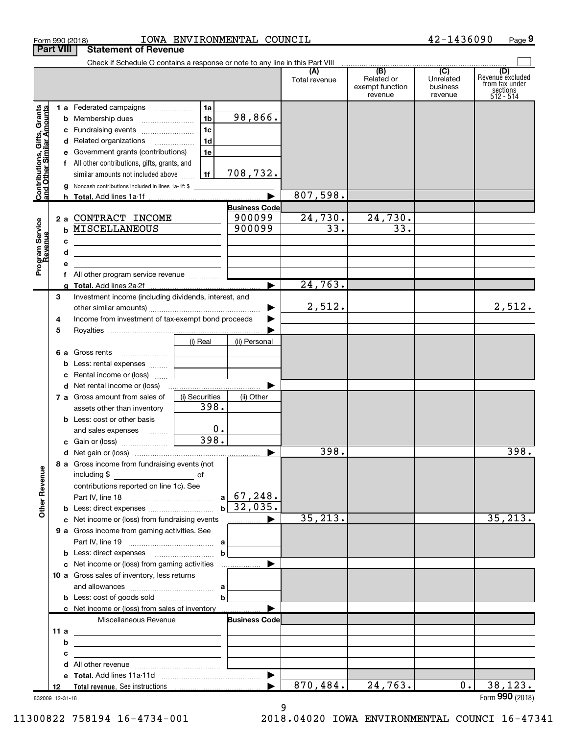Form 990 (2018) IOWA ENVIRONMENTAL COUNCIL 42-1436090

## Part VIII Statement of Revenue

Check if Schedule O contains a response or note to any line in this Part VIII

| | | | | (A) Total revenue | (B) Related or exempt function revenue | (C) Unrelated business revenue | (D) Revenue excluded from tax under sections 512 - 514 |
|---|---|---|---|---|---|---|---|
| **Contributions, Gifts, Grants and Other Similar Amounts** | 1 a Federated campaigns | 1a | | | | | |
| | b Membership dues | 1b | 98,866. | | | | |
| | c Fundraising events | 1c | | | | | |
| | d Related organizations | 1d | | | | | |
| | e Government grants (contributions) | 1e | | | | | |
| | f All other contributions, gifts, grants, and similar amounts not included above | 1f | 708,732. | | | | |
| | g Noncash contributions included in lines 1a-1f: $ | | | | | | |
| | h **Total.** Add lines 1a-1f | | | 807,598. | | | |
| **Program Service Revenue** | | | **Business Code** | | | | |
| | 2 a CONTRACT INCOME | | 900099 | 24,730. | 24,730. | | |
| | b MISCELLANEOUS | | 900099 | 33. | 33. | | |
| | c | | | | | | |
| | d | | | | | | |
| | e | | | | | | |
| | f All other program service revenue | | | | | | |
| | g **Total.** Add lines 2a-2f | | | 24,763. | | | |
| **Other Revenue** | 3 Investment income (including dividends, interest, and other similar amounts) | | | 2,512. | | | 2,512. |
| | 4 Income from investment of tax-exempt bond proceeds | | | | | | |
| | 5 Royalties | | | | | | |
| | | (i) Real | (ii) Personal | | | | |
| | 6 a Gross rents | | | | | | |
| | b Less: rental expenses | | | | | | |
| | c Rental income or (loss) | | | | | | |
| | d Net rental income or (loss) | | | | | | |
| | 7 a Gross amount from sales of assets other than inventory | (i) Securities 398. | (ii) Other | | | | |
| | b Less: cost or other basis and sales expenses | 0. | | | | | |
| | c Gain or (loss) | 398. | | | | | |
| | d Net gain or (loss) | | | 398. | | | 398. |
| | 8 a Gross income from fundraising events (not including $ ___ of contributions reported on line 1c). See Part IV, line 18 | a | 67,248. | | | | |
| | b Less: direct expenses | b | 32,035. | | | | |
| | c Net income or (loss) from fundraising events | | | 35,213. | | | 35,213. |
| | 9 a Gross income from gaming activities. See Part IV, line 19 | a | | | | | |
| | b Less: direct expenses | b | | | | | |
| | c Net income or (loss) from gaming activities | | | | | | |
| | 10 a Gross sales of inventory, less returns and allowances | a | | | | | |
| | b Less: cost of goods sold | b | | | | | |
| | c Net income or (loss) from sales of inventory | | | | | | |
| | Miscellaneous Revenue | | **Business Code** | | | | |
| | 11 a | | | | | | |
| | b | | | | | | |
| | c | | | | | | |
| | d All other revenue | | | | | | |
| | e **Total.** Add lines 11a-11d | | | | | | |
| | 12 **Total revenue.** See instructions | | | 870,484. | 24,763. | 0. | 38,123. |

832009 12-31-18

Form **990** (2018)

11300822 758194 16-4734-001 2018.04020 IOWA ENVIRONMENTAL COUNCI 16-47341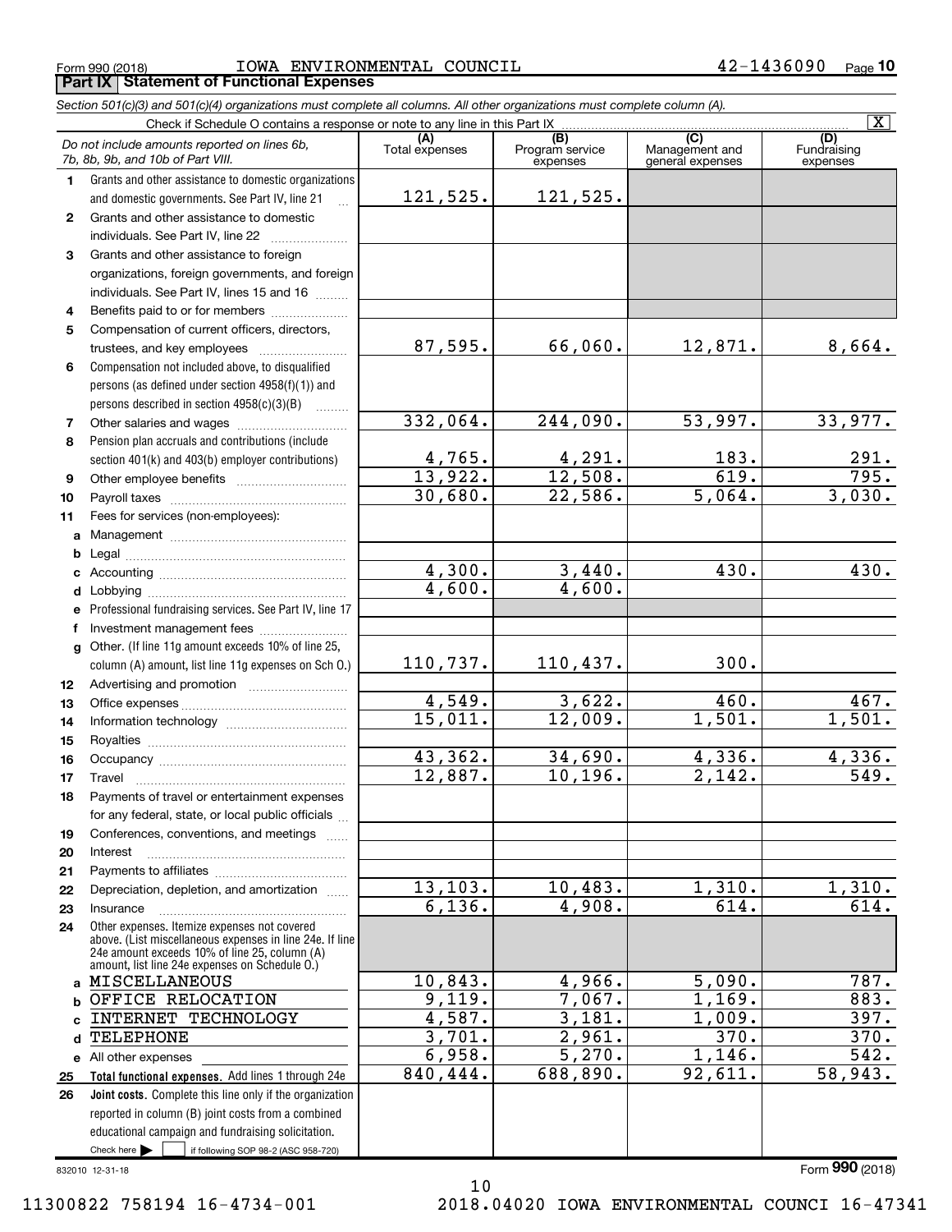Form 990 (2018) IOWA ENVIRONMENTAL COUNCIL 42-1436090 Page 10

**Part IX Statement of Functional Expenses**

*Section 501(c)(3) and 501(c)(4) organizations must complete all columns. All other organizations must complete column (A).*

Check if Schedule O contains a response or note to any line in this Part IX [X]

| | *Do not include amounts reported on lines 6b, 7b, 8b, 9b, and 10b of Part VIII.* | (A) Total expenses | (B) Program service expenses | (C) Management and general expenses | (D) Fundraising expenses |
|---|---|---|---|---|---|
| 1 | Grants and other assistance to domestic organizations and domestic governments. See Part IV, line 21 | 121,525. | 121,525. | | |
| 2 | Grants and other assistance to domestic individuals. See Part IV, line 22 | | | | |
| 3 | Grants and other assistance to foreign organizations, foreign governments, and foreign individuals. See Part IV, lines 15 and 16 | | | | |
| 4 | Benefits paid to or for members | | | | |
| 5 | Compensation of current officers, directors, trustees, and key employees | 87,595. | 66,060. | 12,871. | 8,664. |
| 6 | Compensation not included above, to disqualified persons (as defined under section 4958(f)(1)) and persons described in section 4958(c)(3)(B) | | | | |
| 7 | Other salaries and wages | 332,064. | 244,090. | 53,997. | 33,977. |
| 8 | Pension plan accruals and contributions (include section 401(k) and 403(b) employer contributions) | 4,765. | 4,291. | 183. | 291. |
| 9 | Other employee benefits | 13,922. | 12,508. | 619. | 795. |
| 10 | Payroll taxes | 30,680. | 22,586. | 5,064. | 3,030. |
| 11 | Fees for services (non-employees): | | | | |
| a | Management | | | | |
| b | Legal | | | | |
| c | Accounting | 4,300. | 3,440. | 430. | 430. |
| d | Lobbying | 4,600. | 4,600. | | |
| e | Professional fundraising services. See Part IV, line 17 | | | | |
| f | Investment management fees | | | | |
| g | Other. (If line 11g amount exceeds 10% of line 25, column (A) amount, list line 11g expenses on Sch O.) | 110,737. | 110,437. | 300. | |
| 12 | Advertising and promotion | | | | |
| 13 | Office expenses | 4,549. | 3,622. | 460. | 467. |
| 14 | Information technology | 15,011. | 12,009. | 1,501. | 1,501. |
| 15 | Royalties | | | | |
| 16 | Occupancy | 43,362. | 34,690. | 4,336. | 4,336. |
| 17 | Travel | 12,887. | 10,196. | 2,142. | 549. |
| 18 | Payments of travel or entertainment expenses for any federal, state, or local public officials | | | | |
| 19 | Conferences, conventions, and meetings | | | | |
| 20 | Interest | | | | |
| 21 | Payments to affiliates | | | | |
| 22 | Depreciation, depletion, and amortization | 13,103. | 10,483. | 1,310. | 1,310. |
| 23 | Insurance | 6,136. | 4,908. | 614. | 614. |
| 24 | Other expenses. Itemize expenses not covered above. (List miscellaneous expenses in line 24e. If line 24e amount exceeds 10% of line 25, column (A) amount, list line 24e expenses on Schedule O.) | | | | |
| a | MISCELLANEOUS | 10,843. | 4,966. | 5,090. | 787. |
| b | OFFICE RELOCATION | 9,119. | 7,067. | 1,169. | 883. |
| c | INTERNET TECHNOLOGY | 4,587. | 3,181. | 1,009. | 397. |
| d | TELEPHONE | 3,701. | 2,961. | 370. | 370. |
| e | All other expenses | 6,958. | 5,270. | 1,146. | 542. |
| 25 | **Total functional expenses.** Add lines 1 through 24e | 840,444. | 688,890. | 92,611. | 58,943. |
| 26 | **Joint costs.** Complete this line only if the organization reported in column (B) joint costs from a combined educational campaign and fundraising solicitation. Check here [ ] if following SOP 98-2 (ASC 958-720) | | | | |

832010 12-31-18 Form 990 (2018)

11300822 758194 16-4734-001 2018.04020 IOWA ENVIRONMENTAL COUNCI 16-47341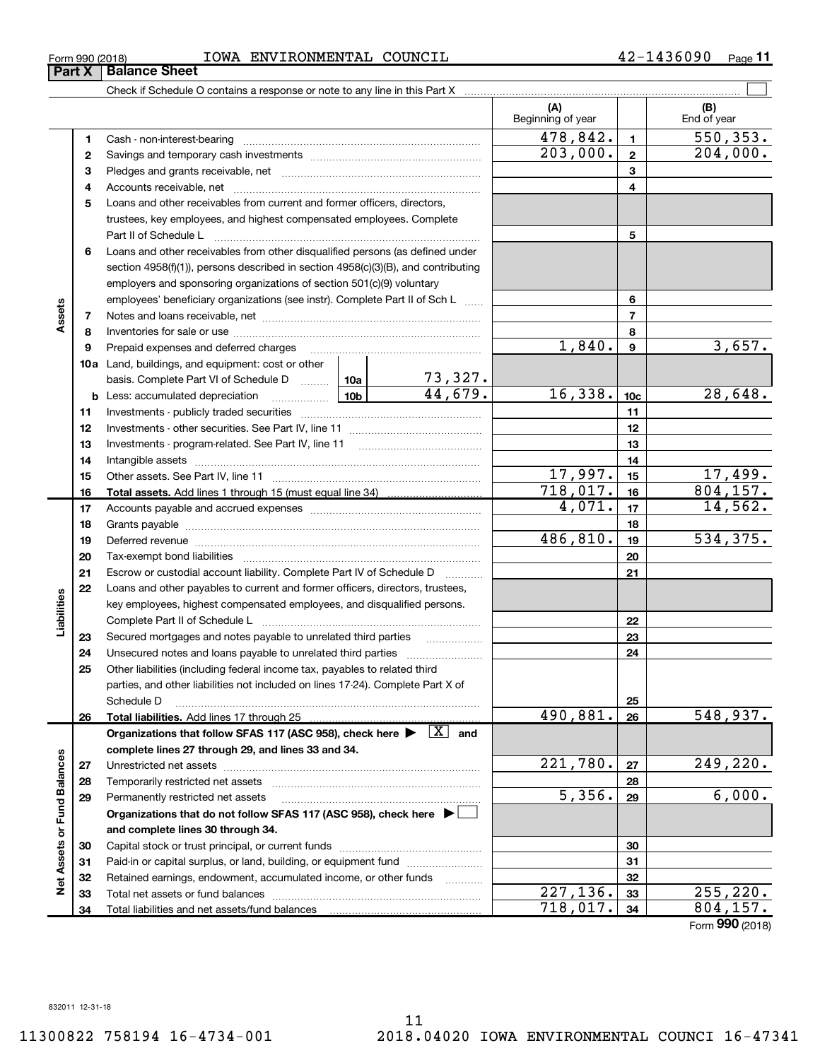Form 990 (2018) IOWA ENVIRONMENTAL COUNCIL 42-1436090

## Part X Balance Sheet

Check if Schedule O contains a response or note to any line in this Part X

| | | | (A) Beginning of year | | (B) End of year |
|---|---|---|---|---|---|
| Assets | 1 | Cash - non-interest-bearing | 478,842. | 1 | 550,353. |
| | 2 | Savings and temporary cash investments | 203,000. | 2 | 204,000. |
| | 3 | Pledges and grants receivable, net | | 3 | |
| | 4 | Accounts receivable, net | | 4 | |
| | 5 | Loans and other receivables from current and former officers, directors, trustees, key employees, and highest compensated employees. Complete Part II of Schedule L | | 5 | |
| | 6 | Loans and other receivables from other disqualified persons (as defined under section 4958(f)(1)), persons described in section 4958(c)(3)(B), and contributing employers and sponsoring organizations of section 501(c)(9) voluntary employees' beneficiary organizations (see instr). Complete Part II of Sch L | | 6 | |
| | 7 | Notes and loans receivable, net | | 7 | |
| | 8 | Inventories for sale or use | | 8 | |
| | 9 | Prepaid expenses and deferred charges | 1,840. | 9 | 3,657. |
| | 10a | Land, buildings, and equipment: cost or other basis. Complete Part VI of Schedule D — 10a: 73,327. | | | |
| | b | Less: accumulated depreciation — 10b: 44,679. | 16,338. | 10c | 28,648. |
| | 11 | Investments - publicly traded securities | | 11 | |
| | 12 | Investments - other securities. See Part IV, line 11 | | 12 | |
| | 13 | Investments - program-related. See Part IV, line 11 | | 13 | |
| | 14 | Intangible assets | | 14 | |
| | 15 | Other assets. See Part IV, line 11 | 17,997. | 15 | 17,499. |
| | 16 | **Total assets.** Add lines 1 through 15 (must equal line 34) | 718,017. | 16 | 804,157. |
| Liabilities | 17 | Accounts payable and accrued expenses | 4,071. | 17 | 14,562. |
| | 18 | Grants payable | | 18 | |
| | 19 | Deferred revenue | 486,810. | 19 | 534,375. |
| | 20 | Tax-exempt bond liabilities | | 20 | |
| | 21 | Escrow or custodial account liability. Complete Part IV of Schedule D | | 21 | |
| | 22 | Loans and other payables to current and former officers, directors, trustees, key employees, highest compensated employees, and disqualified persons. Complete Part II of Schedule L | | 22 | |
| | 23 | Secured mortgages and notes payable to unrelated third parties | | 23 | |
| | 24 | Unsecured notes and loans payable to unrelated third parties | | 24 | |
| | 25 | Other liabilities (including federal income tax, payables to related third parties, and other liabilities not included on lines 17-24). Complete Part X of Schedule D | | 25 | |
| | 26 | **Total liabilities.** Add lines 17 through 25 | 490,881. | 26 | 548,937. |
| Net Assets or Fund Balances | | **Organizations that follow SFAS 117 (ASC 958), check here ▶ [X] and complete lines 27 through 29, and lines 33 and 34.** | | | |
| | 27 | Unrestricted net assets | 221,780. | 27 | 249,220. |
| | 28 | Temporarily restricted net assets | | 28 | |
| | 29 | Permanently restricted net assets | 5,356. | 29 | 6,000. |
| | | **Organizations that do not follow SFAS 117 (ASC 958), check here ▶ [ ] and complete lines 30 through 34.** | | | |
| | 30 | Capital stock or trust principal, or current funds | | 30 | |
| | 31 | Paid-in or capital surplus, or land, building, or equipment fund | | 31 | |
| | 32 | Retained earnings, endowment, accumulated income, or other funds | | 32 | |
| | 33 | Total net assets or fund balances | 227,136. | 33 | 255,220. |
| | 34 | Total liabilities and net assets/fund balances | 718,017. | 34 | 804,157. |

Form **990** (2018)

832011 12-31-18

11300822 758194 16-4734-001 2018.04020 IOWA ENVIRONMENTAL COUNCI 16-47341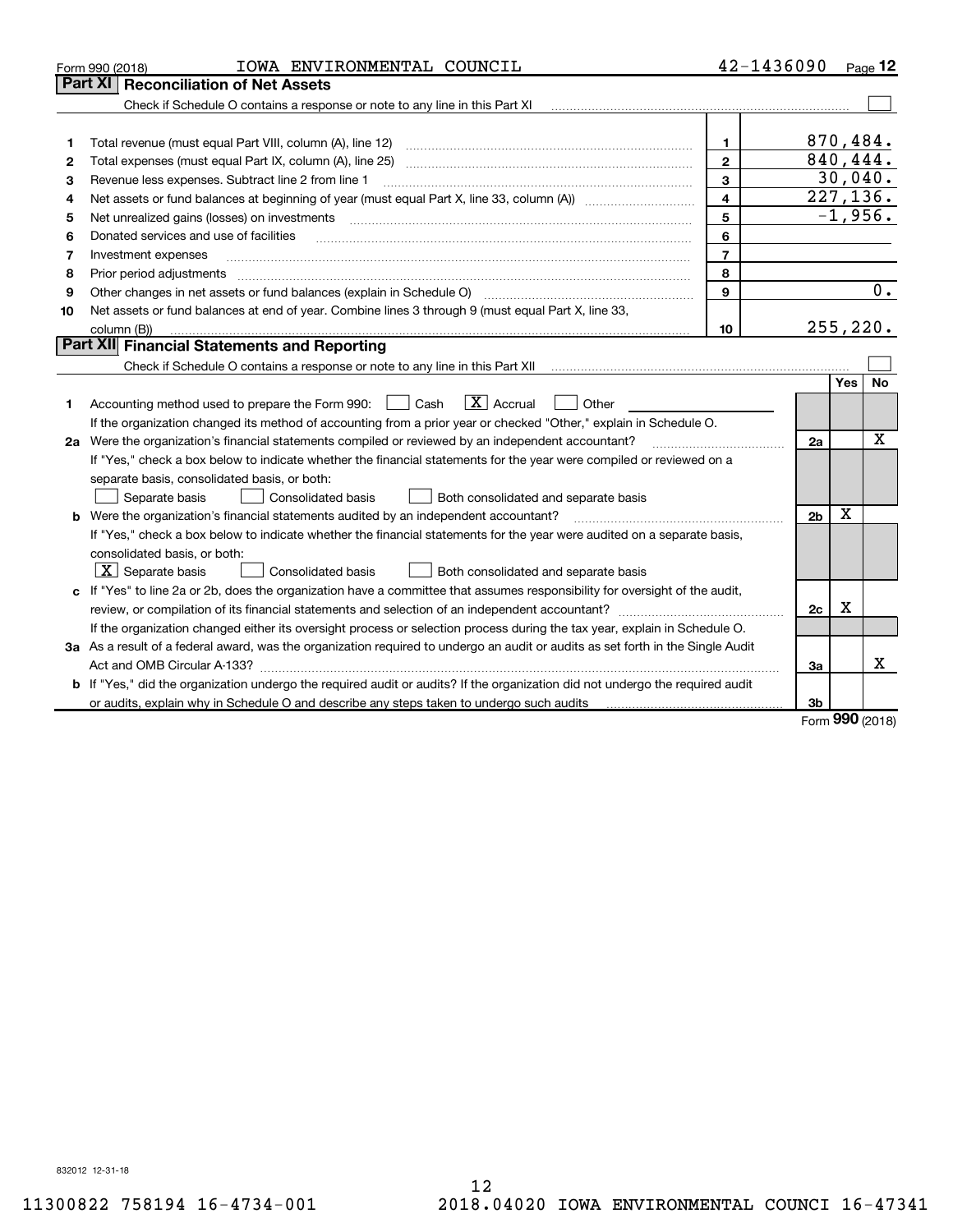Form 990 (2018) IOWA ENVIRONMENTAL COUNCIL 42-1436090 Page 12

## Part XI Reconciliation of Net Assets

Check if Schedule O contains a response or note to any line in this Part XI ☐

| | | | |
|---|---|---|---|
| 1 | Total revenue (must equal Part VIII, column (A), line 12) | 1 | 870,484. |
| 2 | Total expenses (must equal Part IX, column (A), line 25) | 2 | 840,444. |
| 3 | Revenue less expenses. Subtract line 2 from line 1 | 3 | 30,040. |
| 4 | Net assets or fund balances at beginning of year (must equal Part X, line 33, column (A)) | 4 | 227,136. |
| 5 | Net unrealized gains (losses) on investments | 5 | -1,956. |
| 6 | Donated services and use of facilities | 6 | |
| 7 | Investment expenses | 7 | |
| 8 | Prior period adjustments | 8 | |
| 9 | Other changes in net assets or fund balances (explain in Schedule O) | 9 | 0. |
| 10 | Net assets or fund balances at end of year. Combine lines 3 through 9 (must equal Part X, line 33, column (B)) | 10 | 255,220. |

## Part XII Financial Statements and Reporting

Check if Schedule O contains a response or note to any line in this Part XII ☐

| | | | Yes | No |
|---|---|---|---|---|
| 1 | Accounting method used to prepare the Form 990: ☐ Cash ☒ Accrual ☐ Other<br>If the organization changed its method of accounting from a prior year or checked "Other," explain in Schedule O. | | | |
| 2a | Were the organization's financial statements compiled or reviewed by an independent accountant?<br>If "Yes," check a box below to indicate whether the financial statements for the year were compiled or reviewed on a separate basis, consolidated basis, or both:<br>☐ Separate basis ☐ Consolidated basis ☐ Both consolidated and separate basis | 2a | | X |
| b | Were the organization's financial statements audited by an independent accountant?<br>If "Yes," check a box below to indicate whether the financial statements for the year were audited on a separate basis, consolidated basis, or both:<br>☒ Separate basis ☐ Consolidated basis ☐ Both consolidated and separate basis | 2b | X | |
| c | If "Yes" to line 2a or 2b, does the organization have a committee that assumes responsibility for oversight of the audit, review, or compilation of its financial statements and selection of an independent accountant?<br>If the organization changed either its oversight process or selection process during the tax year, explain in Schedule O. | 2c | X | |
| 3a | As a result of a federal award, was the organization required to undergo an audit or audits as set forth in the Single Audit Act and OMB Circular A-133? | 3a | | X |
| b | If "Yes," did the organization undergo the required audit or audits? If the organization did not undergo the required audit or audits, explain why in Schedule O and describe any steps taken to undergo such audits | 3b | | |

Form 990 (2018)

832012 12-31-18

11300822 758194 16-4734-001 2018.04020 IOWA ENVIRONMENTAL COUNCI 16-47341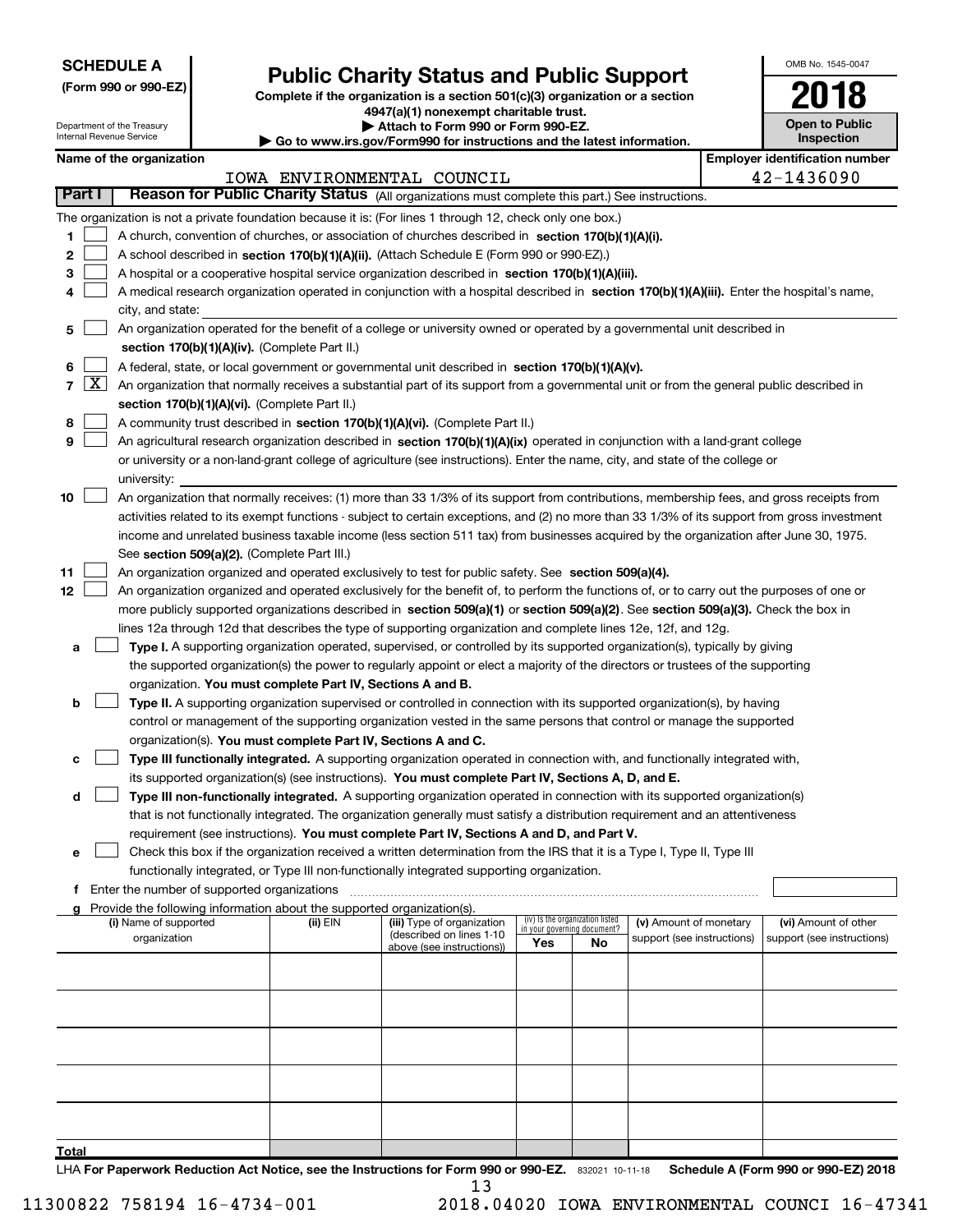**SCHEDULE A**
**(Form 990 or 990-EZ)**

Department of the Treasury
Internal Revenue Service

# Public Charity Status and Public Support

**Complete if the organization is a section 501(c)(3) organization or a section 4947(a)(1) nonexempt charitable trust.**
**▶ Attach to Form 990 or Form 990-EZ.**
**▶ Go to www.irs.gov/Form990 for instructions and the latest information.**

OMB No. 1545-0047
**2018**
**Open to Public Inspection**

**Name of the organization:** IOWA ENVIRONMENTAL COUNCIL
**Employer identification number:** 42-1436090

## Part I — Reason for Public Charity Status (All organizations must complete this part.) See instructions.

The organization is not a private foundation because it is: (For lines 1 through 12, check only one box.)

1. [ ] A church, convention of churches, or association of churches described in **section 170(b)(1)(A)(i).**
2. [ ] A school described in **section 170(b)(1)(A)(ii).** (Attach Schedule E (Form 990 or 990-EZ).)
3. [ ] A hospital or a cooperative hospital service organization described in **section 170(b)(1)(A)(iii).**
4. [ ] A medical research organization operated in conjunction with a hospital described in **section 170(b)(1)(A)(iii).** Enter the hospital's name, city, and state:
5. [ ] An organization operated for the benefit of a college or university owned or operated by a governmental unit described in **section 170(b)(1)(A)(iv).** (Complete Part II.)
6. [ ] A federal, state, or local government or governmental unit described in **section 170(b)(1)(A)(v).**
7. [X] An organization that normally receives a substantial part of its support from a governmental unit or from the general public described in **section 170(b)(1)(A)(vi).** (Complete Part II.)
8. [ ] A community trust described in **section 170(b)(1)(A)(vi).** (Complete Part II.)
9. [ ] An agricultural research organization described in **section 170(b)(1)(A)(ix)** operated in conjunction with a land-grant college or university or a non-land-grant college of agriculture (see instructions). Enter the name, city, and state of the college or university:
10. [ ] An organization that normally receives: (1) more than 33 1/3% of its support from contributions, membership fees, and gross receipts from activities related to its exempt functions - subject to certain exceptions, and (2) no more than 33 1/3% of its support from gross investment income and unrelated business taxable income (less section 511 tax) from businesses acquired by the organization after June 30, 1975. See **section 509(a)(2).** (Complete Part III.)
11. [ ] An organization organized and operated exclusively to test for public safety. See **section 509(a)(4).**
12. [ ] An organization organized and operated exclusively for the benefit of, to perform the functions of, or to carry out the purposes of one or more publicly supported organizations described in **section 509(a)(1)** or **section 509(a)(2)**. See **section 509(a)(3).** Check the box in lines 12a through 12d that describes the type of supporting organization and complete lines 12e, 12f, and 12g.
   - **a** [ ] **Type I.** A supporting organization operated, supervised, or controlled by its supported organization(s), typically by giving the supported organization(s) the power to regularly appoint or elect a majority of the directors or trustees of the supporting organization. **You must complete Part IV, Sections A and B.**
   - **b** [ ] **Type II.** A supporting organization supervised or controlled in connection with its supported organization(s), by having control or management of the supporting organization vested in the same persons that control or manage the supported organization(s). **You must complete Part IV, Sections A and C.**
   - **c** [ ] **Type III functionally integrated.** A supporting organization operated in connection with, and functionally integrated with, its supported organization(s) (see instructions). **You must complete Part IV, Sections A, D, and E.**
   - **d** [ ] **Type III non-functionally integrated.** A supporting organization operated in connection with its supported organization(s) that is not functionally integrated. The organization generally must satisfy a distribution requirement and an attentiveness requirement (see instructions). **You must complete Part IV, Sections A and D, and Part V.**
   - **e** [ ] Check this box if the organization received a written determination from the IRS that it is a Type I, Type II, Type III functionally integrated, or Type III non-functionally integrated supporting organization.
   - **f** Enter the number of supported organizations
   - **g** Provide the following information about the supported organization(s).

| (i) Name of supported organization | (ii) EIN | (iii) Type of organization (described on lines 1-10 above (see instructions)) | (iv) Is the organization listed in your governing document? Yes | No | (v) Amount of monetary support (see instructions) | (vi) Amount of other support (see instructions) |
|---|---|---|---|---|---|---|
| | | | | | | |
| | | | | | | |
| | | | | | | |
| | | | | | | |
| | | | | | | |
| **Total** | | | | | | |

LHA **For Paperwork Reduction Act Notice, see the Instructions for Form 990 or 990-EZ.** 832021 10-11-18 **Schedule A (Form 990 or 990-EZ) 2018**

11300822 758194 16-4734-001 2018.04020 IOWA ENVIRONMENTAL COUNCI 16-47341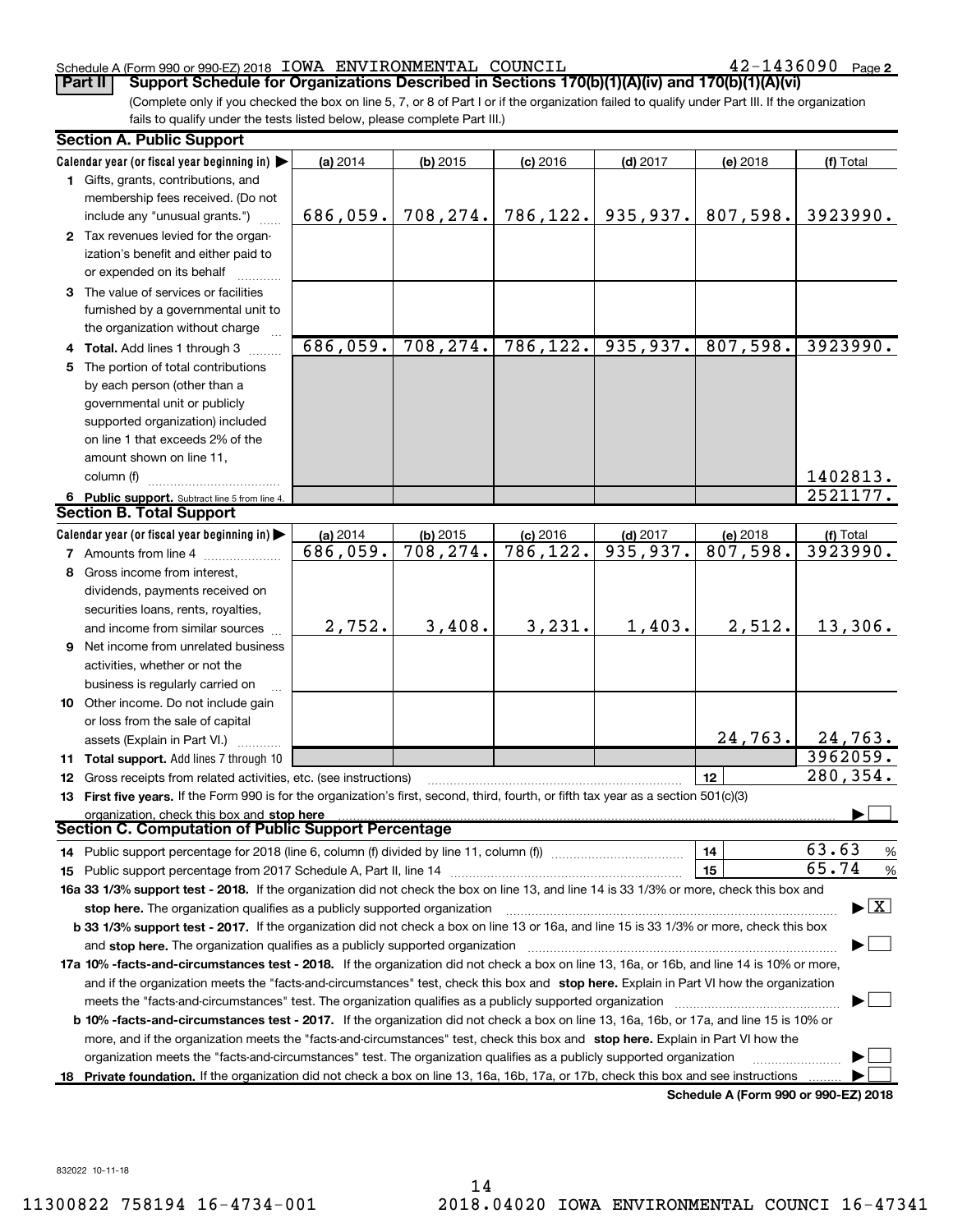Schedule A (Form 990 or 990-EZ) 2018 IOWA ENVIRONMENTAL COUNCIL 42-1436090 Page 2

**Part II Support Schedule for Organizations Described in Sections 170(b)(1)(A)(iv) and 170(b)(1)(A)(vi)**

(Complete only if you checked the box on line 5, 7, or 8 of Part I or if the organization failed to qualify under Part III. If the organization fails to qualify under the tests listed below, please complete Part III.)

**Section A. Public Support**

| Calendar year (or fiscal year beginning in) ▶ | (a) 2014 | (b) 2015 | (c) 2016 | (d) 2017 | (e) 2018 | (f) Total |
|---|---|---|---|---|---|---|
| 1 Gifts, grants, contributions, and membership fees received. (Do not include any "unusual grants.") | 686,059. | 708,274. | 786,122. | 935,937. | 807,598. | 3923990. |
| 2 Tax revenues levied for the organization's benefit and either paid to or expended on its behalf | | | | | | |
| 3 The value of services or facilities furnished by a governmental unit to the organization without charge | | | | | | |
| 4 **Total.** Add lines 1 through 3 | 686,059. | 708,274. | 786,122. | 935,937. | 807,598. | 3923990. |
| 5 The portion of total contributions by each person (other than a governmental unit or publicly supported organization) included on line 1 that exceeds 2% of the amount shown on line 11, column (f) | | | | | | 1402813. |
| 6 **Public support.** Subtract line 5 from line 4. | | | | | | 2521177. |

**Section B. Total Support**

| Calendar year (or fiscal year beginning in) ▶ | (a) 2014 | (b) 2015 | (c) 2016 | (d) 2017 | (e) 2018 | (f) Total |
|---|---|---|---|---|---|---|
| 7 Amounts from line 4 | 686,059. | 708,274. | 786,122. | 935,937. | 807,598. | 3923990. |
| 8 Gross income from interest, dividends, payments received on securities loans, rents, royalties, and income from similar sources | 2,752. | 3,408. | 3,231. | 1,403. | 2,512. | 13,306. |
| 9 Net income from unrelated business activities, whether or not the business is regularly carried on | | | | | | |
| 10 Other income. Do not include gain or loss from the sale of capital assets (Explain in Part VI.) | | | | | 24,763. | 24,763. |
| 11 **Total support.** Add lines 7 through 10 | | | | | | 3962059. |
| 12 Gross receipts from related activities, etc. (see instructions) | | | | | 12 | 280,354. |

13 **First five years.** If the Form 990 is for the organization's first, second, third, fourth, or fifth tax year as a section 501(c)(3) organization, check this box and **stop here** ▶ ☐

**Section C. Computation of Public Support Percentage**

14 Public support percentage for 2018 (line 6, column (f) divided by line 11, column (f)) — 14 — 63.63 %

15 Public support percentage from 2017 Schedule A, Part II, line 14 — 15 — 65.74 %

**16a 33 1/3% support test - 2018.** If the organization did not check the box on line 13, and line 14 is 33 1/3% or more, check this box and **stop here.** The organization qualifies as a publicly supported organization ▶ ☒

**b 33 1/3% support test - 2017.** If the organization did not check a box on line 13 or 16a, and line 15 is 33 1/3% or more, check this box and **stop here.** The organization qualifies as a publicly supported organization ▶ ☐

**17a 10% -facts-and-circumstances test - 2018.** If the organization did not check a box on line 13, 16a, or 16b, and line 14 is 10% or more, and if the organization meets the "facts-and-circumstances" test, check this box and **stop here.** Explain in Part VI how the organization meets the "facts-and-circumstances" test. The organization qualifies as a publicly supported organization ▶ ☐

**b 10% -facts-and-circumstances test - 2017.** If the organization did not check a box on line 13, 16a, 16b, or 17a, and line 15 is 10% or more, and if the organization meets the "facts-and-circumstances" test, check this box and **stop here.** Explain in Part VI how the organization meets the "facts-and-circumstances" test. The organization qualifies as a publicly supported organization ▶ ☐

**18 Private foundation.** If the organization did not check a box on line 13, 16a, 16b, 17a, or 17b, check this box and see instructions ▶ ☐

**Schedule A (Form 990 or 990-EZ) 2018**

832022 10-11-18

11300822 758194 16-4734-001 2018.04020 IOWA ENVIRONMENTAL COUNCI 16-47341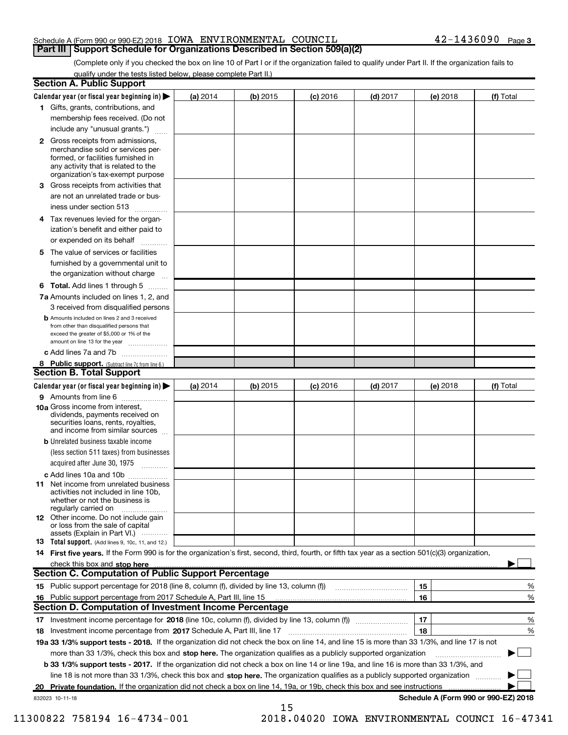Schedule A (Form 990 or 990-EZ) 2018 IOWA ENVIRONMENTAL COUNCIL 42-1436090 Page 3

**Part III Support Schedule for Organizations Described in Section 509(a)(2)**

(Complete only if you checked the box on line 10 of Part I or if the organization failed to qualify under Part II. If the organization fails to qualify under the tests listed below, please complete Part II.)

## Section A. Public Support

| Calendar year (or fiscal year beginning in) ▶ | (a) 2014 | (b) 2015 | (c) 2016 | (d) 2017 | (e) 2018 | (f) Total |
|---|---|---|---|---|---|---|
| **1** Gifts, grants, contributions, and membership fees received. (Do not include any "unusual grants.") | | | | | | |
| **2** Gross receipts from admissions, merchandise sold or services performed, or facilities furnished in any activity that is related to the organization's tax-exempt purpose | | | | | | |
| **3** Gross receipts from activities that are not an unrelated trade or business under section 513 | | | | | | |
| **4** Tax revenues levied for the organization's benefit and either paid to or expended on its behalf | | | | | | |
| **5** The value of services or facilities furnished by a governmental unit to the organization without charge | | | | | | |
| **6 Total.** Add lines 1 through 5 | | | | | | |
| **7a** Amounts included on lines 1, 2, and 3 received from disqualified persons | | | | | | |
| **b** Amounts included on lines 2 and 3 received from other than disqualified persons that exceed the greater of $5,000 or 1% of the amount on line 13 for the year | | | | | | |
| **c** Add lines 7a and 7b | | | | | | |
| **8 Public support.** (Subtract line 7c from line 6.) | | | | | | |

## Section B. Total Support

| Calendar year (or fiscal year beginning in) ▶ | (a) 2014 | (b) 2015 | (c) 2016 | (d) 2017 | (e) 2018 | (f) Total |
|---|---|---|---|---|---|---|
| **9** Amounts from line 6 | | | | | | |
| **10a** Gross income from interest, dividends, payments received on securities loans, rents, royalties, and income from similar sources | | | | | | |
| **b** Unrelated business taxable income (less section 511 taxes) from businesses acquired after June 30, 1975 | | | | | | |
| **c** Add lines 10a and 10b | | | | | | |
| **11** Net income from unrelated business activities not included in line 10b, whether or not the business is regularly carried on | | | | | | |
| **12** Other income. Do not include gain or loss from the sale of capital assets (Explain in Part VI.) | | | | | | |
| **13 Total support.** (Add lines 9, 10c, 11, and 12.) | | | | | | |

**14 First five years.** If the Form 990 is for the organization's first, second, third, fourth, or fifth tax year as a section 501(c)(3) organization, check this box and **stop here** ▶ ☐

## Section C. Computation of Public Support Percentage

| | | | |
|---|---|---|---|
| **15** Public support percentage for 2018 (line 8, column (f), divided by line 13, column (f)) | 15 | | % |
| **16** Public support percentage from 2017 Schedule A, Part III, line 15 | 16 | | % |

## Section D. Computation of Investment Income Percentage

| | | | |
|---|---|---|---|
| **17** Investment income percentage for **2018** (line 10c, column (f), divided by line 13, column (f)) | 17 | | % |
| **18** Investment income percentage from **2017** Schedule A, Part III, line 17 | 18 | | % |

**19a 33 1/3% support tests - 2018.** If the organization did not check the box on line 14, and line 15 is more than 33 1/3%, and line 17 is not more than 33 1/3%, check this box and **stop here.** The organization qualifies as a publicly supported organization ▶ ☐

**b 33 1/3% support tests - 2017.** If the organization did not check a box on line 14 or line 19a, and line 16 is more than 33 1/3%, and line 18 is not more than 33 1/3%, check this box and **stop here.** The organization qualifies as a publicly supported organization ▶ ☐

**20 Private foundation.** If the organization did not check a box on line 14, 19a, or 19b, check this box and see instructions ▶ ☐

832023 10-11-18 **Schedule A (Form 990 or 990-EZ) 2018**

11300822 758194 16-4734-001 2018.04020 IOWA ENVIRONMENTAL COUNCI 16-47341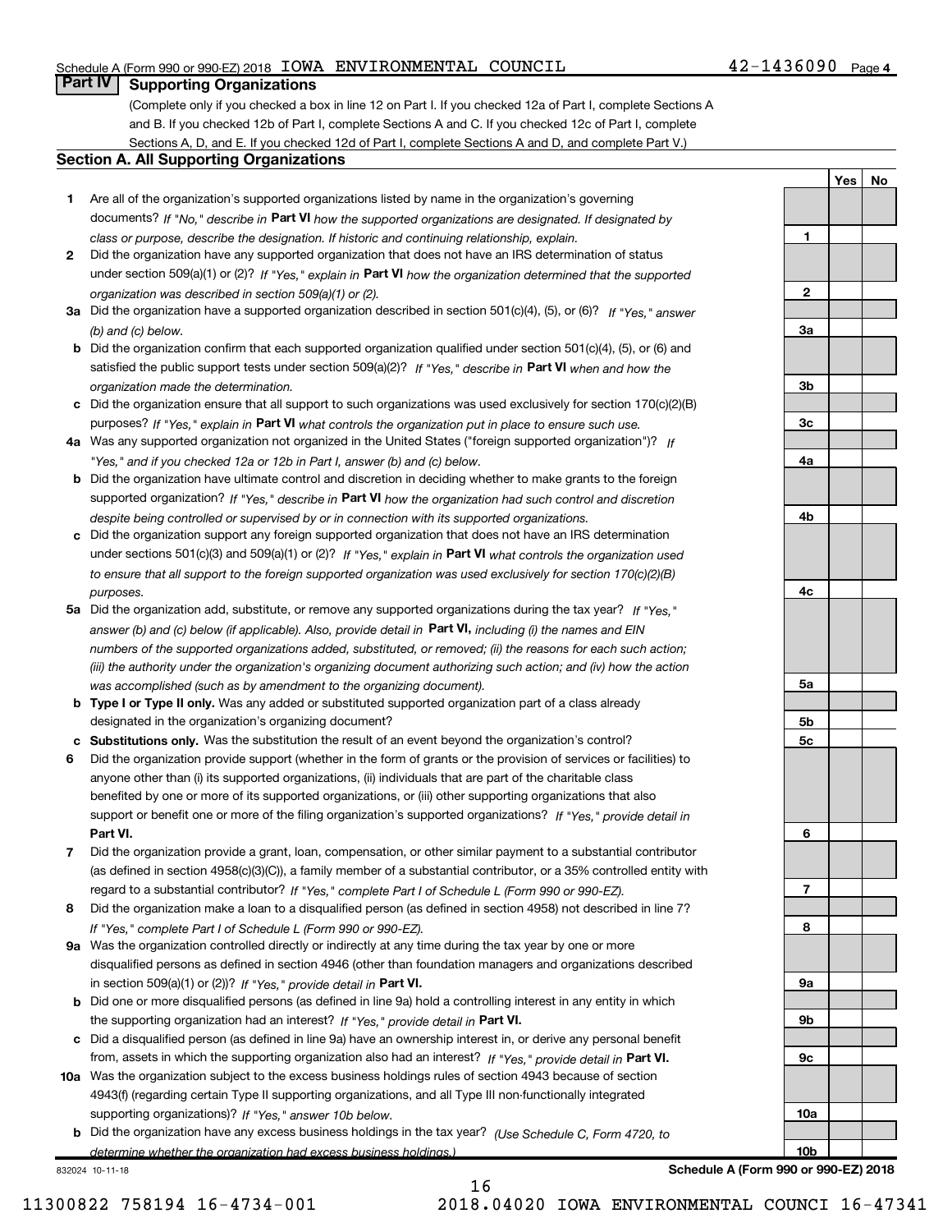Schedule A (Form 990 or 990-EZ) 2018 IOWA ENVIRONMENTAL COUNCIL 42-1436090 Page 4

## Part IV Supporting Organizations

(Complete only if you checked a box in line 12 on Part I. If you checked 12a of Part I, complete Sections A and B. If you checked 12b of Part I, complete Sections A and C. If you checked 12c of Part I, complete Sections A, D, and E. If you checked 12d of Part I, complete Sections A and D, and complete Part V.)

### Section A. All Supporting Organizations

| | | | Yes | No |
|---|---|---|---|---|
| **1** | Are all of the organization's supported organizations listed by name in the organization's governing documents? *If "No," describe in* **Part VI** *how the supported organizations are designated. If designated by class or purpose, describe the designation. If historic and continuing relationship, explain.* | 1 | | |
| **2** | Did the organization have any supported organization that does not have an IRS determination of status under section 509(a)(1) or (2)? *If "Yes," explain in* **Part VI** *how the organization determined that the supported organization was described in section 509(a)(1) or (2).* | 2 | | |
| **3a** | Did the organization have a supported organization described in section 501(c)(4), (5), or (6)? *If "Yes," answer (b) and (c) below.* | 3a | | |
| **b** | Did the organization confirm that each supported organization qualified under section 501(c)(4), (5), or (6) and satisfied the public support tests under section 509(a)(2)? *If "Yes," describe in* **Part VI** *when and how the organization made the determination.* | 3b | | |
| **c** | Did the organization ensure that all support to such organizations was used exclusively for section 170(c)(2)(B) purposes? *If "Yes," explain in* **Part VI** *what controls the organization put in place to ensure such use.* | 3c | | |
| **4a** | Was any supported organization not organized in the United States ("foreign supported organization")? *If "Yes," and if you checked 12a or 12b in Part I, answer (b) and (c) below.* | 4a | | |
| **b** | Did the organization have ultimate control and discretion in deciding whether to make grants to the foreign supported organization? *If "Yes," describe in* **Part VI** *how the organization had such control and discretion despite being controlled or supervised by or in connection with its supported organizations.* | 4b | | |
| **c** | Did the organization support any foreign supported organization that does not have an IRS determination under sections 501(c)(3) and 509(a)(1) or (2)? *If "Yes," explain in* **Part VI** *what controls the organization used to ensure that all support to the foreign supported organization was used exclusively for section 170(c)(2)(B) purposes.* | 4c | | |
| **5a** | Did the organization add, substitute, or remove any supported organizations during the tax year? *If "Yes," answer (b) and (c) below (if applicable). Also, provide detail in* **Part VI,** *including (i) the names and EIN numbers of the supported organizations added, substituted, or removed; (ii) the reasons for each such action; (iii) the authority under the organization's organizing document authorizing such action; and (iv) how the action was accomplished (such as by amendment to the organizing document).* | 5a | | |
| **b** | **Type I or Type II only.** Was any added or substituted supported organization part of a class already designated in the organization's organizing document? | 5b | | |
| **c** | **Substitutions only.** Was the substitution the result of an event beyond the organization's control? | 5c | | |
| **6** | Did the organization provide support (whether in the form of grants or the provision of services or facilities) to anyone other than (i) its supported organizations, (ii) individuals that are part of the charitable class benefited by one or more of its supported organizations, or (iii) other supporting organizations that also support or benefit one or more of the filing organization's supported organizations? *If "Yes," provide detail in* **Part VI.** | 6 | | |
| **7** | Did the organization provide a grant, loan, compensation, or other similar payment to a substantial contributor (as defined in section 4958(c)(3)(C)), a family member of a substantial contributor, or a 35% controlled entity with regard to a substantial contributor? *If "Yes," complete Part I of Schedule L (Form 990 or 990-EZ).* | 7 | | |
| **8** | Did the organization make a loan to a disqualified person (as defined in section 4958) not described in line 7? *If "Yes," complete Part I of Schedule L (Form 990 or 990-EZ).* | 8 | | |
| **9a** | Was the organization controlled directly or indirectly at any time during the tax year by one or more disqualified persons as defined in section 4946 (other than foundation managers and organizations described in section 509(a)(1) or (2))? *If "Yes," provide detail in* **Part VI.** | 9a | | |
| **b** | Did one or more disqualified persons (as defined in line 9a) hold a controlling interest in any entity in which the supporting organization had an interest? *If "Yes," provide detail in* **Part VI.** | 9b | | |
| **c** | Did a disqualified person (as defined in line 9a) have an ownership interest in, or derive any personal benefit from, assets in which the supporting organization also had an interest? *If "Yes," provide detail in* **Part VI.** | 9c | | |
| **10a** | Was the organization subject to the excess business holdings rules of section 4943 because of section 4943(f) (regarding certain Type II supporting organizations, and all Type III non-functionally integrated supporting organizations)? *If "Yes," answer 10b below.* | 10a | | |
| **b** | Did the organization have any excess business holdings in the tax year? *(Use Schedule C, Form 4720, to determine whether the organization had excess business holdings.)* | 10b | | |

832024 10-11-18 **Schedule A (Form 990 or 990-EZ) 2018**

11300822 758194 16-4734-001 2018.04020 IOWA ENVIRONMENTAL COUNCI 16-47341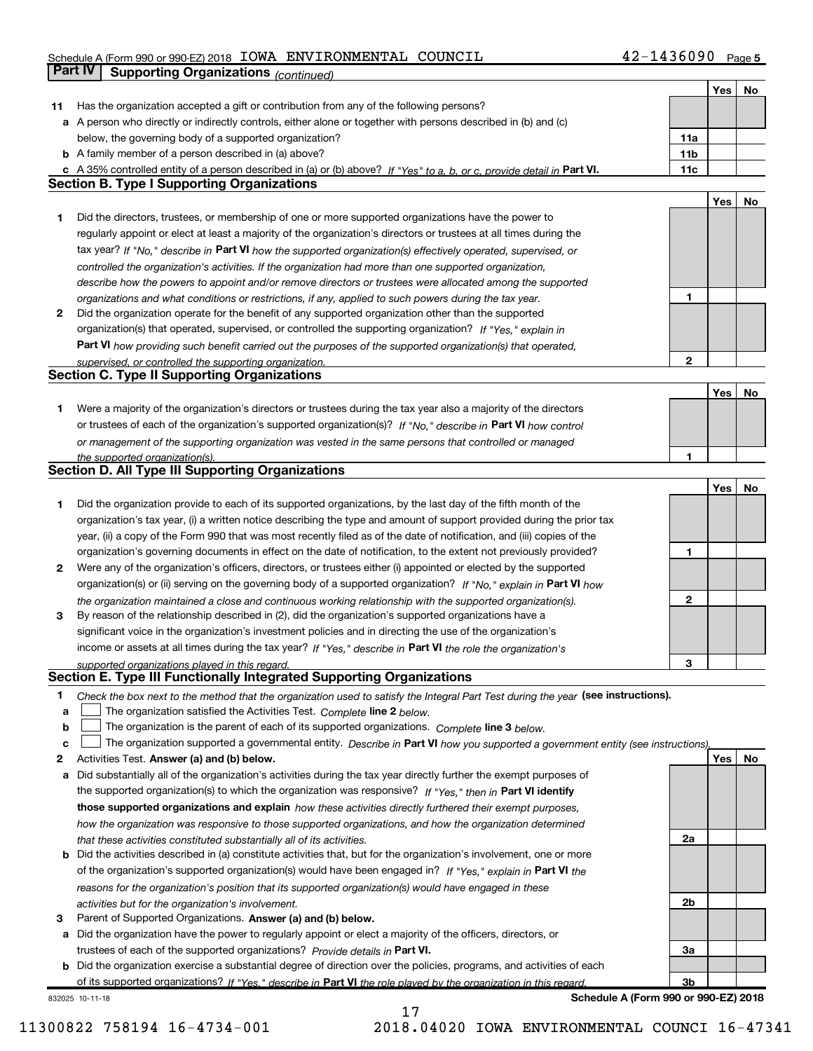Schedule A (Form 990 or 990-EZ) 2018 IOWA ENVIRONMENTAL COUNCIL 42-1436090

## Part IV Supporting Organizations *(continued)*

| | | | Yes | No |
|---|---|---|---|---|
| **11** | Has the organization accepted a gift or contribution from any of the following persons? | | | |
| **a** | A person who directly or indirectly controls, either alone or together with persons described in (b) and (c) below, the governing body of a supported organization? | **11a** | | |
| **b** | A family member of a person described in (a) above? | **11b** | | |
| **c** | A 35% controlled entity of a person described in (a) or (b) above? *If "Yes" to a, b, or c, provide detail in* **Part VI.** | **11c** | | |

### Section B. Type I Supporting Organizations

| | | | Yes | No |
|---|---|---|---|---|
| **1** | Did the directors, trustees, or membership of one or more supported organizations have the power to regularly appoint or elect at least a majority of the organization's directors or trustees at all times during the tax year? *If "No," describe in* **Part VI** *how the supported organization(s) effectively operated, supervised, or controlled the organization's activities. If the organization had more than one supported organization, describe how the powers to appoint and/or remove directors or trustees were allocated among the supported organizations and what conditions or restrictions, if any, applied to such powers during the tax year.* | **1** | | |
| **2** | Did the organization operate for the benefit of any supported organization other than the supported organization(s) that operated, supervised, or controlled the supporting organization? *If "Yes," explain in* **Part VI** *how providing such benefit carried out the purposes of the supported organization(s) that operated, supervised, or controlled the supporting organization.* | **2** | | |

### Section C. Type II Supporting Organizations

| | | | Yes | No |
|---|---|---|---|---|
| **1** | Were a majority of the organization's directors or trustees during the tax year also a majority of the directors or trustees of each of the organization's supported organization(s)? *If "No," describe in* **Part VI** *how control or management of the supporting organization was vested in the same persons that controlled or managed the supported organization(s).* | **1** | | |

### Section D. All Type III Supporting Organizations

| | | | Yes | No |
|---|---|---|---|---|
| **1** | Did the organization provide to each of its supported organizations, by the last day of the fifth month of the organization's tax year, (i) a written notice describing the type and amount of support provided during the prior tax year, (ii) a copy of the Form 990 that was most recently filed as of the date of notification, and (iii) copies of the organization's governing documents in effect on the date of notification, to the extent not previously provided? | **1** | | |
| **2** | Were any of the organization's officers, directors, or trustees either (i) appointed or elected by the supported organization(s) or (ii) serving on the governing body of a supported organization? *If "No," explain in* **Part VI** *how the organization maintained a close and continuous working relationship with the supported organization(s).* | **2** | | |
| **3** | By reason of the relationship described in (2), did the organization's supported organizations have a significant voice in the organization's investment policies and in directing the use of the organization's income or assets at all times during the tax year? *If "Yes," describe in* **Part VI** *the role the organization's supported organizations played in this regard.* | **3** | | |

### Section E. Type III Functionally Integrated Supporting Organizations

**1** *Check the box next to the method that the organization used to satisfy the Integral Part Test during the year* **(see instructions).**

**a** ☐ The organization satisfied the Activities Test. *Complete* **line 2** *below.*

**b** ☐ The organization is the parent of each of its supported organizations. *Complete* **line 3** *below.*

**c** ☐ The organization supported a governmental entity. *Describe in* **Part VI** *how you supported a government entity (see instructions).*

| | | | Yes | No |
|---|---|---|---|---|
| **2** | Activities Test. **Answer (a) and (b) below.** | | | |
| **a** | Did substantially all of the organization's activities during the tax year directly further the exempt purposes of the supported organization(s) to which the organization was responsive? *If "Yes," then in* **Part VI identify those supported organizations and explain** *how these activities directly furthered their exempt purposes, how the organization was responsive to those supported organizations, and how the organization determined that these activities constituted substantially all of its activities.* | **2a** | | |
| **b** | Did the activities described in (a) constitute activities that, but for the organization's involvement, one or more of the organization's supported organization(s) would have been engaged in? *If "Yes," explain in* **Part VI** *the reasons for the organization's position that its supported organization(s) would have engaged in these activities but for the organization's involvement.* | **2b** | | |
| **3** | Parent of Supported Organizations. **Answer (a) and (b) below.** | | | |
| **a** | Did the organization have the power to regularly appoint or elect a majority of the officers, directors, or trustees of each of the supported organizations? *Provide details in* **Part VI.** | **3a** | | |
| **b** | Did the organization exercise a substantial degree of direction over the policies, programs, and activities of each of its supported organizations? *If "Yes," describe in* **Part VI** *the role played by the organization in this regard.* | **3b** | | |

832025 10-11-18 **Schedule A (Form 990 or 990-EZ) 2018**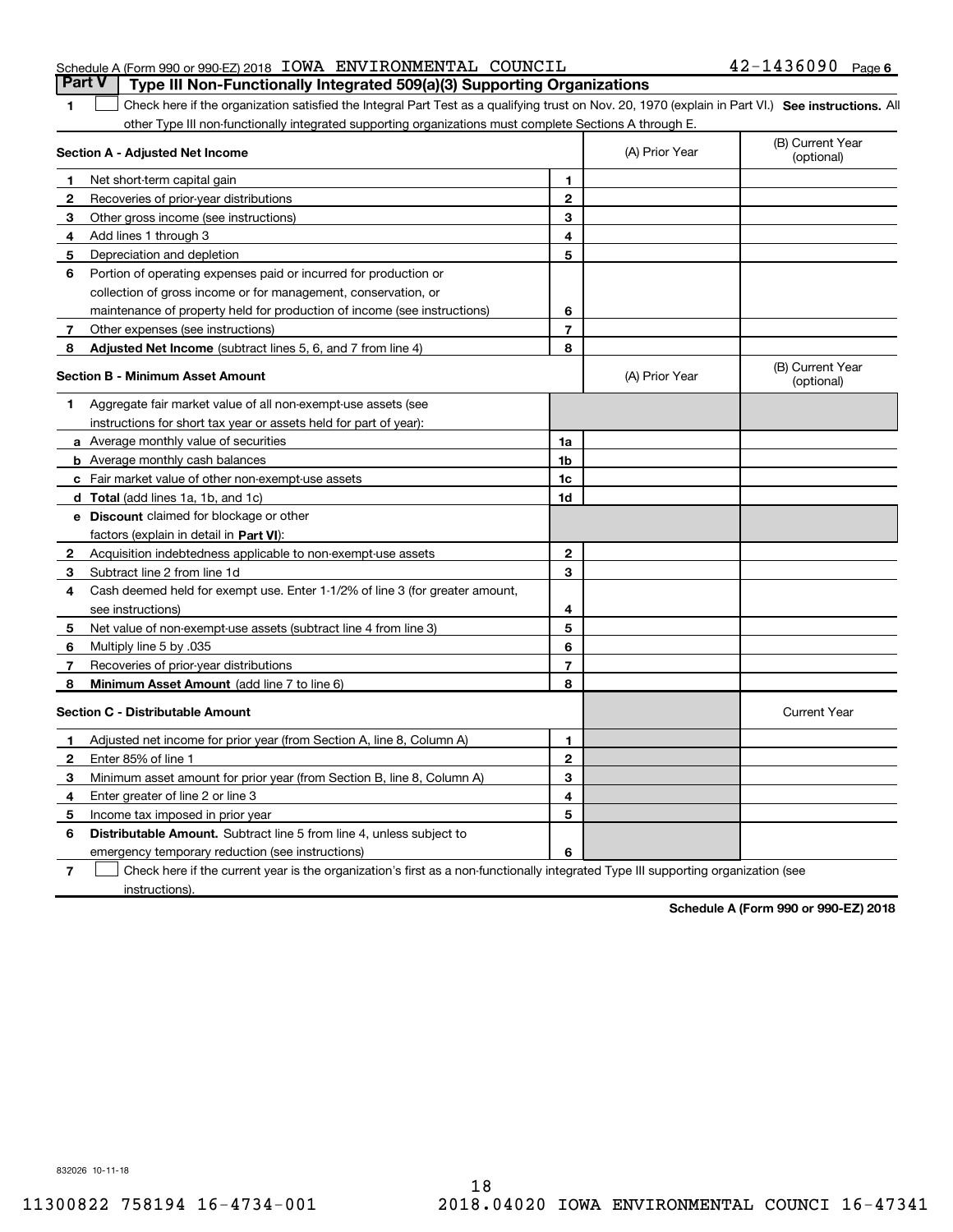Schedule A (Form 990 or 990-EZ) 2018 IOWA ENVIRONMENTAL COUNCIL 42-1436090 Page 6

## Part V Type III Non-Functionally Integrated 509(a)(3) Supporting Organizations

1 ☐ Check here if the organization satisfied the Integral Part Test as a qualifying trust on Nov. 20, 1970 (explain in Part VI.) **See instructions.** All other Type III non-functionally integrated supporting organizations must complete Sections A through E.

| Section A - Adjusted Net Income | | | (A) Prior Year | (B) Current Year (optional) |
|---|---|---|---|---|
| 1 | Net short-term capital gain | 1 | | |
| 2 | Recoveries of prior-year distributions | 2 | | |
| 3 | Other gross income (see instructions) | 3 | | |
| 4 | Add lines 1 through 3 | 4 | | |
| 5 | Depreciation and depletion | 5 | | |
| 6 | Portion of operating expenses paid or incurred for production or collection of gross income or for management, conservation, or maintenance of property held for production of income (see instructions) | 6 | | |
| 7 | Other expenses (see instructions) | 7 | | |
| 8 | **Adjusted Net Income** (subtract lines 5, 6, and 7 from line 4) | 8 | | |

| Section B - Minimum Asset Amount | | | (A) Prior Year | (B) Current Year (optional) |
|---|---|---|---|---|
| 1 | Aggregate fair market value of all non-exempt-use assets (see instructions for short tax year or assets held for part of year): | | | |
| a | Average monthly value of securities | 1a | | |
| b | Average monthly cash balances | 1b | | |
| c | Fair market value of other non-exempt-use assets | 1c | | |
| d | **Total** (add lines 1a, 1b, and 1c) | 1d | | |
| e | **Discount** claimed for blockage or other factors (explain in detail in **Part VI**): | | | |
| 2 | Acquisition indebtedness applicable to non-exempt-use assets | 2 | | |
| 3 | Subtract line 2 from line 1d | 3 | | |
| 4 | Cash deemed held for exempt use. Enter 1-1/2% of line 3 (for greater amount, see instructions) | 4 | | |
| 5 | Net value of non-exempt-use assets (subtract line 4 from line 3) | 5 | | |
| 6 | Multiply line 5 by .035 | 6 | | |
| 7 | Recoveries of prior-year distributions | 7 | | |
| 8 | **Minimum Asset Amount** (add line 7 to line 6) | 8 | | |

| Section C - Distributable Amount | | | | Current Year |
|---|---|---|---|---|
| 1 | Adjusted net income for prior year (from Section A, line 8, Column A) | 1 | | |
| 2 | Enter 85% of line 1 | 2 | | |
| 3 | Minimum asset amount for prior year (from Section B, line 8, Column A) | 3 | | |
| 4 | Enter greater of line 2 or line 3 | 4 | | |
| 5 | Income tax imposed in prior year | 5 | | |
| 6 | **Distributable Amount.** Subtract line 5 from line 4, unless subject to emergency temporary reduction (see instructions) | 6 | | |

7 ☐ Check here if the current year is the organization's first as a non-functionally integrated Type III supporting organization (see instructions).

**Schedule A (Form 990 or 990-EZ) 2018**

832026 10-11-18

11300822 758194 16-4734-001 2018.04020 IOWA ENVIRONMENTAL COUNCI 16-47341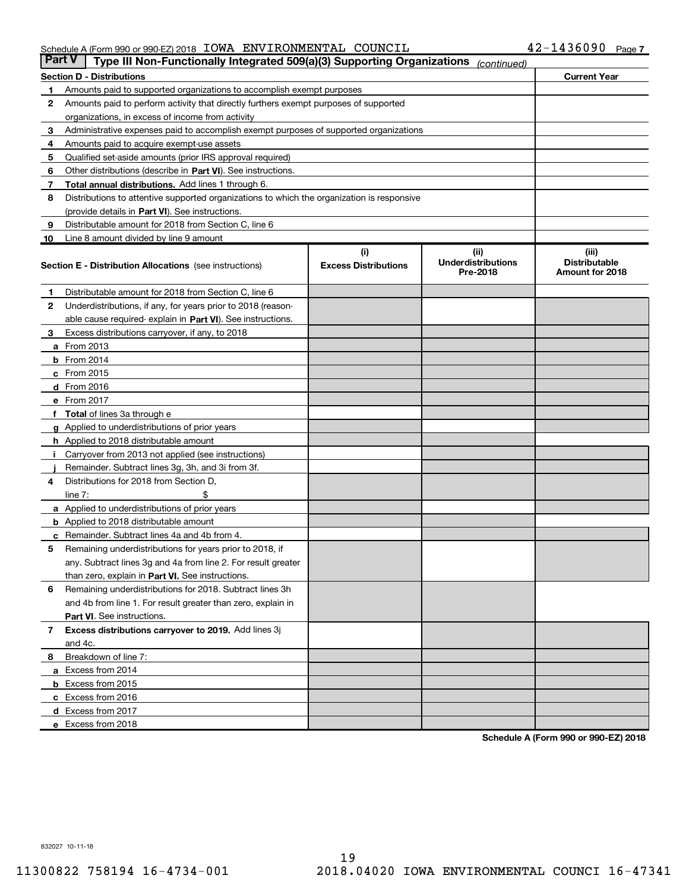Schedule A (Form 990 or 990-EZ) 2018 IOWA ENVIRONMENTAL COUNCIL 42-1436090 Page 7

**Part V — Type III Non-Functionally Integrated 509(a)(3) Supporting Organizations** *(continued)*

| Section D - Distributions | | Current Year |
|---|---|---|
| 1 | Amounts paid to supported organizations to accomplish exempt purposes | |
| 2 | Amounts paid to perform activity that directly furthers exempt purposes of supported organizations, in excess of income from activity | |
| 3 | Administrative expenses paid to accomplish exempt purposes of supported organizations | |
| 4 | Amounts paid to acquire exempt-use assets | |
| 5 | Qualified set-aside amounts (prior IRS approval required) | |
| 6 | Other distributions (describe in **Part VI**). See instructions. | |
| 7 | **Total annual distributions.** Add lines 1 through 6. | |
| 8 | Distributions to attentive supported organizations to which the organization is responsive (provide details in **Part VI**). See instructions. | |
| 9 | Distributable amount for 2018 from Section C, line 6 | |
| 10 | Line 8 amount divided by line 9 amount | |

| | Section E - Distribution Allocations (see instructions) | (i) Excess Distributions | (ii) Underdistributions Pre-2018 | (iii) Distributable Amount for 2018 |
|---|---|---|---|---|
| 1 | Distributable amount for 2018 from Section C, line 6 | | | |
| 2 | Underdistributions, if any, for years prior to 2018 (reasonable cause required- explain in **Part VI**). See instructions. | | | |
| 3 | Excess distributions carryover, if any, to 2018 | | | |
| a | From 2013 | | | |
| b | From 2014 | | | |
| c | From 2015 | | | |
| d | From 2016 | | | |
| e | From 2017 | | | |
| f | **Total** of lines 3a through e | | | |
| g | Applied to underdistributions of prior years | | | |
| h | Applied to 2018 distributable amount | | | |
| i | Carryover from 2013 not applied (see instructions) | | | |
| j | Remainder. Subtract lines 3g, 3h, and 3i from 3f. | | | |
| 4 | Distributions for 2018 from Section D, line 7: $ | | | |
| a | Applied to underdistributions of prior years | | | |
| b | Applied to 2018 distributable amount | | | |
| c | Remainder. Subtract lines 4a and 4b from 4. | | | |
| 5 | Remaining underdistributions for years prior to 2018, if any. Subtract lines 3g and 4a from line 2. For result greater than zero, explain in **Part VI.** See instructions. | | | |
| 6 | Remaining underdistributions for 2018. Subtract lines 3h and 4b from line 1. For result greater than zero, explain in **Part VI**. See instructions. | | | |
| 7 | **Excess distributions carryover to 2019.** Add lines 3j and 4c. | | | |
| 8 | Breakdown of line 7: | | | |
| a | Excess from 2014 | | | |
| b | Excess from 2015 | | | |
| c | Excess from 2016 | | | |
| d | Excess from 2017 | | | |
| e | Excess from 2018 | | | |

**Schedule A (Form 990 or 990-EZ) 2018**

832027 10-11-18

11300822 758194 16-4734-001 2018.04020 IOWA ENVIRONMENTAL COUNCI 16-47341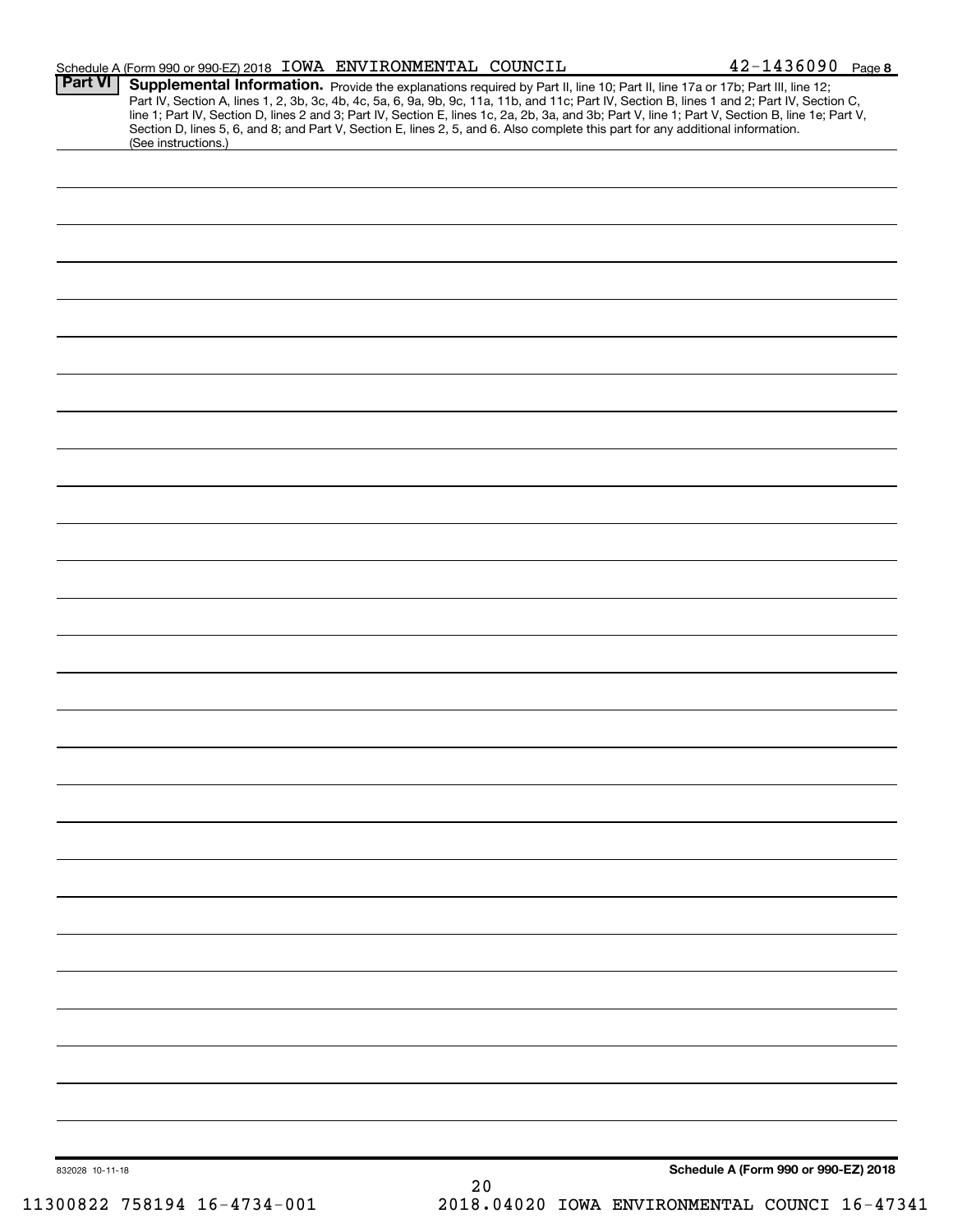Schedule A (Form 990 or 990-EZ) 2018 IOWA ENVIRONMENTAL COUNCIL 42-1436090 Page **8**

**Part VI** **Supplemental Information.** Provide the explanations required by Part II, line 10; Part II, line 17a or 17b; Part III, line 12; Part IV, Section A, lines 1, 2, 3b, 3c, 4b, 4c, 5a, 6, 9a, 9b, 9c, 11a, 11b, and 11c; Part IV, Section B, lines 1 and 2; Part IV, Section C, line 1; Part IV, Section D, lines 2 and 3; Part IV, Section E, lines 1c, 2a, 2b, 3a, and 3b; Part V, line 1; Part V, Section B, line 1e; Part V, Section D, lines 5, 6, and 8; and Part V, Section E, lines 2, 5, and 6. Also complete this part for any additional information. (See instructions.)

832028 10-11-18 **Schedule A (Form 990 or 990-EZ) 2018**

11300822 758194 16-4734-001 2018.04020 IOWA ENVIRONMENTAL COUNCI 16-47341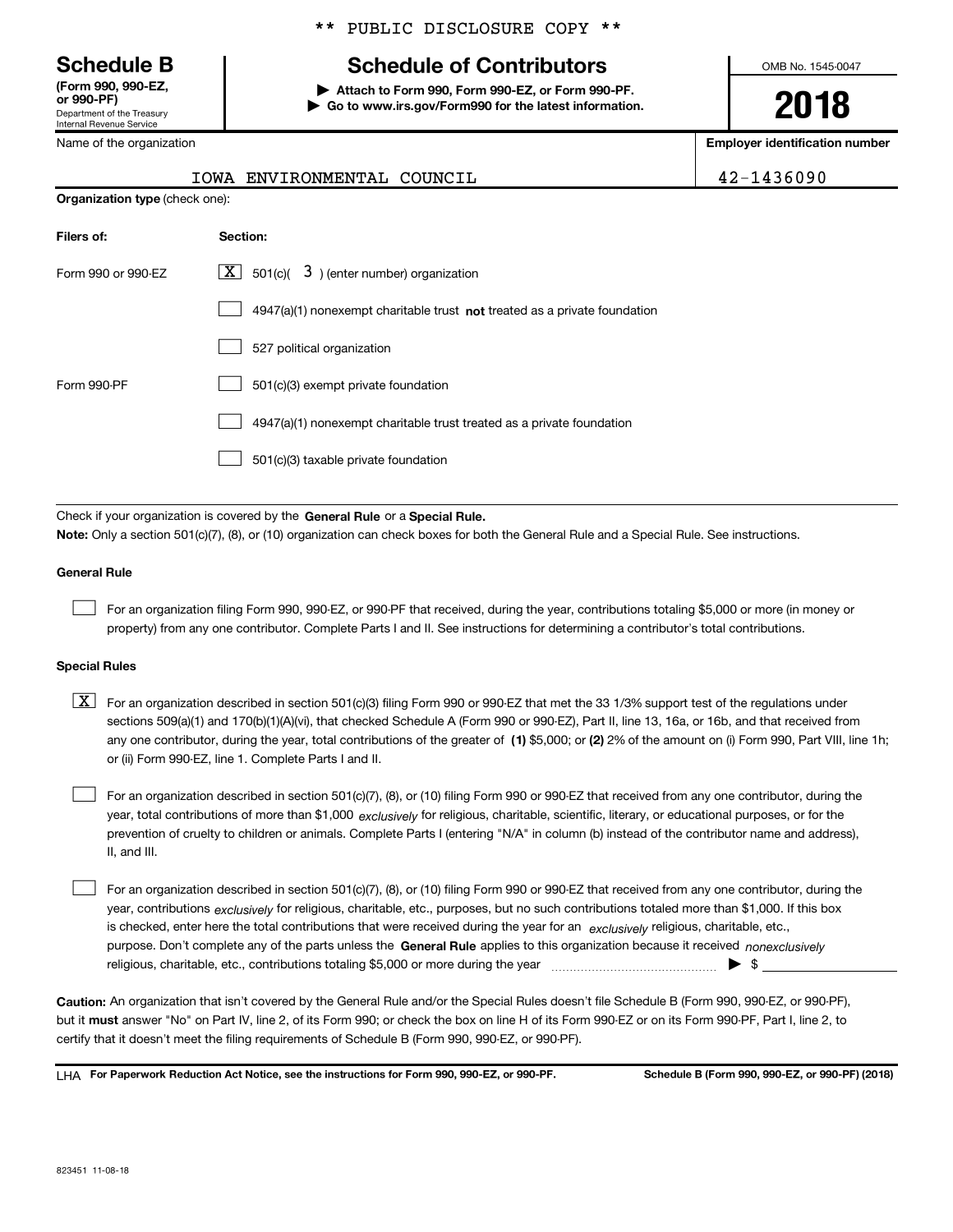** PUBLIC DISCLOSURE COPY **

**Schedule B**
**(Form 990, 990-EZ, or 990-PF)**
Department of the Treasury
Internal Revenue Service

# Schedule of Contributors

▶ **Attach to Form 990, Form 990-EZ, or Form 990-PF.**
▶ **Go to www.irs.gov/Form990 for the latest information.**

OMB No. 1545-0047

**2018**

| Name of the organization | Employer identification number |
|---|---|
| IOWA ENVIRONMENTAL COUNCIL | 42-1436090 |

**Organization type** (check one):

| Filers of: | Section: |
|---|---|
| Form 990 or 990-EZ | [X] 501(c)( 3 ) (enter number) organization |
| | [ ] 4947(a)(1) nonexempt charitable trust **not** treated as a private foundation |
| | [ ] 527 political organization |
| Form 990-PF | [ ] 501(c)(3) exempt private foundation |
| | [ ] 4947(a)(1) nonexempt charitable trust treated as a private foundation |
| | [ ] 501(c)(3) taxable private foundation |

Check if your organization is covered by the **General Rule** or a **Special Rule.**

**Note:** Only a section 501(c)(7), (8), or (10) organization can check boxes for both the General Rule and a Special Rule. See instructions.

**General Rule**

[ ] For an organization filing Form 990, 990-EZ, or 990-PF that received, during the year, contributions totaling $5,000 or more (in money or property) from any one contributor. Complete Parts I and II. See instructions for determining a contributor's total contributions.

**Special Rules**

[X] For an organization described in section 501(c)(3) filing Form 990 or 990-EZ that met the 33 1/3% support test of the regulations under sections 509(a)(1) and 170(b)(1)(A)(vi), that checked Schedule A (Form 990 or 990-EZ), Part II, line 13, 16a, or 16b, and that received from any one contributor, during the year, total contributions of the greater of **(1)** $5,000; or **(2)** 2% of the amount on (i) Form 990, Part VIII, line 1h; or (ii) Form 990-EZ, line 1. Complete Parts I and II.

[ ] For an organization described in section 501(c)(7), (8), or (10) filing Form 990 or 990-EZ that received from any one contributor, during the year, total contributions of more than $1,000 *exclusively* for religious, charitable, scientific, literary, or educational purposes, or for the prevention of cruelty to children or animals. Complete Parts I (entering "N/A" in column (b) instead of the contributor name and address), II, and III.

[ ] For an organization described in section 501(c)(7), (8), or (10) filing Form 990 or 990-EZ that received from any one contributor, during the year, contributions *exclusively* for religious, charitable, etc., purposes, but no such contributions totaled more than $1,000. If this box is checked, enter here the total contributions that were received during the year for an *exclusively* religious, charitable, etc., purpose. Don't complete any of the parts unless the **General Rule** applies to this organization because it received *nonexclusively* religious, charitable, etc., contributions totaling $5,000 or more during the year ▶ $

**Caution:** An organization that isn't covered by the General Rule and/or the Special Rules doesn't file Schedule B (Form 990, 990-EZ, or 990-PF), but it **must** answer "No" on Part IV, line 2, of its Form 990; or check the box on line H of its Form 990-EZ or on its Form 990-PF, Part I, line 2, to certify that it doesn't meet the filing requirements of Schedule B (Form 990, 990-EZ, or 990-PF).

LHA **For Paperwork Reduction Act Notice, see the instructions for Form 990, 990-EZ, or 990-PF.** **Schedule B (Form 990, 990-EZ, or 990-PF) (2018)**

823451 11-08-18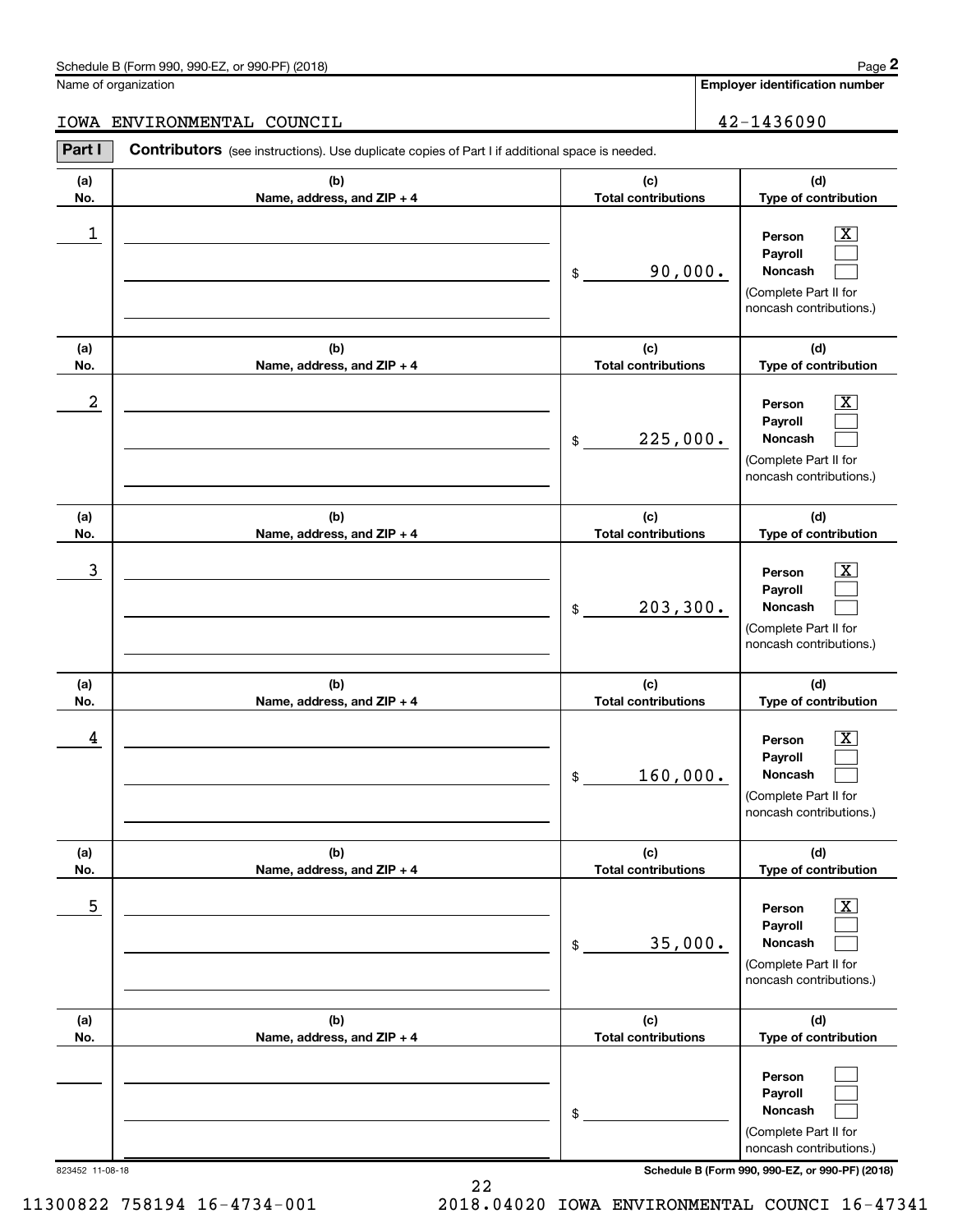Schedule B (Form 990, 990-EZ, or 990-PF) (2018)

Name of organization: IOWA ENVIRONMENTAL COUNCIL

Employer identification number: 42-1436090

**Part I** **Contributors** (see instructions). Use duplicate copies of Part I if additional space is needed.

| (a) No. | (b) Name, address, and ZIP + 4 | (c) Total contributions | (d) Type of contribution |
|---|---|---|---|
| 1 | | $ 90,000. | Person [X] Payroll [ ] Noncash [ ] (Complete Part II for noncash contributions.) |
| 2 | | $ 225,000. | Person [X] Payroll [ ] Noncash [ ] (Complete Part II for noncash contributions.) |
| 3 | | $ 203,300. | Person [X] Payroll [ ] Noncash [ ] (Complete Part II for noncash contributions.) |
| 4 | | $ 160,000. | Person [X] Payroll [ ] Noncash [ ] (Complete Part II for noncash contributions.) |
| 5 | | $ 35,000. | Person [X] Payroll [ ] Noncash [ ] (Complete Part II for noncash contributions.) |
| | | $ | Person [ ] Payroll [ ] Noncash [ ] (Complete Part II for noncash contributions.) |

823452 11-08-18

Schedule B (Form 990, 990-EZ, or 990-PF) (2018)

11300822 758194 16-4734-001 2018.04020 IOWA ENVIRONMENTAL COUNCI 16-47341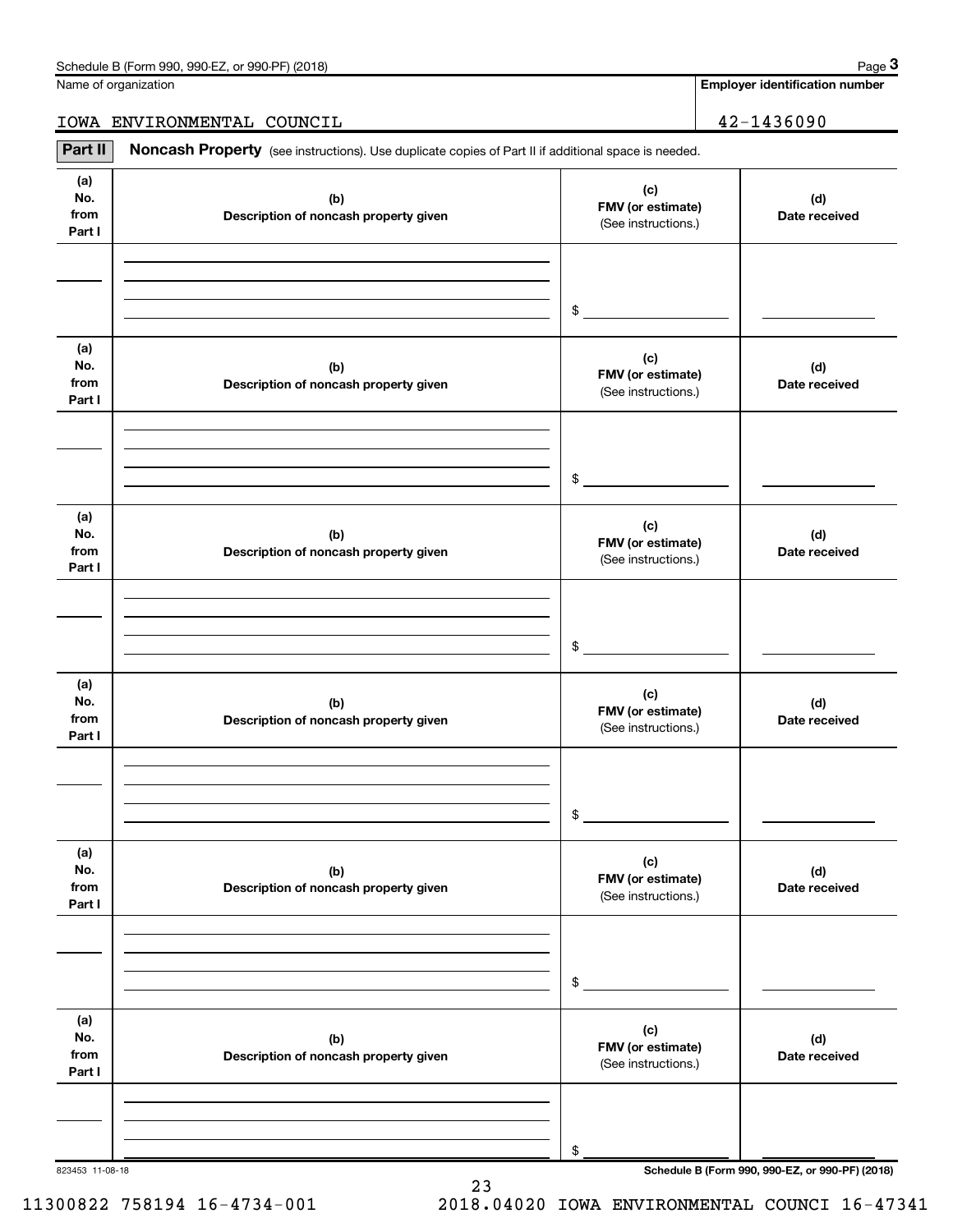Schedule B (Form 990, 990-EZ, or 990-PF) (2018)

| Name of organization | Employer identification number |
|---|---|
| IOWA ENVIRONMENTAL COUNCIL | 42-1436090 |

**Part II** **Noncash Property** (see instructions). Use duplicate copies of Part II if additional space is needed.

| (a) No. from Part I | (b) Description of noncash property given | (c) FMV (or estimate) (See instructions.) | (d) Date received |
|---|---|---|---|
| | | $ | |

| (a) No. from Part I | (b) Description of noncash property given | (c) FMV (or estimate) (See instructions.) | (d) Date received |
|---|---|---|---|
| | | $ | |

| (a) No. from Part I | (b) Description of noncash property given | (c) FMV (or estimate) (See instructions.) | (d) Date received |
|---|---|---|---|
| | | $ | |

| (a) No. from Part I | (b) Description of noncash property given | (c) FMV (or estimate) (See instructions.) | (d) Date received |
|---|---|---|---|
| | | $ | |

| (a) No. from Part I | (b) Description of noncash property given | (c) FMV (or estimate) (See instructions.) | (d) Date received |
|---|---|---|---|
| | | $ | |

| (a) No. from Part I | (b) Description of noncash property given | (c) FMV (or estimate) (See instructions.) | (d) Date received |
|---|---|---|---|
| | | $ | |

823453 11-08-18

**Schedule B (Form 990, 990-EZ, or 990-PF) (2018)**

11300822 758194 16-4734-001 2018.04020 IOWA ENVIRONMENTAL COUNCI 16-47341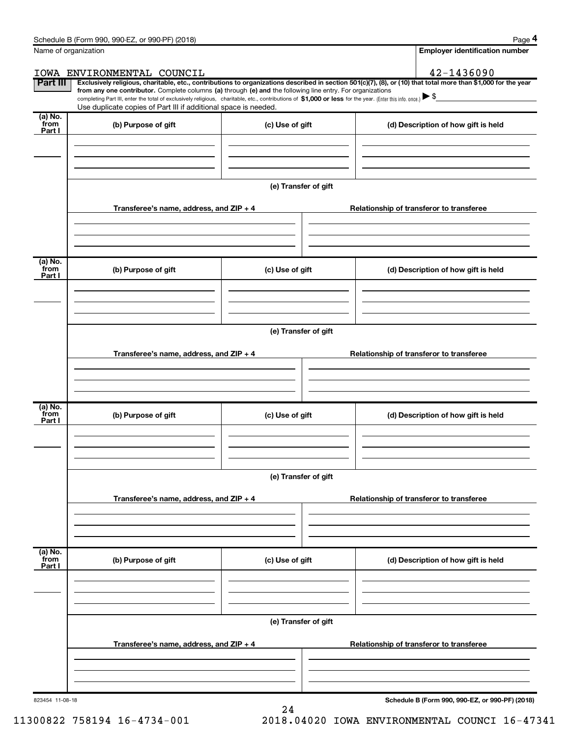Name of organization

**Employer identification number**

IOWA ENVIRONMENTAL COUNCIL 42-1436090

**Part III** **Exclusively religious, charitable, etc., contributions to organizations described in section 501(c)(7), (8), or (10) that total more than $1,000 for the year from any one contributor.** Complete columns **(a)** through **(e) and** the following line entry. For organizations completing Part III, enter the total of exclusively religious, charitable, etc., contributions of **$1,000 or less** for the year. (Enter this info. once.) ▶ $

Use duplicate copies of Part III if additional space is needed.

| (a) No. from Part I | (b) Purpose of gift | (c) Use of gift | (d) Description of how gift is held |
|---|---|---|---|
| | | | |

**(e) Transfer of gift**

| Transferee's name, address, and ZIP + 4 | Relationship of transferor to transferee |
|---|---|
| | |

| (a) No. from Part I | (b) Purpose of gift | (c) Use of gift | (d) Description of how gift is held |
|---|---|---|---|
| | | | |

**(e) Transfer of gift**

| Transferee's name, address, and ZIP + 4 | Relationship of transferor to transferee |
|---|---|
| | |

| (a) No. from Part I | (b) Purpose of gift | (c) Use of gift | (d) Description of how gift is held |
|---|---|---|---|
| | | | |

**(e) Transfer of gift**

| Transferee's name, address, and ZIP + 4 | Relationship of transferor to transferee |
|---|---|
| | |

| (a) No. from Part I | (b) Purpose of gift | (c) Use of gift | (d) Description of how gift is held |
|---|---|---|---|
| | | | |

**(e) Transfer of gift**

| Transferee's name, address, and ZIP + 4 | Relationship of transferor to transferee |
|---|---|
| | |

823454 11-08-18

11300822 758194 16-4734-001 2018.04020 IOWA ENVIRONMENTAL COUNCI 16-47341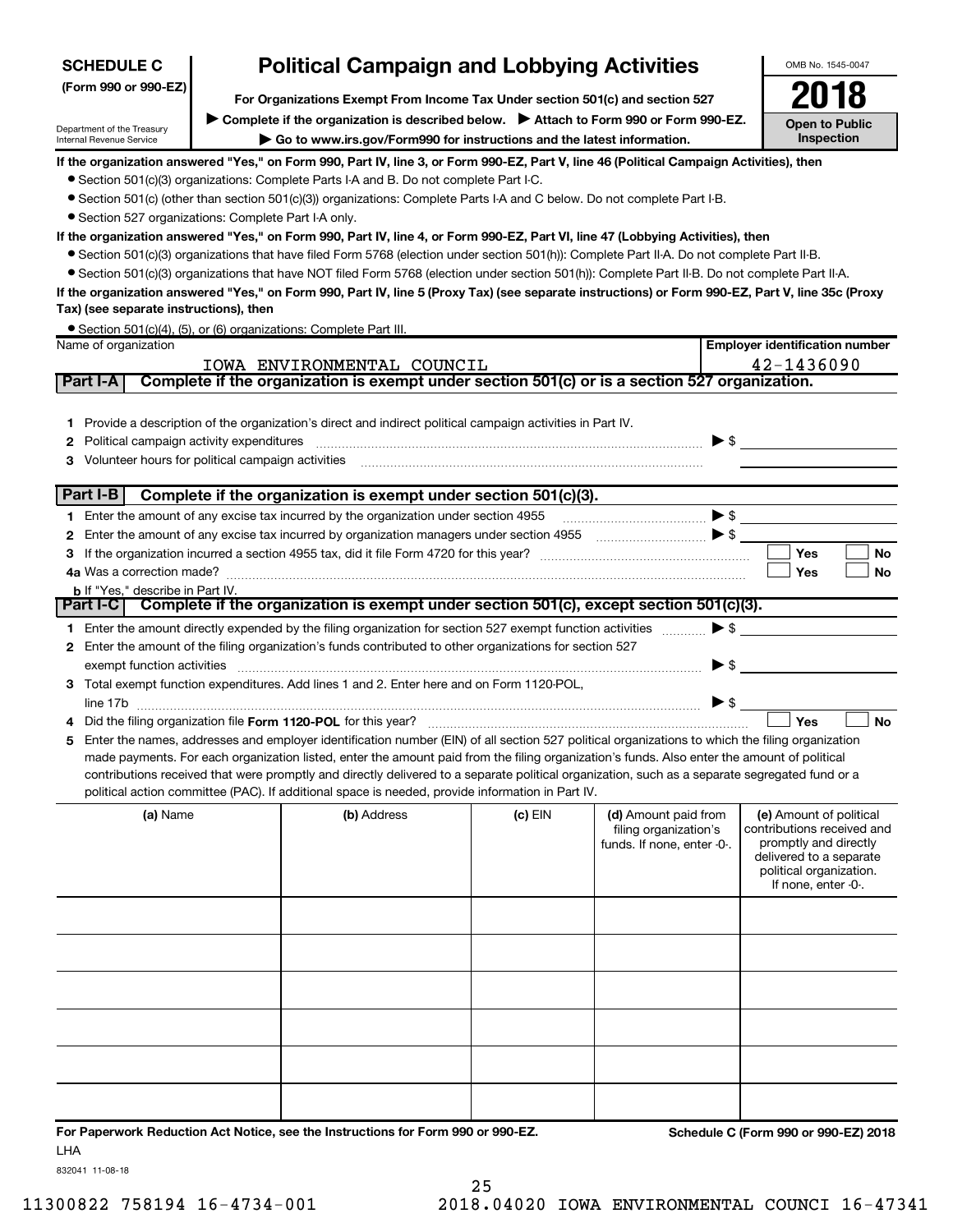**SCHEDULE C**
**(Form 990 or 990-EZ)**

Department of the Treasury
Internal Revenue Service

# Political Campaign and Lobbying Activities

**For Organizations Exempt From Income Tax Under section 501(c) and section 527**

▶ **Complete if the organization is described below.** ▶ **Attach to Form 990 or Form 990-EZ.**

▶ **Go to www.irs.gov/Form990 for instructions and the latest information.**

OMB No. 1545-0047

**2018**

**Open to Public Inspection**

**If the organization answered "Yes," on Form 990, Part IV, line 3, or Form 990-EZ, Part V, line 46 (Political Campaign Activities), then**

- Section 501(c)(3) organizations: Complete Parts I-A and B. Do not complete Part I-C.
- Section 501(c) (other than section 501(c)(3)) organizations: Complete Parts I-A and C below. Do not complete Part I-B.
- Section 527 organizations: Complete Part I-A only.

**If the organization answered "Yes," on Form 990, Part IV, line 4, or Form 990-EZ, Part VI, line 47 (Lobbying Activities), then**

- Section 501(c)(3) organizations that have filed Form 5768 (election under section 501(h)): Complete Part II-A. Do not complete Part II-B.
- Section 501(c)(3) organizations that have NOT filed Form 5768 (election under section 501(h)): Complete Part II-B. Do not complete Part II-A.

**If the organization answered "Yes," on Form 990, Part IV, line 5 (Proxy Tax) (see separate instructions) or Form 990-EZ, Part V, line 35c (Proxy Tax) (see separate instructions), then**

- Section 501(c)(4), (5), or (6) organizations: Complete Part III.

| Name of organization | Employer identification number |
|---|---|
| IOWA ENVIRONMENTAL COUNCIL | 42-1436090 |

## Part I-A Complete if the organization is exempt under section 501(c) or is a section 527 organization.

1 Provide a description of the organization's direct and indirect political campaign activities in Part IV.
2 Political campaign activity expenditures ▶ $
3 Volunteer hours for political campaign activities

## Part I-B Complete if the organization is exempt under section 501(c)(3).

1 Enter the amount of any excise tax incurred by the organization under section 4955 ▶ $
2 Enter the amount of any excise tax incurred by organization managers under section 4955 ▶ $
3 If the organization incurred a section 4955 tax, did it file Form 4720 for this year? ☐ Yes ☐ No
4a Was a correction made? ☐ Yes ☐ No
b If "Yes," describe in Part IV.

## Part I-C Complete if the organization is exempt under section 501(c), except section 501(c)(3).

1 Enter the amount directly expended by the filing organization for section 527 exempt function activities ▶ $
2 Enter the amount of the filing organization's funds contributed to other organizations for section 527 exempt function activities ▶ $
3 Total exempt function expenditures. Add lines 1 and 2. Enter here and on Form 1120-POL, line 17b ▶ $
4 Did the filing organization file **Form 1120-POL** for this year? ☐ Yes ☐ No
5 Enter the names, addresses and employer identification number (EIN) of all section 527 political organizations to which the filing organization made payments. For each organization listed, enter the amount paid from the filing organization's funds. Also enter the amount of political contributions received that were promptly and directly delivered to a separate political organization, such as a separate segregated fund or a political action committee (PAC). If additional space is needed, provide information in Part IV.

| (a) Name | (b) Address | (c) EIN | (d) Amount paid from filing organization's funds. If none, enter -0-. | (e) Amount of political contributions received and promptly and directly delivered to a separate political organization. If none, enter -0-. |
|---|---|---|---|---|
| | | | | |
| | | | | |
| | | | | |
| | | | | |
| | | | | |
| | | | | |

**For Paperwork Reduction Act Notice, see the Instructions for Form 990 or 990-EZ.** **Schedule C (Form 990 or 990-EZ) 2018**
LHA
832041 11-08-18

11300822 758194 16-4734-001 2018.04020 IOWA ENVIRONMENTAL COUNCI 16-47341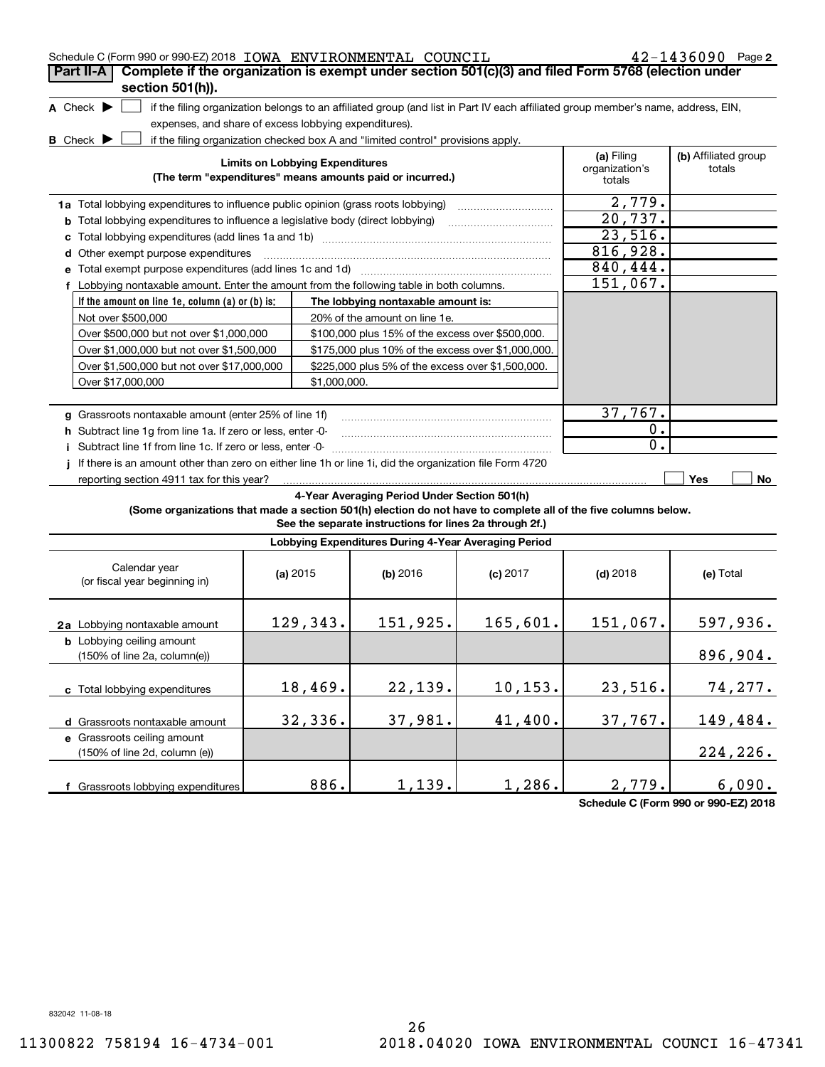Schedule C (Form 990 or 990-EZ) 2018 IOWA ENVIRONMENTAL COUNCIL 42-1436090 Page **2**

## Part II-A Complete if the organization is exempt under section 501(c)(3) and filed Form 5768 (election under section 501(h)).

**A** Check ▶ ☐ if the filing organization belongs to an affiliated group (and list in Part IV each affiliated group member's name, address, EIN, expenses, and share of excess lobbying expenditures).

**B** Check ▶ ☐ if the filing organization checked box A and "limited control" provisions apply.

| **Limits on Lobbying Expenditures** (The term "expenditures" means amounts paid or incurred.) | **(a)** Filing organization's totals | **(b)** Affiliated group totals |
|---|---|---|
| **1a** Total lobbying expenditures to influence public opinion (grass roots lobbying) | 2,779. | |
| **b** Total lobbying expenditures to influence a legislative body (direct lobbying) | 20,737. | |
| **c** Total lobbying expenditures (add lines 1a and 1b) | 23,516. | |
| **d** Other exempt purpose expenditures | 816,928. | |
| **e** Total exempt purpose expenditures (add lines 1c and 1d) | 840,444. | |
| **f** Lobbying nontaxable amount. Enter the amount from the following table in both columns. | 151,067. | |

| If the amount on line 1e, column (a) or (b) is: | The lobbying nontaxable amount is: |
|---|---|
| Not over $500,000 | 20% of the amount on line 1e. |
| Over $500,000 but not over $1,000,000 | $100,000 plus 15% of the excess over $500,000. |
| Over $1,000,000 but not over $1,500,000 | $175,000 plus 10% of the excess over $1,000,000. |
| Over $1,500,000 but not over $17,000,000 | $225,000 plus 5% of the excess over $1,500,000. |
| Over $17,000,000 | $1,000,000. |

| | (a) | (b) |
|---|---|---|
| **g** Grassroots nontaxable amount (enter 25% of line 1f) | 37,767. | |
| **h** Subtract line 1g from line 1a. If zero or less, enter -0- | 0. | |
| **i** Subtract line 1f from line 1c. If zero or less, enter -0- | 0. | |
| **j** If there is an amount other than zero on either line 1h or line 1i, did the organization file Form 4720 reporting section 4911 tax for this year? | ☐ Yes | ☐ No |

**4-Year Averaging Period Under Section 501(h)**

**(Some organizations that made a section 501(h) election do not have to complete all of the five columns below. See the separate instructions for lines 2a through 2f.)**

**Lobbying Expenditures During 4-Year Averaging Period**

| Calendar year (or fiscal year beginning in) | **(a)** 2015 | **(b)** 2016 | **(c)** 2017 | **(d)** 2018 | **(e)** Total |
|---|---|---|---|---|---|
| **2a** Lobbying nontaxable amount | 129,343. | 151,925. | 165,601. | 151,067. | 597,936. |
| **b** Lobbying ceiling amount (150% of line 2a, column(e)) | | | | | 896,904. |
| **c** Total lobbying expenditures | 18,469. | 22,139. | 10,153. | 23,516. | 74,277. |
| **d** Grassroots nontaxable amount | 32,336. | 37,981. | 41,400. | 37,767. | 149,484. |
| **e** Grassroots ceiling amount (150% of line 2d, column (e)) | | | | | 224,226. |
| **f** Grassroots lobbying expenditures | 886. | 1,139. | 1,286. | 2,779. | 6,090. |

**Schedule C (Form 990 or 990-EZ) 2018**

832042 11-08-18

11300822 758194 16-4734-001 2018.04020 IOWA ENVIRONMENTAL COUNCI 16-47341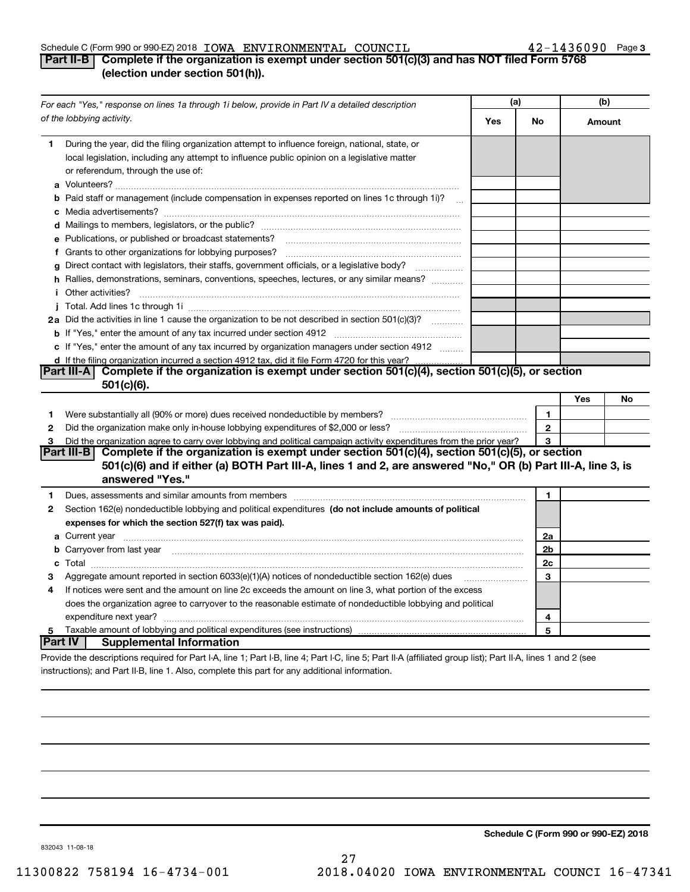Schedule C (Form 990 or 990-EZ) 2018 IOWA ENVIRONMENTAL COUNCIL 42-1436090 Page 3

## Part II-B Complete if the organization is exempt under section 501(c)(3) and has NOT filed Form 5768 (election under section 501(h)).

| For each "Yes," response on lines 1a through 1i below, provide in Part IV a detailed description of the lobbying activity. | (a) Yes | (a) No | (b) Amount |
|---|---|---|---|
| **1** During the year, did the filing organization attempt to influence foreign, national, state, or local legislation, including any attempt to influence public opinion on a legislative matter or referendum, through the use of: | | | |
| **a** Volunteers? | | | |
| **b** Paid staff or management (include compensation in expenses reported on lines 1c through 1i)? | | | |
| **c** Media advertisements? | | | |
| **d** Mailings to members, legislators, or the public? | | | |
| **e** Publications, or published or broadcast statements? | | | |
| **f** Grants to other organizations for lobbying purposes? | | | |
| **g** Direct contact with legislators, their staffs, government officials, or a legislative body? | | | |
| **h** Rallies, demonstrations, seminars, conventions, speeches, lectures, or any similar means? | | | |
| **i** Other activities? | | | |
| **j** Total. Add lines 1c through 1i | | | |
| **2a** Did the activities in line 1 cause the organization to be not described in section 501(c)(3)? | | | |
| **b** If "Yes," enter the amount of any tax incurred under section 4912 | | | |
| **c** If "Yes," enter the amount of any tax incurred by organization managers under section 4912 | | | |
| **d** If the filing organization incurred a section 4912 tax, did it file Form 4720 for this year? | | | |

## Part III-A Complete if the organization is exempt under section 501(c)(4), section 501(c)(5), or section 501(c)(6).

| | | | Yes | No |
|---|---|---|---|---|
| **1** | Were substantially all (90% or more) dues received nondeductible by members? | 1 | | |
| **2** | Did the organization make only in-house lobbying expenditures of $2,000 or less? | 2 | | |
| **3** | Did the organization agree to carry over lobbying and political campaign activity expenditures from the prior year? | 3 | | |

## Part III-B Complete if the organization is exempt under section 501(c)(4), section 501(c)(5), or section 501(c)(6) and if either (a) BOTH Part III-A, lines 1 and 2, are answered "No," OR (b) Part III-A, line 3, is answered "Yes."

| | | | |
|---|---|---|---|
| **1** | Dues, assessments and similar amounts from members | 1 | |
| **2** | Section 162(e) nondeductible lobbying and political expenditures **(do not include amounts of political expenses for which the section 527(f) tax was paid).** | | |
| **a** | Current year | 2a | |
| **b** | Carryover from last year | 2b | |
| **c** | Total | 2c | |
| **3** | Aggregate amount reported in section 6033(e)(1)(A) notices of nondeductible section 162(e) dues | 3 | |
| **4** | If notices were sent and the amount on line 2c exceeds the amount on line 3, what portion of the excess does the organization agree to carryover to the reasonable estimate of nondeductible lobbying and political expenditure next year? | 4 | |
| **5** | Taxable amount of lobbying and political expenditures (see instructions) | 5 | |

## Part IV Supplemental Information

Provide the descriptions required for Part I-A, line 1; Part I-B, line 4; Part I-C, line 5; Part II-A (affiliated group list); Part II-A, lines 1 and 2 (see instructions); and Part II-B, line 1. Also, complete this part for any additional information.

**Schedule C (Form 990 or 990-EZ) 2018**

832043 11-08-18

11300822 758194 16-4734-001 2018.04020 IOWA ENVIRONMENTAL COUNCI 16-47341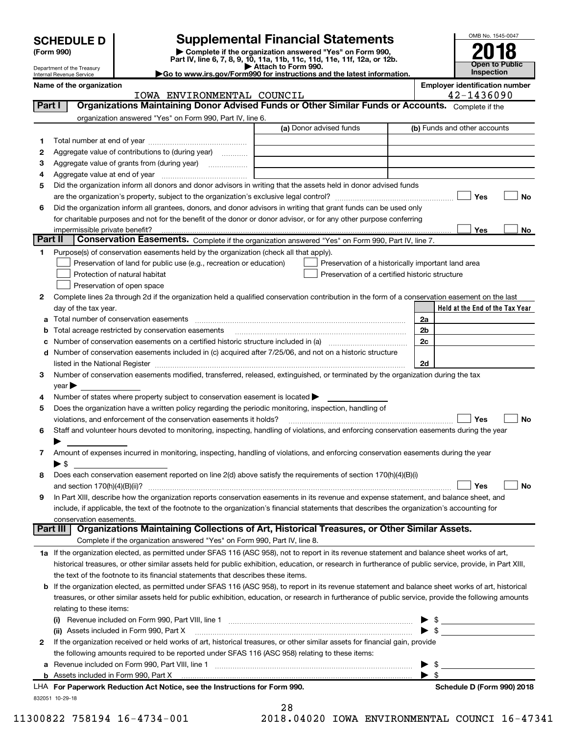# SCHEDULE D (Form 990)

Department of the Treasury
Internal Revenue Service

## Supplemental Financial Statements

▶ Complete if the organization answered "Yes" on Form 990, Part IV, line 6, 7, 8, 9, 10, 11a, 11b, 11c, 11d, 11e, 11f, 12a, or 12b.
▶ Attach to Form 990.
▶Go to www.irs.gov/Form990 for instructions and the latest information.

OMB No. 1545-0047

**2018**

**Open to Public Inspection**

**Name of the organization**
IOWA ENVIRONMENTAL COUNCIL

**Employer identification number**
42-1436090

### Part I — Organizations Maintaining Donor Advised Funds or Other Similar Funds or Accounts.

Complete if the organization answered "Yes" on Form 990, Part IV, line 6.

| | | (a) Donor advised funds | (b) Funds and other accounts |
|---|---|---|---|
| 1 | Total number at end of year | | |
| 2 | Aggregate value of contributions to (during year) | | |
| 3 | Aggregate value of grants from (during year) | | |
| 4 | Aggregate value at end of year | | |

5 Did the organization inform all donors and donor advisors in writing that the assets held in donor advised funds are the organization's property, subject to the organization's exclusive legal control? ☐ Yes ☐ No

6 Did the organization inform all grantees, donors, and donor advisors in writing that grant funds can be used only for charitable purposes and not for the benefit of the donor or donor advisor, or for any other purpose conferring impermissible private benefit? ☐ Yes ☐ No

### Part II — Conservation Easements.

Complete if the organization answered "Yes" on Form 990, Part IV, line 7.

1 Purpose(s) of conservation easements held by the organization (check all that apply).

- ☐ Preservation of land for public use (e.g., recreation or education)
- ☐ Protection of natural habitat
- ☐ Preservation of open space
- ☐ Preservation of a historically important land area
- ☐ Preservation of a certified historic structure

2 Complete lines 2a through 2d if the organization held a qualified conservation contribution in the form of a conservation easement on the last day of the tax year.

| | | | Held at the End of the Tax Year |
|---|---|---|---|
| a | Total number of conservation easements | 2a | |
| b | Total acreage restricted by conservation easements | 2b | |
| c | Number of conservation easements on a certified historic structure included in (a) | 2c | |
| d | Number of conservation easements included in (c) acquired after 7/25/06, and not on a historic structure listed in the National Register | 2d | |

3 Number of conservation easements modified, transferred, released, extinguished, or terminated by the organization during the tax year ▶

4 Number of states where property subject to conservation easement is located ▶

5 Does the organization have a written policy regarding the periodic monitoring, inspection, handling of violations, and enforcement of the conservation easements it holds? ☐ Yes ☐ No

6 Staff and volunteer hours devoted to monitoring, inspecting, handling of violations, and enforcing conservation easements during the year ▶

7 Amount of expenses incurred in monitoring, inspecting, handling of violations, and enforcing conservation easements during the year ▶ $

8 Does each conservation easement reported on line 2(d) above satisfy the requirements of section 170(h)(4)(B)(i) and section 170(h)(4)(B)(ii)? ☐ Yes ☐ No

9 In Part XIII, describe how the organization reports conservation easements in its revenue and expense statement, and balance sheet, and include, if applicable, the text of the footnote to the organization's financial statements that describes the organization's accounting for conservation easements.

### Part III — Organizations Maintaining Collections of Art, Historical Treasures, or Other Similar Assets.

Complete if the organization answered "Yes" on Form 990, Part IV, line 8.

1a If the organization elected, as permitted under SFAS 116 (ASC 958), not to report in its revenue statement and balance sheet works of art, historical treasures, or other similar assets held for public exhibition, education, or research in furtherance of public service, provide, in Part XIII, the text of the footnote to its financial statements that describes these items.

b If the organization elected, as permitted under SFAS 116 (ASC 958), to report in its revenue statement and balance sheet works of art, historical treasures, or other similar assets held for public exhibition, education, or research in furtherance of public service, provide the following amounts relating to these items:

(i) Revenue included on Form 990, Part VIII, line 1 ▶ $

(ii) Assets included in Form 990, Part X ▶ $

2 If the organization received or held works of art, historical treasures, or other similar assets for financial gain, provide the following amounts required to be reported under SFAS 116 (ASC 958) relating to these items:

a Revenue included on Form 990, Part VIII, line 1 ▶ $

b Assets included in Form 990, Part X ▶ $

LHA **For Paperwork Reduction Act Notice, see the Instructions for Form 990.** **Schedule D (Form 990) 2018**

832051 10-29-18

11300822 758194 16-4734-001 2018.04020 IOWA ENVIRONMENTAL COUNCI 16-47341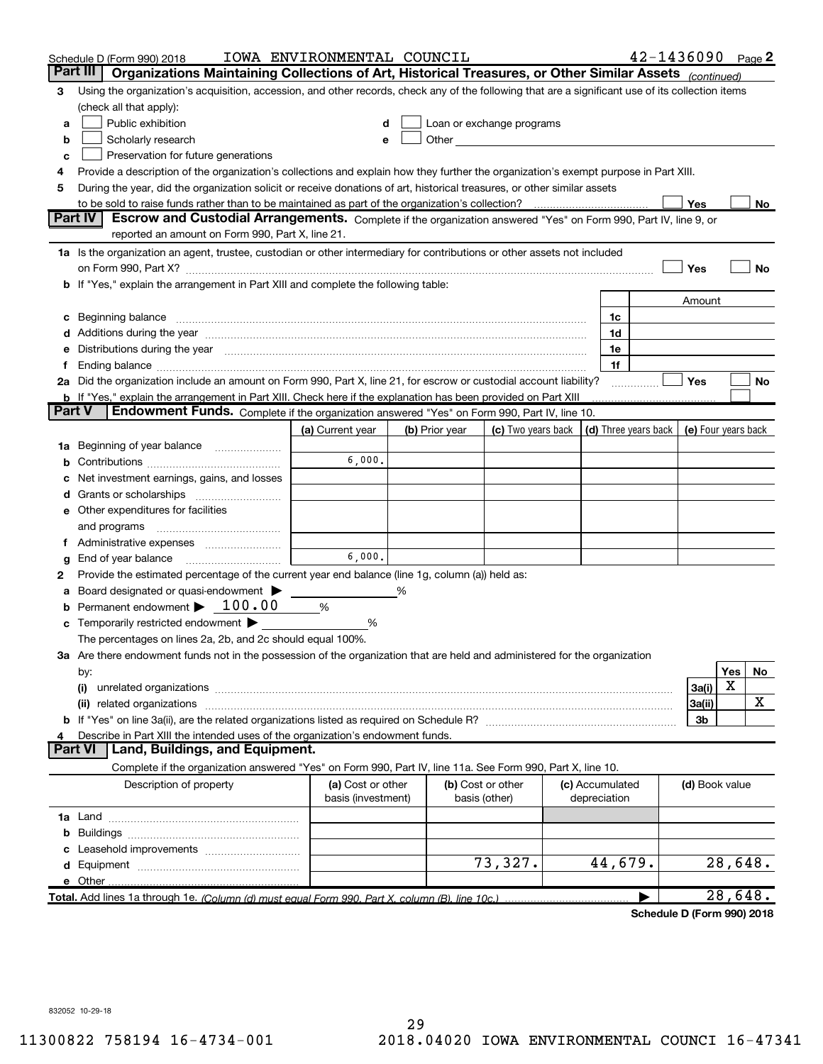Schedule D (Form 990) 2018 IOWA ENVIRONMENTAL COUNCIL 42-1436090 Page 2

## Part III Organizations Maintaining Collections of Art, Historical Treasures, or Other Similar Assets *(continued)*

3 Using the organization's acquisition, accession, and other records, check any of the following that are a significant use of its collection items (check all that apply):

a ☐ Public exhibition
b ☐ Scholarly research
c ☐ Preservation for future generations
d ☐ Loan or exchange programs
e ☐ Other

4 Provide a description of the organization's collections and explain how they further the organization's exempt purpose in Part XIII.

5 During the year, did the organization solicit or receive donations of art, historical treasures, or other similar assets to be sold to raise funds rather than to be maintained as part of the organization's collection? ☐ Yes ☐ No

## Part IV Escrow and Custodial Arrangements.

Complete if the organization answered "Yes" on Form 990, Part IV, line 9, or reported an amount on Form 990, Part X, line 21.

1a Is the organization an agent, trustee, custodian or other intermediary for contributions or other assets not included on Form 990, Part X? ☐ Yes ☐ No

b If "Yes," explain the arrangement in Part XIII and complete the following table:

| | | Amount |
|---|---|---|
| c Beginning balance | 1c | |
| d Additions during the year | 1d | |
| e Distributions during the year | 1e | |
| f Ending balance | 1f | |

2a Did the organization include an amount on Form 990, Part X, line 21, for escrow or custodial account liability? ☐ Yes ☐ No

b If "Yes," explain the arrangement in Part XIII. Check here if the explanation has been provided on Part XIII ☐

## Part V Endowment Funds.

Complete if the organization answered "Yes" on Form 990, Part IV, line 10.

| | (a) Current year | (b) Prior year | (c) Two years back | (d) Three years back | (e) Four years back |
|---|---|---|---|---|---|
| 1a Beginning of year balance | | | | | |
| b Contributions | 6,000. | | | | |
| c Net investment earnings, gains, and losses | | | | | |
| d Grants or scholarships | | | | | |
| e Other expenditures for facilities and programs | | | | | |
| f Administrative expenses | | | | | |
| g End of year balance | 6,000. | | | | |

2 Provide the estimated percentage of the current year end balance (line 1g, column (a)) held as:

a Board designated or quasi-endowment ▶ ______ %
b Permanent endowment ▶ 100.00 %
c Temporarily restricted endowment ▶ ______ %

The percentages on lines 2a, 2b, and 2c should equal 100%.

3a Are there endowment funds not in the possession of the organization that are held and administered for the organization by:

| | | Yes | No |
|---|---|---|---|
| (i) unrelated organizations | 3a(i) | X | |
| (ii) related organizations | 3a(ii) | | X |
| b If "Yes" on line 3a(ii), are the related organizations listed as required on Schedule R? | 3b | | |

4 Describe in Part XIII the intended uses of the organization's endowment funds.

## Part VI Land, Buildings, and Equipment.

Complete if the organization answered "Yes" on Form 990, Part IV, line 11a. See Form 990, Part X, line 10.

| Description of property | (a) Cost or other basis (investment) | (b) Cost or other basis (other) | (c) Accumulated depreciation | (d) Book value |
|---|---|---|---|---|
| 1a Land | | | | |
| b Buildings | | | | |
| c Leasehold improvements | | | | |
| d Equipment | | 73,327. | 44,679. | 28,648. |
| e Other | | | | |
| **Total.** Add lines 1a through 1e. *(Column (d) must equal Form 990, Part X, column (B), line 10c.)* | | | | 28,648. |

**Schedule D (Form 990) 2018**

832052 10-29-18

11300822 758194 16-4734-001 2018.04020 IOWA ENVIRONMENTAL COUNCI 16-47341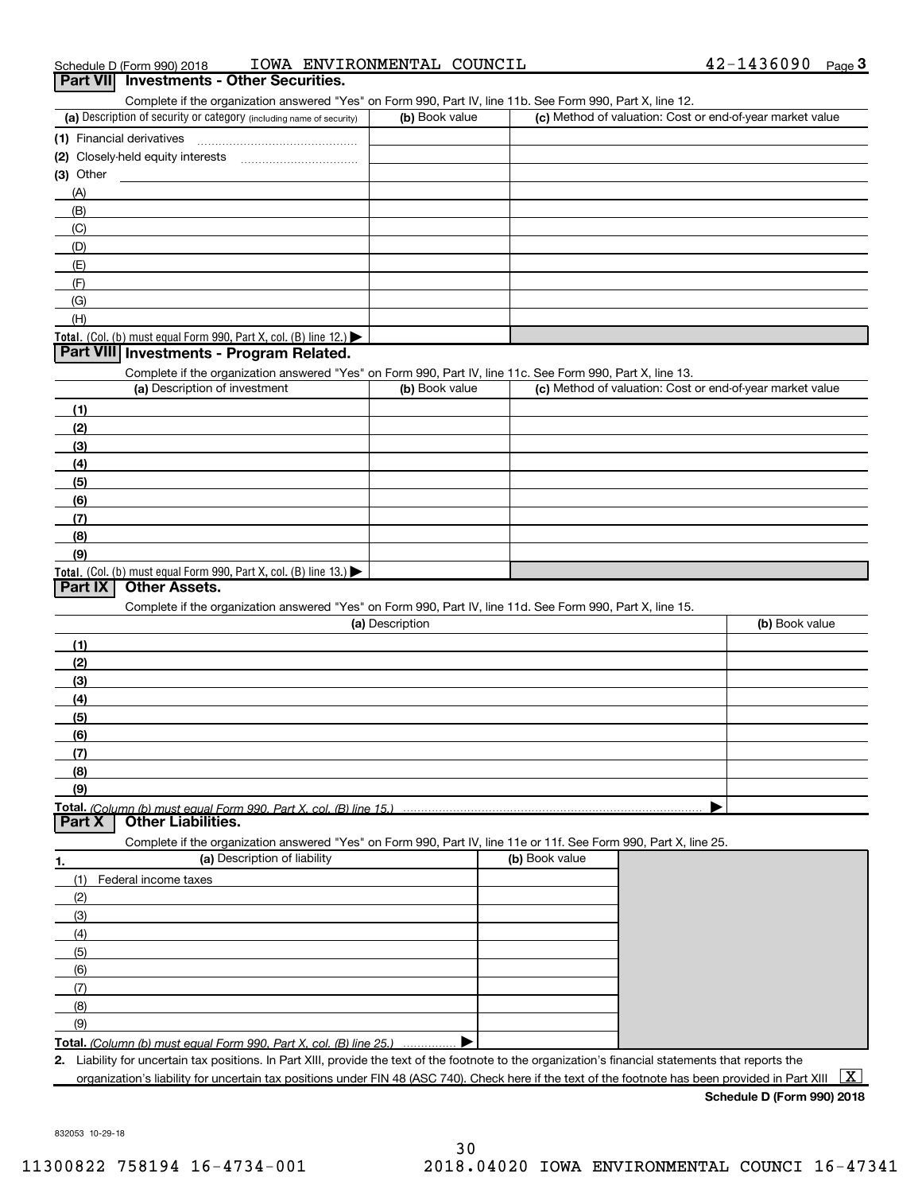Schedule D (Form 990) 2018 IOWA ENVIRONMENTAL COUNCIL 42-1436090 Page 3

## Part VII Investments - Other Securities.

Complete if the organization answered "Yes" on Form 990, Part IV, line 11b. See Form 990, Part X, line 12.

| (a) Description of security or category (including name of security) | (b) Book value | (c) Method of valuation: Cost or end-of-year market value |
|---|---|---|
| (1) Financial derivatives | | |
| (2) Closely-held equity interests | | |
| (3) Other | | |
| (A) | | |
| (B) | | |
| (C) | | |
| (D) | | |
| (E) | | |
| (F) | | |
| (G) | | |
| (H) | | |
| **Total.** (Col. (b) must equal Form 990, Part X, col. (B) line 12.) | | |

## Part VIII Investments - Program Related.

Complete if the organization answered "Yes" on Form 990, Part IV, line 11c. See Form 990, Part X, line 13.

| (a) Description of investment | (b) Book value | (c) Method of valuation: Cost or end-of-year market value |
|---|---|---|
| (1) | | |
| (2) | | |
| (3) | | |
| (4) | | |
| (5) | | |
| (6) | | |
| (7) | | |
| (8) | | |
| (9) | | |
| **Total.** (Col. (b) must equal Form 990, Part X, col. (B) line 13.) | | |

## Part IX Other Assets.

Complete if the organization answered "Yes" on Form 990, Part IV, line 11d. See Form 990, Part X, line 15.

| (a) Description | (b) Book value |
|---|---|
| (1) | |
| (2) | |
| (3) | |
| (4) | |
| (5) | |
| (6) | |
| (7) | |
| (8) | |
| (9) | |
| **Total.** *(Column (b) must equal Form 990, Part X, col. (B) line 15.)* | |

## Part X Other Liabilities.

Complete if the organization answered "Yes" on Form 990, Part IV, line 11e or 11f. See Form 990, Part X, line 25.

| 1. (a) Description of liability | (b) Book value |
|---|---|
| (1) Federal income taxes | |
| (2) | |
| (3) | |
| (4) | |
| (5) | |
| (6) | |
| (7) | |
| (8) | |
| (9) | |
| **Total.** *(Column (b) must equal Form 990, Part X, col. (B) line 25.)* | |

**2.** Liability for uncertain tax positions. In Part XIII, provide the text of the footnote to the organization's financial statements that reports the organization's liability for uncertain tax positions under FIN 48 (ASC 740). Check here if the text of the footnote has been provided in Part XIII [X]

**Schedule D (Form 990) 2018**

832053 10-29-18

11300822 758194 16-4734-001 2018.04020 IOWA ENVIRONMENTAL COUNCI 16-47341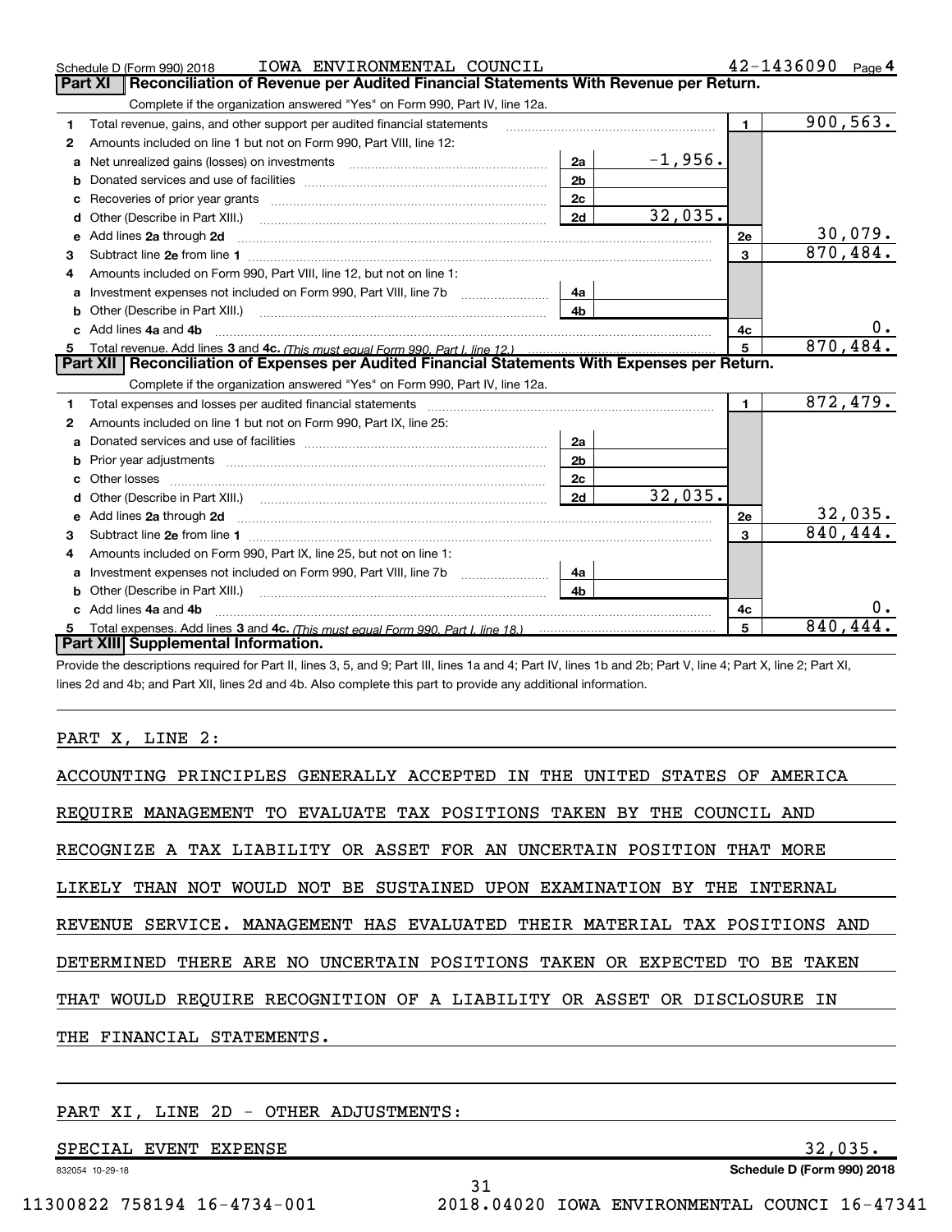Schedule D (Form 990) 2018 IOWA ENVIRONMENTAL COUNCIL 42-1436090 Page 4

## Part XI Reconciliation of Revenue per Audited Financial Statements With Revenue per Return.

Complete if the organization answered "Yes" on Form 990, Part IV, line 12a.

| | | | | | |
|---|---|---|---|---|---|
| 1 | Total revenue, gains, and other support per audited financial statements | | | 1 | 900,563. |
| 2 | Amounts included on line 1 but not on Form 990, Part VIII, line 12: | | | | |
| a | Net unrealized gains (losses) on investments | 2a | -1,956. | | |
| b | Donated services and use of facilities | 2b | | | |
| c | Recoveries of prior year grants | 2c | | | |
| d | Other (Describe in Part XIII.) | 2d | 32,035. | | |
| e | Add lines 2a through 2d | | | 2e | 30,079. |
| 3 | Subtract line 2e from line 1 | | | 3 | 870,484. |
| 4 | Amounts included on Form 990, Part VIII, line 12, but not on line 1: | | | | |
| a | Investment expenses not included on Form 990, Part VIII, line 7b | 4a | | | |
| b | Other (Describe in Part XIII.) | 4b | | | |
| c | Add lines 4a and 4b | | | 4c | 0. |
| 5 | Total revenue. Add lines 3 and 4c. *(This must equal Form 990, Part I, line 12.)* | | | 5 | 870,484. |

## Part XII Reconciliation of Expenses per Audited Financial Statements With Expenses per Return.

Complete if the organization answered "Yes" on Form 990, Part IV, line 12a.

| | | | | | |
|---|---|---|---|---|---|
| 1 | Total expenses and losses per audited financial statements | | | 1 | 872,479. |
| 2 | Amounts included on line 1 but not on Form 990, Part IX, line 25: | | | | |
| a | Donated services and use of facilities | 2a | | | |
| b | Prior year adjustments | 2b | | | |
| c | Other losses | 2c | | | |
| d | Other (Describe in Part XIII.) | 2d | 32,035. | | |
| e | Add lines 2a through 2d | | | 2e | 32,035. |
| 3 | Subtract line 2e from line 1 | | | 3 | 840,444. |
| 4 | Amounts included on Form 990, Part IX, line 25, but not on line 1: | | | | |
| a | Investment expenses not included on Form 990, Part VIII, line 7b | 4a | | | |
| b | Other (Describe in Part XIII.) | 4b | | | |
| c | Add lines 4a and 4b | | | 4c | 0. |
| 5 | Total expenses. Add lines 3 and 4c. *(This must equal Form 990, Part I, line 18.)* | | | 5 | 840,444. |

## Part XIII Supplemental Information.

Provide the descriptions required for Part II, lines 3, 5, and 9; Part III, lines 1a and 4; Part IV, lines 1b and 2b; Part V, line 4; Part X, line 2; Part XI, lines 2d and 4b; and Part XII, lines 2d and 4b. Also complete this part to provide any additional information.

PART X, LINE 2:

ACCOUNTING PRINCIPLES GENERALLY ACCEPTED IN THE UNITED STATES OF AMERICA REQUIRE MANAGEMENT TO EVALUATE TAX POSITIONS TAKEN BY THE COUNCIL AND RECOGNIZE A TAX LIABILITY OR ASSET FOR AN UNCERTAIN POSITION THAT MORE LIKELY THAN NOT WOULD NOT BE SUSTAINED UPON EXAMINATION BY THE INTERNAL REVENUE SERVICE. MANAGEMENT HAS EVALUATED THEIR MATERIAL TAX POSITIONS AND DETERMINED THERE ARE NO UNCERTAIN POSITIONS TAKEN OR EXPECTED TO BE TAKEN THAT WOULD REQUIRE RECOGNITION OF A LIABILITY OR ASSET OR DISCLOSURE IN THE FINANCIAL STATEMENTS.

PART XI, LINE 2D - OTHER ADJUSTMENTS:

SPECIAL EVENT EXPENSE 32,035.

832054 10-29-18 Schedule D (Form 990) 2018

11300822 758194 16-4734-001 2018.04020 IOWA ENVIRONMENTAL COUNCI 16-47341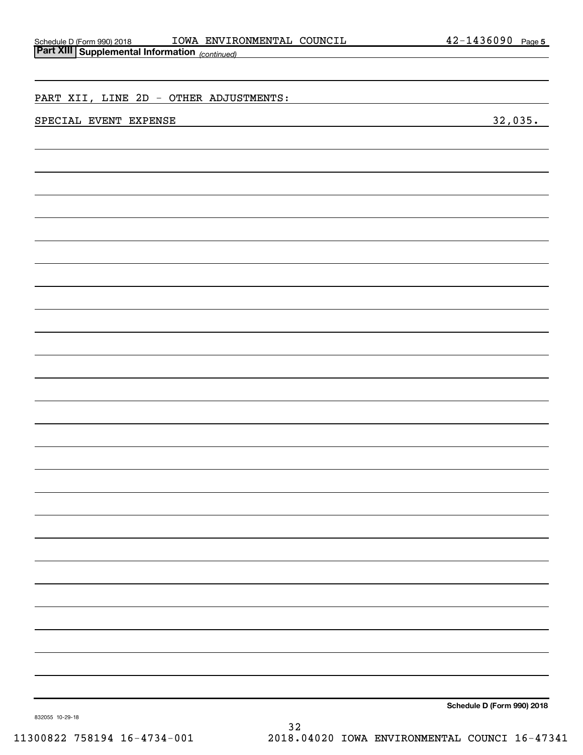Schedule D (Form 990) 2018 IOWA ENVIRONMENTAL COUNCIL 42-1436090 Page 5

**Part XIII Supplemental Information** *(continued)*

PART XII, LINE 2D - OTHER ADJUSTMENTS:

| | |
|---|---|
| SPECIAL EVENT EXPENSE | 32,035. |

**Schedule D (Form 990) 2018**

832055 10-29-18

11300822 758194 16-4734-001 2018.04020 IOWA ENVIRONMENTAL COUNCI 16-47341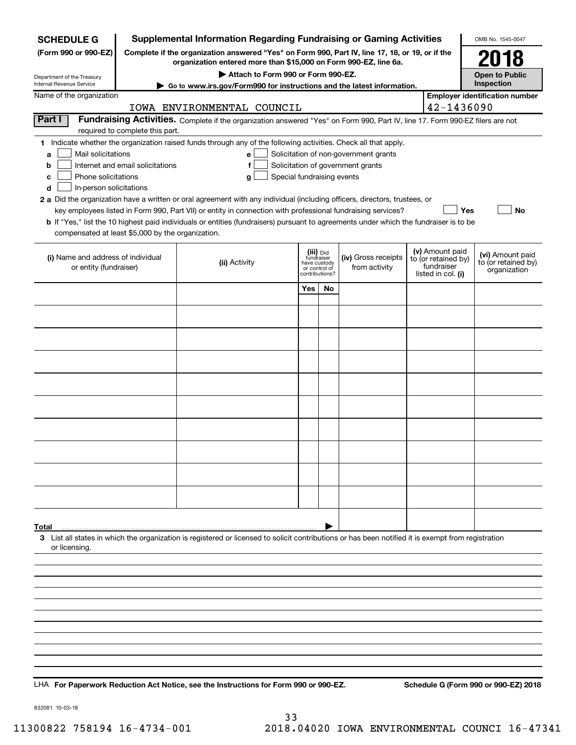**SCHEDULE G**
**(Form 990 or 990-EZ)**

Department of the Treasury
Internal Revenue Service

# Supplemental Information Regarding Fundraising or Gaming Activities

**Complete if the organization answered "Yes" on Form 990, Part IV, line 17, 18, or 19, or if the organization entered more than $15,000 on Form 990-EZ, line 6a.**

**▶ Attach to Form 990 or Form 990-EZ.**

**▶ Go to www.irs.gov/Form990 for instructions and the latest information.**

OMB No. 1545-0047

**2018**

**Open to Public Inspection**

Name of the organization: IOWA ENVIRONMENTAL COUNCIL

**Employer identification number**: 42-1436090

**Part I** **Fundraising Activities.** Complete if the organization answered "Yes" on Form 990, Part IV, line 17. Form 990-EZ filers are not required to complete this part.

**1** Indicate whether the organization raised funds through any of the following activities. Check all that apply.

- **a** ☐ Mail solicitations
- **b** ☐ Internet and email solicitations
- **c** ☐ Phone solicitations
- **d** ☐ In-person solicitations
- **e** ☐ Solicitation of non-government grants
- **f** ☐ Solicitation of government grants
- **g** ☐ Special fundraising events

**2 a** Did the organization have a written or oral agreement with any individual (including officers, directors, trustees, or key employees listed in Form 990, Part VII) or entity in connection with professional fundraising services? ☐ **Yes** ☐ **No**

**b** If "Yes," list the 10 highest paid individuals or entities (fundraisers) pursuant to agreements under which the fundraiser is to be compensated at least $5,000 by the organization.

| (i) Name and address of individual or entity (fundraiser) | (ii) Activity | (iii) Did fundraiser have custody or control of contributions? | | (iv) Gross receipts from activity | (v) Amount paid to (or retained by) fundraiser listed in col. (i) | (vi) Amount paid to (or retained by) organization |
|---|---|---|---|---|---|---|
| | | Yes | No | | | |
| | | | | | | |
| | | | | | | |
| | | | | | | |
| | | | | | | |
| | | | | | | |
| | | | | | | |
| | | | | | | |
| | | | | | | |
| | | | | | | |
| | | | | | | |
| **Total** ▶ | | | | | | |

**3** List all states in which the organization is registered or licensed to solicit contributions or has been notified it is exempt from registration or licensing.

LHA **For Paperwork Reduction Act Notice, see the Instructions for Form 990 or 990-EZ.** **Schedule G (Form 990 or 990-EZ) 2018**

832081 10-03-18

11300822 758194 16-4734-001 2018.04020 IOWA ENVIRONMENTAL COUNCI 16-47341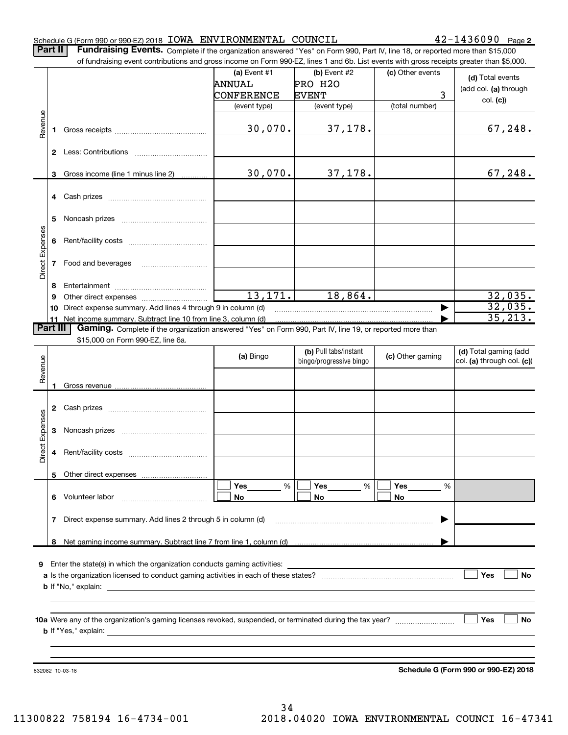Schedule G (Form 990 or 990-EZ) 2018 IOWA ENVIRONMENTAL COUNCIL 42-1436090 Page 2

**Part II** **Fundraising Events.** Complete if the organization answered "Yes" on Form 990, Part IV, line 18, or reported more than $15,000 of fundraising event contributions and gross income on Form 990-EZ, lines 1 and 6b. List events with gross receipts greater than $5,000.

| | | (a) Event #1 ANNUAL CONFERENCE (event type) | (b) Event #2 PRO H2O EVENT (event type) | (c) Other events 3 (total number) | (d) Total events (add col. (a) through col. (c)) |
|---|---|---|---|---|---|
| Revenue | 1 Gross receipts | 30,070. | 37,178. | | 67,248. |
| | 2 Less: Contributions | | | | |
| | 3 Gross income (line 1 minus line 2) | 30,070. | 37,178. | | 67,248. |
| Direct Expenses | 4 Cash prizes | | | | |
| | 5 Noncash prizes | | | | |
| | 6 Rent/facility costs | | | | |
| | 7 Food and beverages | | | | |
| | 8 Entertainment | | | | |
| | 9 Other direct expenses | 13,171. | 18,864. | | 32,035. |
| | 10 Direct expense summary. Add lines 4 through 9 in column (d) | | | ▶ | 32,035. |
| | 11 Net income summary. Subtract line 10 from line 3, column (d) | | | ▶ | 35,213. |

**Part III** **Gaming.** Complete if the organization answered "Yes" on Form 990, Part IV, line 19, or reported more than $15,000 on Form 990-EZ, line 6a.

| | | (a) Bingo | (b) Pull tabs/instant bingo/progressive bingo | (c) Other gaming | (d) Total gaming (add col. (a) through col. (c)) |
|---|---|---|---|---|---|
| Revenue | 1 Gross revenue | | | | |
| Direct Expenses | 2 Cash prizes | | | | |
| | 3 Noncash prizes | | | | |
| | 4 Rent/facility costs | | | | |
| | 5 Other direct expenses | | | | |
| | 6 Volunteer labor | ☐ Yes ____ % ☐ No | ☐ Yes ____ % ☐ No | ☐ Yes ____ % ☐ No | |
| | 7 Direct expense summary. Add lines 2 through 5 in column (d) | | | ▶ | |
| | 8 Net gaming income summary. Subtract line 7 from line 1, column (d) | | | ▶ | |

9 Enter the state(s) in which the organization conducts gaming activities:

a Is the organization licensed to conduct gaming activities in each of these states? ☐ Yes ☐ No

b If "No," explain:

10a Were any of the organization's gaming licenses revoked, suspended, or terminated during the tax year? ☐ Yes ☐ No

b If "Yes," explain:

832082 10-03-18

**Schedule G (Form 990 or 990-EZ) 2018**

11300822 758194 16-4734-001 2018.04020 IOWA ENVIRONMENTAL COUNCI 16-47341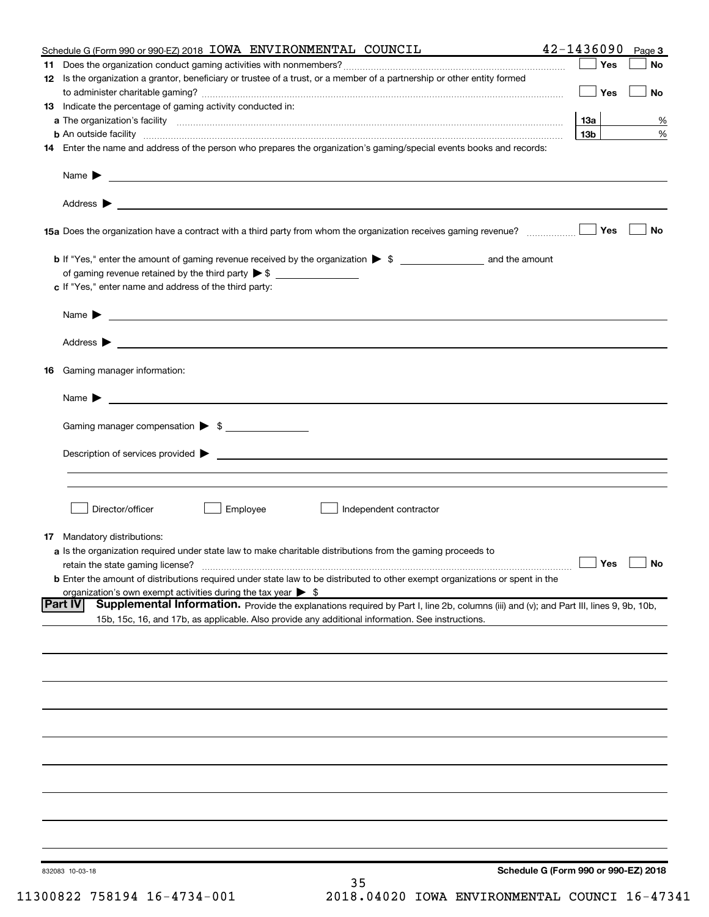Schedule G (Form 990 or 990-EZ) 2018 IOWA ENVIRONMENTAL COUNCIL 42-1436090 Page 3

**11** Does the organization conduct gaming activities with nonmembers? ☐ Yes ☐ No

**12** Is the organization a grantor, beneficiary or trustee of a trust, or a member of a partnership or other entity formed to administer charitable gaming? ☐ Yes ☐ No

**13** Indicate the percentage of gaming activity conducted in:

**a** The organization's facility **13a** %

**b** An outside facility **13b** %

**14** Enter the name and address of the person who prepares the organization's gaming/special events books and records:

Name ▶

Address ▶

**15a** Does the organization have a contract with a third party from whom the organization receives gaming revenue? ☐ Yes ☐ No

**b** If "Yes," enter the amount of gaming revenue received by the organization ▶ $ ______ and the amount of gaming revenue retained by the third party ▶ $ ______

**c** If "Yes," enter name and address of the third party:

Name ▶

Address ▶

**16** Gaming manager information:

Name ▶

Gaming manager compensation ▶ $

Description of services provided ▶

☐ Director/officer ☐ Employee ☐ Independent contractor

**17** Mandatory distributions:

**a** Is the organization required under state law to make charitable distributions from the gaming proceeds to retain the state gaming license? ☐ Yes ☐ No

**b** Enter the amount of distributions required under state law to be distributed to other exempt organizations or spent in the organization's own exempt activities during the tax year ▶ $

**Part IV** **Supplemental Information.** Provide the explanations required by Part I, line 2b, columns (iii) and (v); and Part III, lines 9, 9b, 10b, 15b, 15c, 16, and 17b, as applicable. Also provide any additional information. See instructions.

832083 10-03-18

**Schedule G (Form 990 or 990-EZ) 2018**

11300822 758194 16-4734-001 2018.04020 IOWA ENVIRONMENTAL COUNCI 16-47341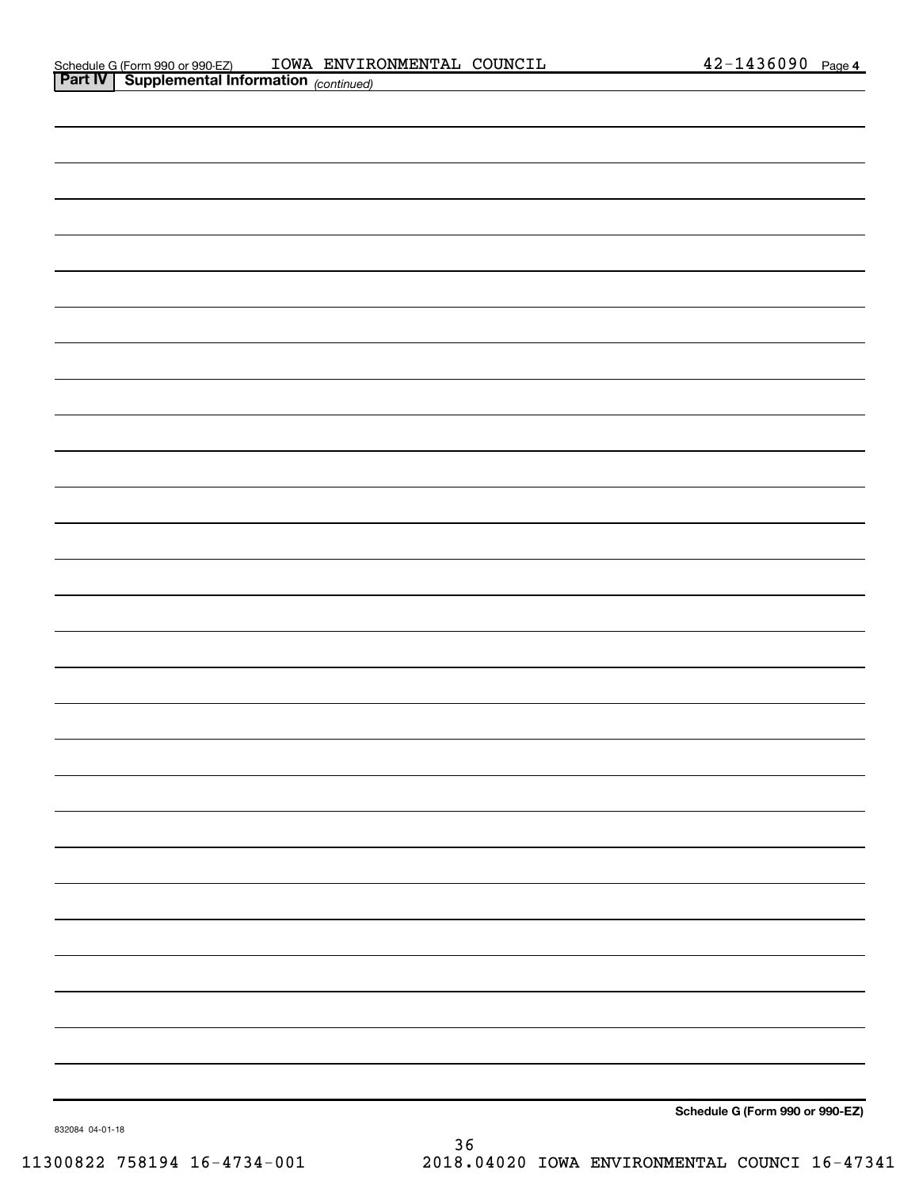Schedule G (Form 990 or 990-EZ) IOWA ENVIRONMENTAL COUNCIL 42-1436090 Page 4

**Part IV | Supplemental Information** *(continued)*

**Schedule G (Form 990 or 990-EZ)**

832084 04-01-18

11300822 758194 16-4734-001 2018.04020 IOWA ENVIRONMENTAL COUNCI 16-47341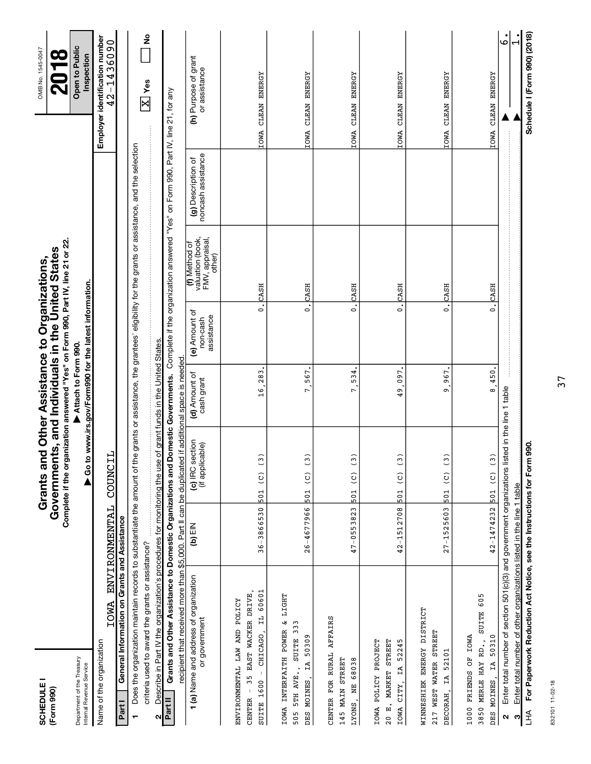**SCHEDULE I (Form 990)**

Department of the Treasury Internal Revenue Service

# Grants and Other Assistance to Organizations, Governments, and Individuals in the United States

**Complete if the organization answered "Yes" on Form 990, Part IV, line 21 or 22.**

▶ Attach to Form 990.

▶ Go to www.irs.gov/Form990 for the latest information.

OMB No. 1545-0047

**2018**

**Open to Public Inspection**

Name of the organization: IOWA ENVIRONMENTAL COUNCIL

Employer identification number: 42-1436090

**Part I General Information on Grants and Assistance**

1 Does the organization maintain records to substantiate the amount of the grants or assistance, the grantees' eligibility for the grants or assistance, and the selection criteria used to award the grants or assistance? [X] Yes [ ] No

2 Describe in Part IV the organization's procedures for monitoring the use of grant funds in the United States.

**Part II Grants and Other Assistance to Domestic Organizations and Domestic Governments.** Complete if the organization answered "Yes" on Form 990, Part IV, line 21, for any recipient that received more than $5,000. Part II can be duplicated if additional space is needed.

| 1 (a) Name and address of organization or government | (b) EIN | (c) IRC section (if applicable) | (d) Amount of cash grant | (e) Amount of non-cash assistance | (f) Method of valuation (book, FMV, appraisal, other) | (g) Description of noncash assistance | (h) Purpose of grant or assistance |
|---|---|---|---|---|---|---|---|
| ENVIRONMENTAL LAW AND POLICY CENTER - 35 EAST WACKER DRIVE, SUITE 1600 - CHICAGO, IL 60601 | 36-3866530 | 501 (C) (3) | 16,283. | 0. | CASH | | IOWA CLEAN ENERGY |
| IOWA INTERFAITH POWER & LIGHT 505 5TH AVE., SUITE 333 DES MOINES, IA 50309 | 26-4677966 | 501 (C) (3) | 7,567. | 0. | CASH | | IOWA CLEAN ENERGY |
| CENTER FOR RURAL AFFAIRS 145 MAIN STREET LYONS, NE 68038 | 47-0553823 | 501 (C) (3) | 7,534. | 0. | CASH | | IOWA CLEAN ENERGY |
| IOWA POLICY PROJECT 20 E. MARKET STREET IOWA CITY, IA 52245 | 42-1512708 | 501 (C) (3) | 49,097. | 0. | CASH | | IOWA CLEAN ENERGY |
| WINNESHIEK ENERGY DISTRICT 217 WEST WATER STREET DECORAH, IA 52101 | 27-1525603 | 501 (C) (3) | 9,967. | 0. | CASH | | IOWA CLEAN ENERGY |
| 1000 FRIENDS OF IOWA 3850 MERLE HAY RD., SUITE 605 DES MOINES, IA 50310 | 42-1474232 | 501 (C) (3) | 8,450. | 0. | CASH | | IOWA CLEAN ENERGY |

2 Enter total number of section 501(c)(3) and government organizations listed in the line 1 table ▶ 6.

3 Enter total number of other organizations listed in the line 1 table ▶ 1.

LHA For Paperwork Reduction Act Notice, see the Instructions for Form 990. **Schedule I (Form 990) (2018)**

832101 11-02-18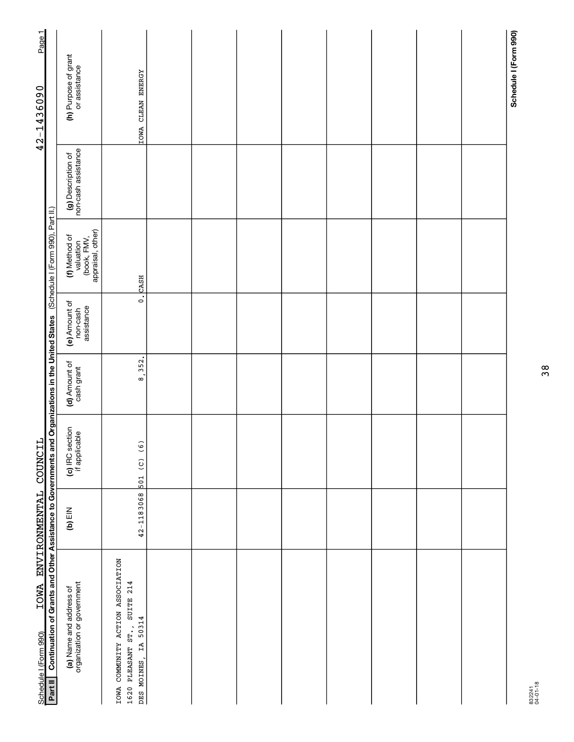Schedule I (Form 990) IOWA ENVIRONMENTAL COUNCIL 42-1436090 Page 1

**Part II** **Continuation of Grants and Other Assistance to Governments and Organizations in the United States** (Schedule I (Form 990), Part II.)

| (a) Name and address of organization or government | (b) EIN | (c) IRC section if applicable | (d) Amount of cash grant | (e) Amount of non-cash assistance | (f) Method of valuation (book, FMV, appraisal, other) | (g) Description of non-cash assistance | (h) Purpose of grant or assistance |
|---|---|---|---|---|---|---|---|
| IOWA COMMUNITY ACTION ASSOCIATION<br>1620 PLEASANT ST., SUITE 214<br>DES MOINES, IA 50314 | 42-1183068 | 501 (C) (6) | 8,352. | 0. | CASH | | IOWA CLEAN ENERGY |
| | | | | | | | |
| | | | | | | | |
| | | | | | | | |
| | | | | | | | |
| | | | | | | | |
| | | | | | | | |
| | | | | | | | |
| | | | | | | | |

Schedule I (Form 990)

832241
04-01-18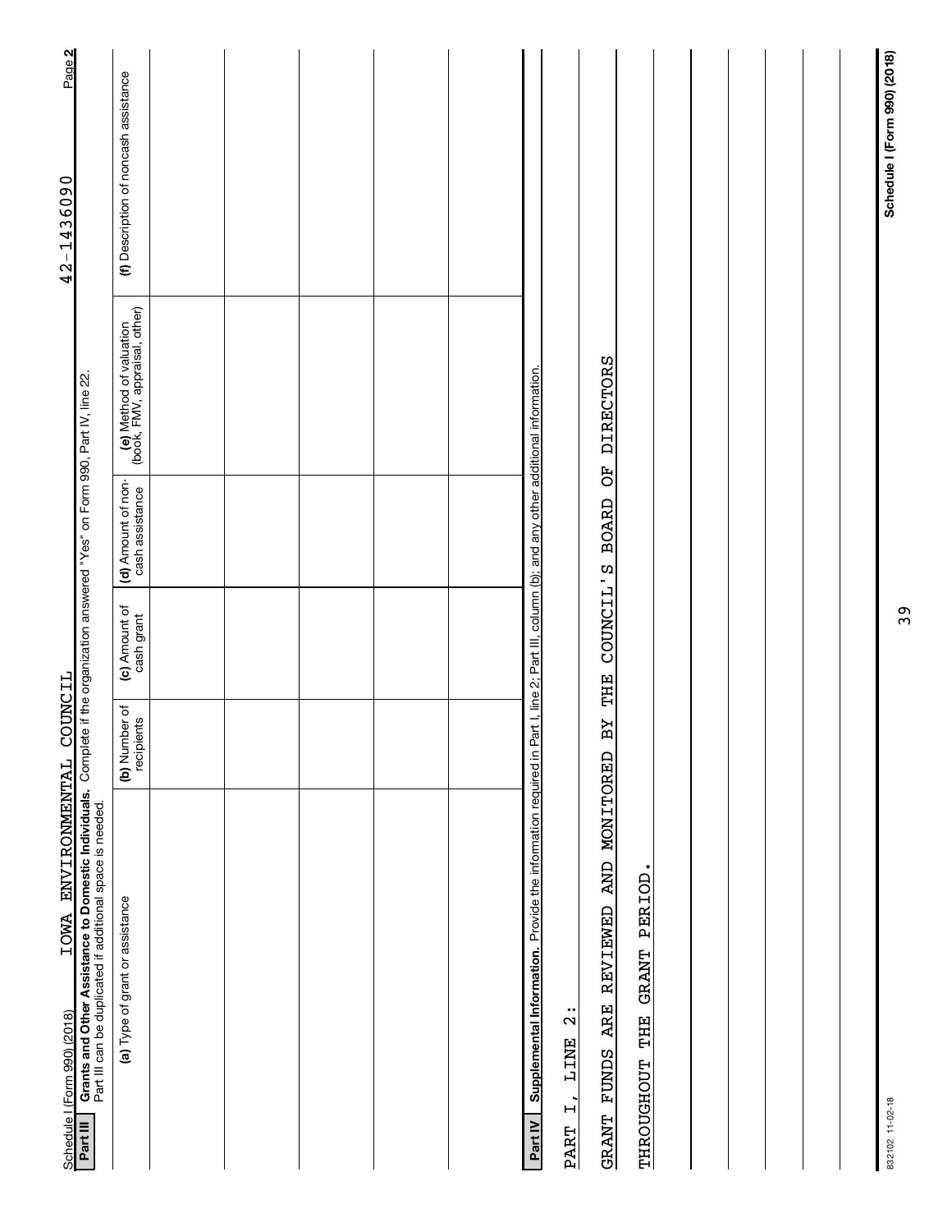Schedule I (Form 990) (2018) IOWA ENVIRONMENTAL COUNCIL 42-1436090 Page **2**

**Part III** **Grants and Other Assistance to Domestic Individuals.** Complete if the organization answered "Yes" on Form 990, Part IV, line 22. Part III can be duplicated if additional space is needed.

| (a) Type of grant or assistance | (b) Number of recipients | (c) Amount of cash grant | (d) Amount of non-cash assistance | (e) Method of valuation (book, FMV, appraisal, other) | (f) Description of noncash assistance |
|---|---|---|---|---|---|
| | | | | | |
| | | | | | |
| | | | | | |
| | | | | | |
| | | | | | |

**Part IV** **Supplemental Information.** Provide the information required in Part I, line 2; Part III, column (b); and any other additional information.

PART I, LINE 2:

GRANT FUNDS ARE REVIEWED AND MONITORED BY THE COUNCIL'S BOARD OF DIRECTORS THROUGHOUT THE GRANT PERIOD.

832102 11-02-18 **Schedule I (Form 990) (2018)**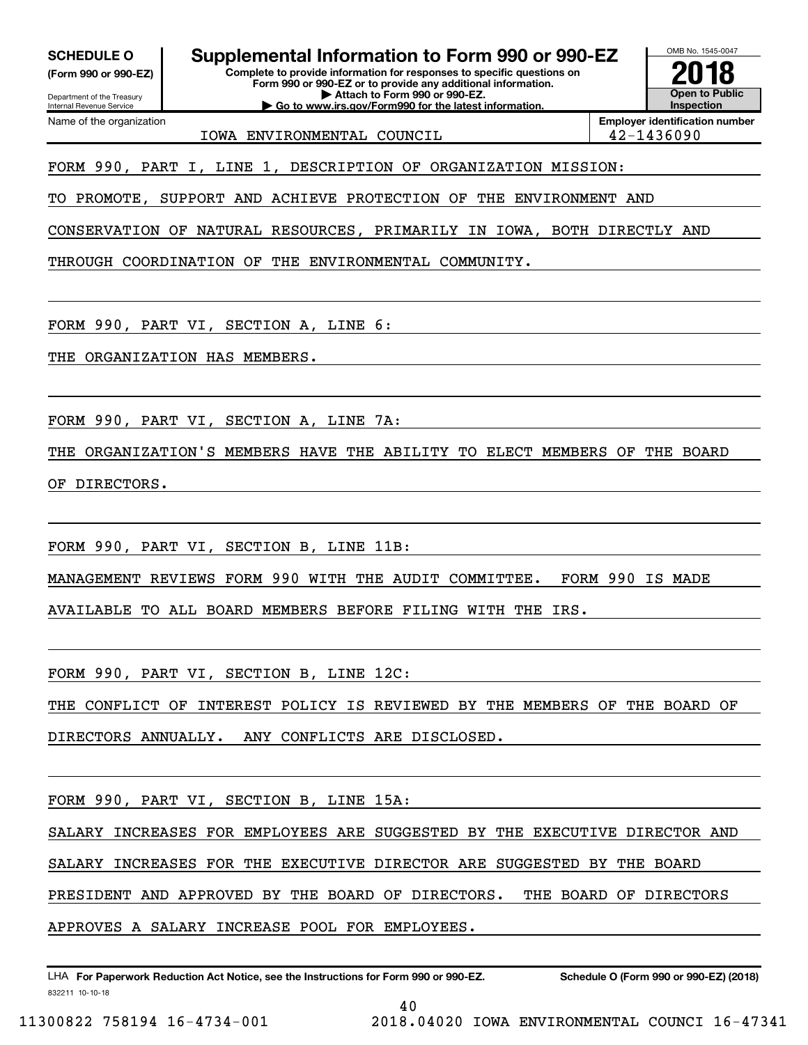**SCHEDULE O**
**(Form 990 or 990-EZ)**

Department of the Treasury
Internal Revenue Service

# Supplemental Information to Form 990 or 990-EZ

**Complete to provide information for responses to specific questions on Form 990 or 990-EZ or to provide any additional information.**
**▶ Attach to Form 990 or 990-EZ.**
**▶ Go to www.irs.gov/Form990 for the latest information.**

OMB No. 1545-0047

**2018**

**Open to Public Inspection**

| Name of the organization | Employer identification number |
|---|---|
| IOWA ENVIRONMENTAL COUNCIL | 42-1436090 |

FORM 990, PART I, LINE 1, DESCRIPTION OF ORGANIZATION MISSION:

TO PROMOTE, SUPPORT AND ACHIEVE PROTECTION OF THE ENVIRONMENT AND CONSERVATION OF NATURAL RESOURCES, PRIMARILY IN IOWA, BOTH DIRECTLY AND THROUGH COORDINATION OF THE ENVIRONMENTAL COMMUNITY.

FORM 990, PART VI, SECTION A, LINE 6:

THE ORGANIZATION HAS MEMBERS.

FORM 990, PART VI, SECTION A, LINE 7A:

THE ORGANIZATION'S MEMBERS HAVE THE ABILITY TO ELECT MEMBERS OF THE BOARD OF DIRECTORS.

FORM 990, PART VI, SECTION B, LINE 11B:

MANAGEMENT REVIEWS FORM 990 WITH THE AUDIT COMMITTEE. FORM 990 IS MADE AVAILABLE TO ALL BOARD MEMBERS BEFORE FILING WITH THE IRS.

FORM 990, PART VI, SECTION B, LINE 12C:

THE CONFLICT OF INTEREST POLICY IS REVIEWED BY THE MEMBERS OF THE BOARD OF DIRECTORS ANNUALLY. ANY CONFLICTS ARE DISCLOSED.

FORM 990, PART VI, SECTION B, LINE 15A:

SALARY INCREASES FOR EMPLOYEES ARE SUGGESTED BY THE EXECUTIVE DIRECTOR AND SALARY INCREASES FOR THE EXECUTIVE DIRECTOR ARE SUGGESTED BY THE BOARD PRESIDENT AND APPROVED BY THE BOARD OF DIRECTORS. THE BOARD OF DIRECTORS APPROVES A SALARY INCREASE POOL FOR EMPLOYEES.

LHA **For Paperwork Reduction Act Notice, see the Instructions for Form 990 or 990-EZ.** **Schedule O (Form 990 or 990-EZ) (2018)**
832211 10-10-18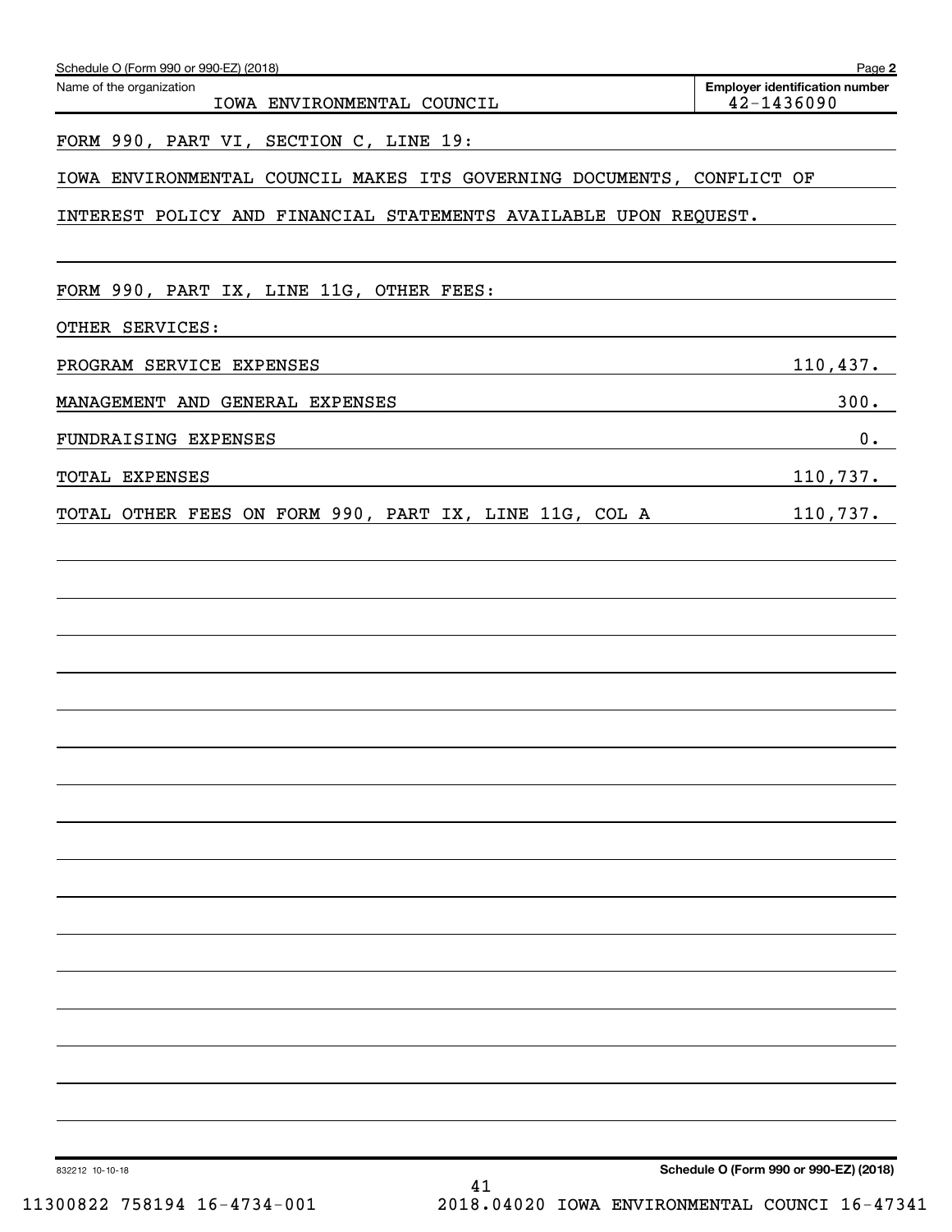Schedule O (Form 990 or 990-EZ) (2018)

Name of the organization: IOWA ENVIRONMENTAL COUNCIL

Employer identification number: 42-1436090

FORM 990, PART VI, SECTION C, LINE 19:

IOWA ENVIRONMENTAL COUNCIL MAKES ITS GOVERNING DOCUMENTS, CONFLICT OF INTEREST POLICY AND FINANCIAL STATEMENTS AVAILABLE UPON REQUEST.

FORM 990, PART IX, LINE 11G, OTHER FEES:

OTHER SERVICES:

| | |
|---|---|
| PROGRAM SERVICE EXPENSES | 110,437. |
| MANAGEMENT AND GENERAL EXPENSES | 300. |
| FUNDRAISING EXPENSES | 0. |
| TOTAL EXPENSES | 110,737. |
| TOTAL OTHER FEES ON FORM 990, PART IX, LINE 11G, COL A | 110,737. |

832212 10-10-18

Schedule O (Form 990 or 990-EZ) (2018)

11300822 758194 16-4734-001 2018.04020 IOWA ENVIRONMENTAL COUNCI 16-47341